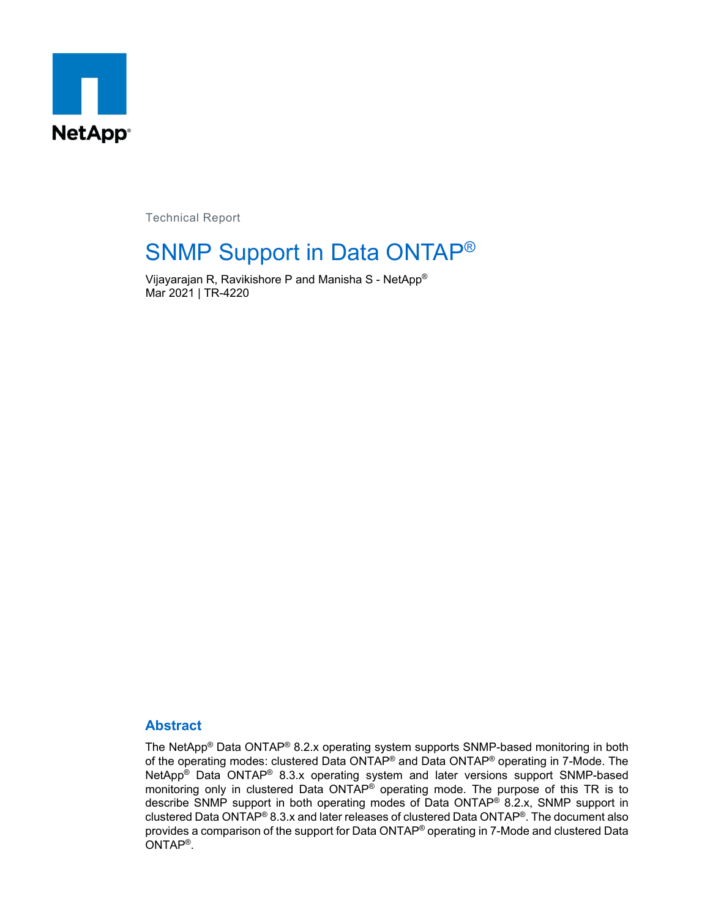NetApp®

Technical Report

# SNMP Support in Data ONTAP®

Vijayarajan R, Ravikishore P and Manisha S - NetApp®
Mar 2021 | TR-4220

## Abstract

The NetApp® Data ONTAP® 8.2.x operating system supports SNMP-based monitoring in both of the operating modes: clustered Data ONTAP® and Data ONTAP® operating in 7-Mode. The NetApp® Data ONTAP® 8.3.x operating system and later versions support SNMP-based monitoring only in clustered Data ONTAP® operating mode. The purpose of this TR is to describe SNMP support in both operating modes of Data ONTAP® 8.2.x, SNMP support in clustered Data ONTAP® 8.3.x and later releases of clustered Data ONTAP®. The document also provides a comparison of the support for Data ONTAP® operating in 7-Mode and clustered Data ONTAP®.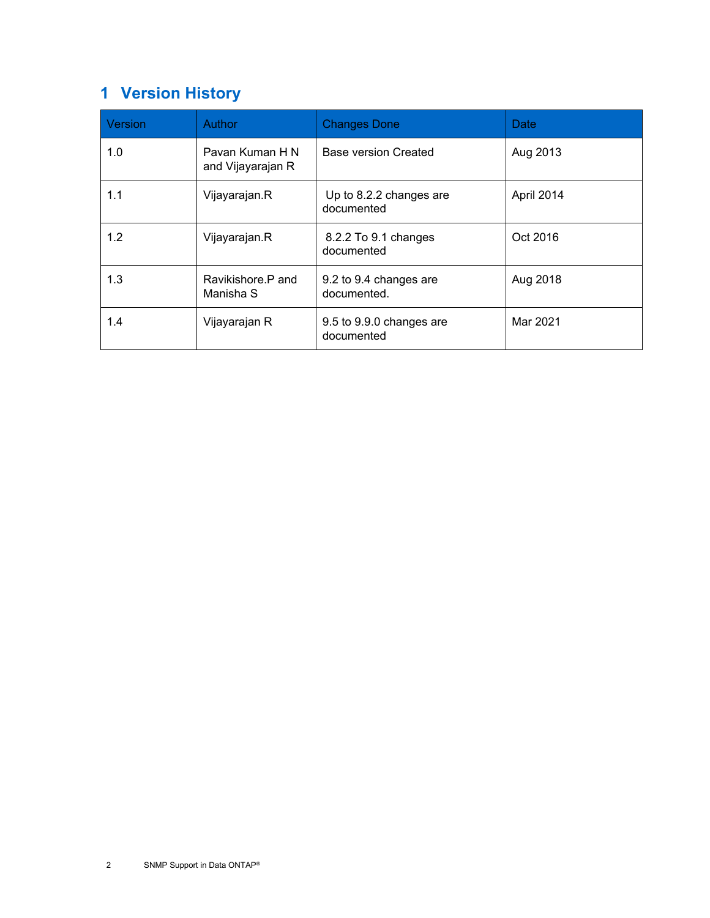# 1 Version History

| Version | Author | Changes Done | Date |
| --- | --- | --- | --- |
| 1.0 | Pavan Kuman H N and Vijayarajan R | Base version Created | Aug 2013 |
| 1.1 | Vijayarajan.R | Up to 8.2.2 changes are documented | April 2014 |
| 1.2 | Vijayarajan.R | 8.2.2 To 9.1 changes documented | Oct 2016 |
| 1.3 | Ravikishore.P and Manisha S | 9.2 to 9.4 changes are documented. | Aug 2018 |
| 1.4 | Vijayarajan R | 9.5 to 9.9.0 changes are documented | Mar 2021 |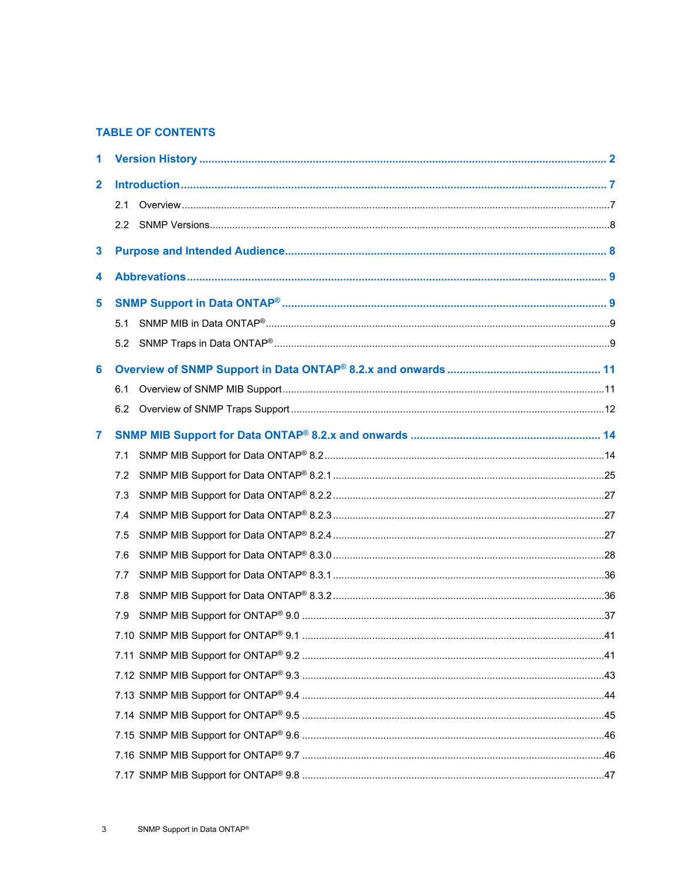## TABLE OF CONTENTS

**1 Version History ..... 2**

**2 Introduction ..... 7**

2.1 Overview ..... 7

2.2 SNMP Versions ..... 8

**3 Purpose and Intended Audience ..... 8**

**4 Abbrevations ..... 9**

**5 SNMP Support in Data ONTAP® ..... 9**

5.1 SNMP MIB in Data ONTAP® ..... 9

5.2 SNMP Traps in Data ONTAP® ..... 9

**6 Overview of SNMP Support in Data ONTAP® 8.2.x and onwards ..... 11**

6.1 Overview of SNMP MIB Support ..... 11

6.2 Overview of SNMP Traps Support ..... 12

**7 SNMP MIB Support for Data ONTAP® 8.2.x and onwards ..... 14**

7.1 SNMP MIB Support for Data ONTAP® 8.2 ..... 14

7.2 SNMP MIB Support for Data ONTAP® 8.2.1 ..... 25

7.3 SNMP MIB Support for Data ONTAP® 8.2.2 ..... 27

7.4 SNMP MIB Support for Data ONTAP® 8.2.3 ..... 27

7.5 SNMP MIB Support for Data ONTAP® 8.2.4 ..... 27

7.6 SNMP MIB Support for Data ONTAP® 8.3.0 ..... 28

7.7 SNMP MIB Support for Data ONTAP® 8.3.1 ..... 36

7.8 SNMP MIB Support for Data ONTAP® 8.3.2 ..... 36

7.9 SNMP MIB Support for ONTAP® 9.0 ..... 37

7.10 SNMP MIB Support for ONTAP® 9.1 ..... 41

7.11 SNMP MIB Support for ONTAP® 9.2 ..... 41

7.12 SNMP MIB Support for ONTAP® 9.3 ..... 43

7.13 SNMP MIB Support for ONTAP® 9.4 ..... 44

7.14 SNMP MIB Support for ONTAP® 9.5 ..... 45

7.15 SNMP MIB Support for ONTAP® 9.6 ..... 46

7.16 SNMP MIB Support for ONTAP® 9.7 ..... 46

7.17 SNMP MIB Support for ONTAP® 9.8 ..... 47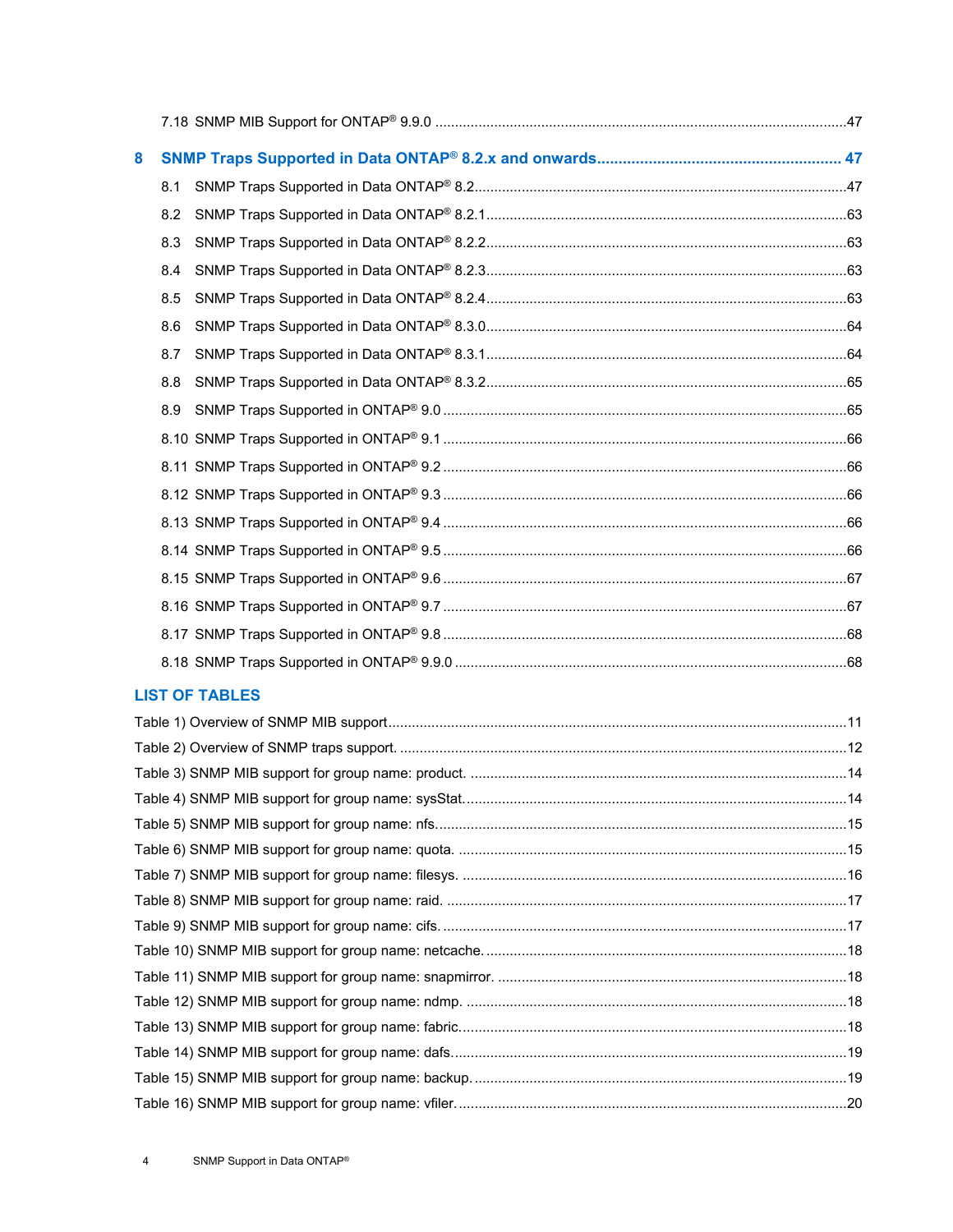7.18 SNMP MIB Support for ONTAP® 9.9.0 ......................................................................................47

**8 SNMP Traps Supported in Data ONTAP® 8.2.x and onwards ........................................................ 47**

8.1 SNMP Traps Supported in Data ONTAP® 8.2.............................................................................................47

8.2 SNMP Traps Supported in Data ONTAP® 8.2.1.........................................................................................63

8.3 SNMP Traps Supported in Data ONTAP® 8.2.2.........................................................................................63

8.4 SNMP Traps Supported in Data ONTAP® 8.2.3.........................................................................................63

8.5 SNMP Traps Supported in Data ONTAP® 8.2.4.........................................................................................63

8.6 SNMP Traps Supported in Data ONTAP® 8.3.0.........................................................................................64

8.7 SNMP Traps Supported in Data ONTAP® 8.3.1.........................................................................................64

8.8 SNMP Traps Supported in Data ONTAP® 8.3.2.........................................................................................65

8.9 SNMP Traps Supported in ONTAP® 9.0 ......................................................................................................65

8.10 SNMP Traps Supported in ONTAP® 9.1 ......................................................................................................66

8.11 SNMP Traps Supported in ONTAP® 9.2 ......................................................................................................66

8.12 SNMP Traps Supported in ONTAP® 9.3 ......................................................................................................66

8.13 SNMP Traps Supported in ONTAP® 9.4 ......................................................................................................66

8.14 SNMP Traps Supported in ONTAP® 9.5 ......................................................................................................66

8.15 SNMP Traps Supported in ONTAP® 9.6 ......................................................................................................67

8.16 SNMP Traps Supported in ONTAP® 9.7 ......................................................................................................67

8.17 SNMP Traps Supported in ONTAP® 9.8 ......................................................................................................68

8.18 SNMP Traps Supported in ONTAP® 9.9.0 ..................................................................................................68

## LIST OF TABLES

Table 1) Overview of SNMP MIB support..................................................................................................11

Table 2) Overview of SNMP traps support. ................................................................................................12

Table 3) SNMP MIB support for group name: product. ..............................................................................14

Table 4) SNMP MIB support for group name: sysStat................................................................................14

Table 5) SNMP MIB support for group name: nfs.......................................................................................15

Table 6) SNMP MIB support for group name: quota. .................................................................................15

Table 7) SNMP MIB support for group name: filesys. ................................................................................16

Table 8) SNMP MIB support for group name: raid. ....................................................................................17

Table 9) SNMP MIB support for group name: cifs. .....................................................................................17

Table 10) SNMP MIB support for group name: netcache...........................................................................18

Table 11) SNMP MIB support for group name: snapmirror. .......................................................................18

Table 12) SNMP MIB support for group name: ndmp. ...............................................................................18

Table 13) SNMP MIB support for group name: fabric.................................................................................18

Table 14) SNMP MIB support for group name: dafs...................................................................................19

Table 15) SNMP MIB support for group name: backup..............................................................................19

Table 16) SNMP MIB support for group name: vfiler..................................................................................20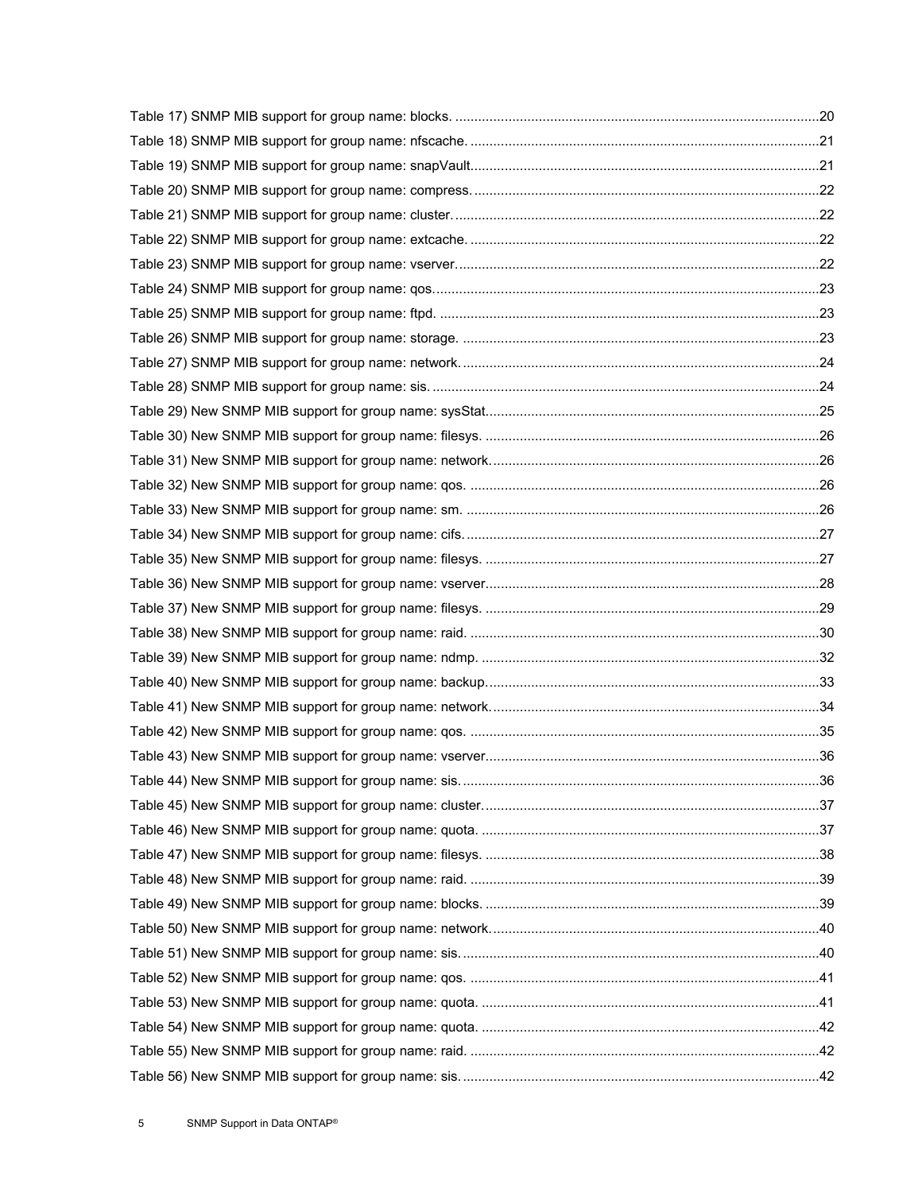Table 17) SNMP MIB support for group name: blocks. ....................................................................................................20

Table 18) SNMP MIB support for group name: nfscache. ................................................................................................21

Table 19) SNMP MIB support for group name: snapVault...............................................................................................21

Table 20) SNMP MIB support for group name: compress. ..............................................................................................22

Table 21) SNMP MIB support for group name: cluster. ...................................................................................................22

Table 22) SNMP MIB support for group name: extcache. ...............................................................................................22

Table 23) SNMP MIB support for group name: vserver. ..................................................................................................22

Table 24) SNMP MIB support for group name: qos.........................................................................................................23

Table 25) SNMP MIB support for group name: ftpd. .......................................................................................................23

Table 26) SNMP MIB support for group name: storage. .................................................................................................23

Table 27) SNMP MIB support for group name: network. .................................................................................................24

Table 28) SNMP MIB support for group name: sis. .........................................................................................................24

Table 29) New SNMP MIB support for group name: sysStat...........................................................................................25

Table 30) New SNMP MIB support for group name: filesys. ...........................................................................................26

Table 31) New SNMP MIB support for group name: network. .........................................................................................26

Table 32) New SNMP MIB support for group name: qos. ...............................................................................................26

Table 33) New SNMP MIB support for group name: sm. ................................................................................................26

Table 34) New SNMP MIB support for group name: cifs. ................................................................................................27

Table 35) New SNMP MIB support for group name: filesys. ...........................................................................................27

Table 36) New SNMP MIB support for group name: vserver...........................................................................................28

Table 37) New SNMP MIB support for group name: filesys. ...........................................................................................29

Table 38) New SNMP MIB support for group name: raid. ...............................................................................................30

Table 39) New SNMP MIB support for group name: ndmp. ............................................................................................32

Table 40) New SNMP MIB support for group name: backup...........................................................................................33

Table 41) New SNMP MIB support for group name: network. .........................................................................................34

Table 42) New SNMP MIB support for group name: qos. ...............................................................................................35

Table 43) New SNMP MIB support for group name: vserver...........................................................................................36

Table 44) New SNMP MIB support for group name: sis. .................................................................................................36

Table 45) New SNMP MIB support for group name: cluster. ...........................................................................................37

Table 46) New SNMP MIB support for group name: quota. ............................................................................................37

Table 47) New SNMP MIB support for group name: filesys. ...........................................................................................38

Table 48) New SNMP MIB support for group name: raid. ...............................................................................................39

Table 49) New SNMP MIB support for group name: blocks. ...........................................................................................39

Table 50) New SNMP MIB support for group name: network. .........................................................................................40

Table 51) New SNMP MIB support for group name: sis. .................................................................................................40

Table 52) New SNMP MIB support for group name: qos. ...............................................................................................41

Table 53) New SNMP MIB support for group name: quota. ............................................................................................41

Table 54) New SNMP MIB support for group name: quota. ............................................................................................42

Table 55) New SNMP MIB support for group name: raid. ...............................................................................................42

Table 56) New SNMP MIB support for group name: sis. .................................................................................................42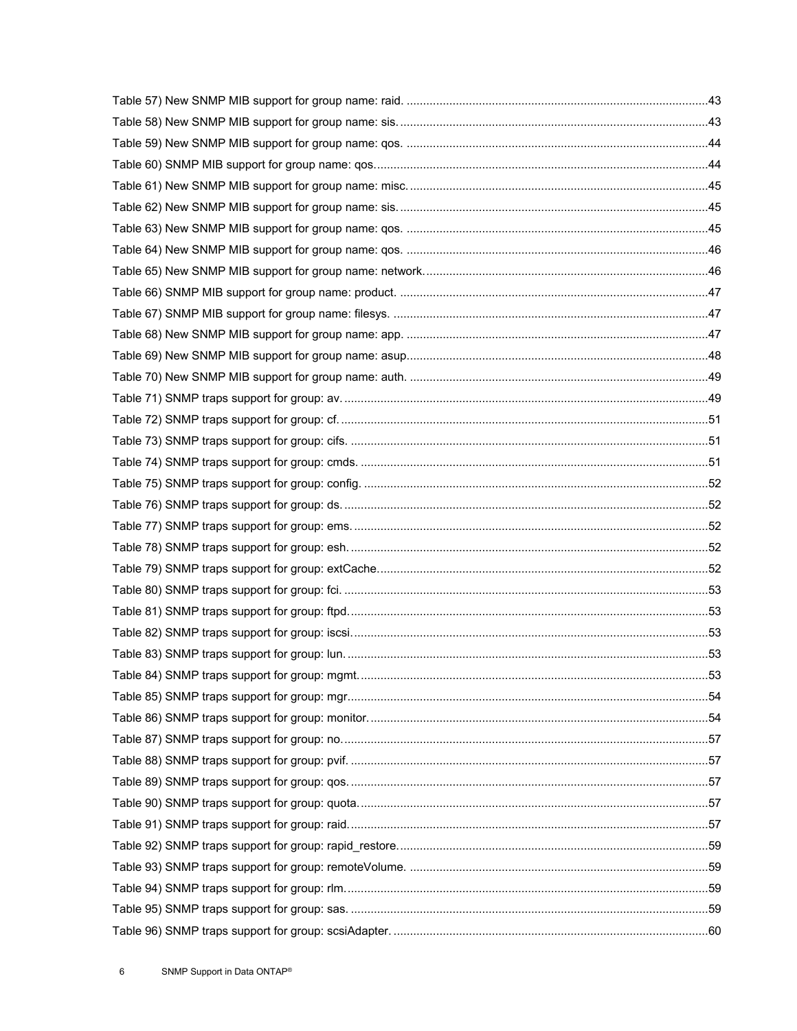Table 57) New SNMP MIB support for group name: raid. ....................................................................................43

Table 58) New SNMP MIB support for group name: sis. ......................................................................................43

Table 59) New SNMP MIB support for group name: qos. ....................................................................................44

Table 60) SNMP MIB support for group name: qos..............................................................................................44

Table 61) New SNMP MIB support for group name: misc. ...................................................................................45

Table 62) New SNMP MIB support for group name: sis. ......................................................................................45

Table 63) New SNMP MIB support for group name: qos. ....................................................................................45

Table 64) New SNMP MIB support for group name: qos. ....................................................................................46

Table 65) New SNMP MIB support for group name: network...............................................................................46

Table 66) SNMP MIB support for group name: product. ......................................................................................47

Table 67) SNMP MIB support for group name: filesys. ........................................................................................47

Table 68) New SNMP MIB support for group name: app. ....................................................................................47

Table 69) New SNMP MIB support for group name: asup....................................................................................48

Table 70) New SNMP MIB support for group name: auth. ...................................................................................49

Table 71) SNMP traps support for group: av. .......................................................................................................49

Table 72) SNMP traps support for group: cf. ........................................................................................................51

Table 73) SNMP traps support for group: cifs. .....................................................................................................51

Table 74) SNMP traps support for group: cmds. ..................................................................................................51

Table 75) SNMP traps support for group: config. .................................................................................................52

Table 76) SNMP traps support for group: ds. .......................................................................................................52

Table 77) SNMP traps support for group: ems. ....................................................................................................52

Table 78) SNMP traps support for group: esh. .....................................................................................................52

Table 79) SNMP traps support for group: extCache.............................................................................................52

Table 80) SNMP traps support for group: fci. .......................................................................................................53

Table 81) SNMP traps support for group: ftpd......................................................................................................53

Table 82) SNMP traps support for group: iscsi.....................................................................................................53

Table 83) SNMP traps support for group: lun. ......................................................................................................53

Table 84) SNMP traps support for group: mgmt...................................................................................................53

Table 85) SNMP traps support for group: mgr......................................................................................................54

Table 86) SNMP traps support for group: monitor. ...............................................................................................54

Table 87) SNMP traps support for group: no........................................................................................................57

Table 88) SNMP traps support for group: pvif. .....................................................................................................57

Table 89) SNMP traps support for group: qos. .....................................................................................................57

Table 90) SNMP traps support for group: quota...................................................................................................57

Table 91) SNMP traps support for group: raid......................................................................................................57

Table 92) SNMP traps support for group: rapid_restore.......................................................................................59

Table 93) SNMP traps support for group: remoteVolume. ...................................................................................59

Table 94) SNMP traps support for group: rlm.......................................................................................................59

Table 95) SNMP traps support for group: sas. .....................................................................................................59

Table 96) SNMP traps support for group: scsiAdapter. ........................................................................................60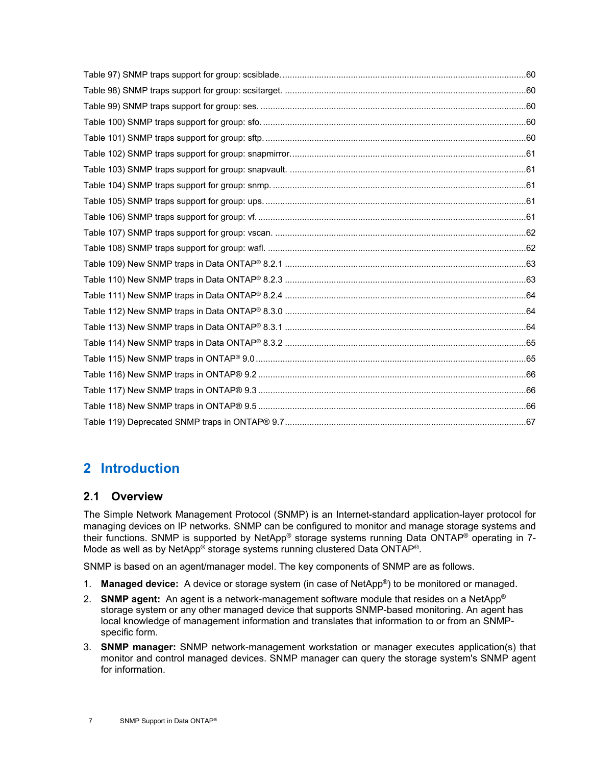Table 97) SNMP traps support for group: scsiblade. ..... 60

Table 98) SNMP traps support for group: scsitarget. ..... 60

Table 99) SNMP traps support for group: ses. ..... 60

Table 100) SNMP traps support for group: sfo. ..... 60

Table 101) SNMP traps support for group: sftp. ..... 60

Table 102) SNMP traps support for group: snapmirror. ..... 61

Table 103) SNMP traps support for group: snapvault. ..... 61

Table 104) SNMP traps support for group: snmp. ..... 61

Table 105) SNMP traps support for group: ups. ..... 61

Table 106) SNMP traps support for group: vf. ..... 61

Table 107) SNMP traps support for group: vscan. ..... 62

Table 108) SNMP traps support for group: wafl. ..... 62

Table 109) New SNMP traps in Data ONTAP® 8.2.1 ..... 63

Table 110) New SNMP traps in Data ONTAP® 8.2.3 ..... 63

Table 111) New SNMP traps in Data ONTAP® 8.2.4 ..... 64

Table 112) New SNMP traps in Data ONTAP® 8.3.0 ..... 64

Table 113) New SNMP traps in Data ONTAP® 8.3.1 ..... 64

Table 114) New SNMP traps in Data ONTAP® 8.3.2 ..... 65

Table 115) New SNMP traps in ONTAP® 9.0 ..... 65

Table 116) New SNMP traps in ONTAP® 9.2 ..... 66

Table 117) New SNMP traps in ONTAP® 9.3 ..... 66

Table 118) New SNMP traps in ONTAP® 9.5 ..... 66

Table 119) Deprecated SNMP traps in ONTAP® 9.7 ..... 67

# 2 Introduction

## 2.1 Overview

The Simple Network Management Protocol (SNMP) is an Internet-standard application-layer protocol for managing devices on IP networks. SNMP can be configured to monitor and manage storage systems and their functions. SNMP is supported by NetApp® storage systems running Data ONTAP® operating in 7-Mode as well as by NetApp® storage systems running clustered Data ONTAP®.

SNMP is based on an agent/manager model. The key components of SNMP are as follows.

1. **Managed device:** A device or storage system (in case of NetApp®) to be monitored or managed.
2. **SNMP agent:** An agent is a network-management software module that resides on a NetApp® storage system or any other managed device that supports SNMP-based monitoring. An agent has local knowledge of management information and translates that information to or from an SNMP-specific form.
3. **SNMP manager:** SNMP network-management workstation or manager executes application(s) that monitor and control managed devices. SNMP manager can query the storage system's SNMP agent for information.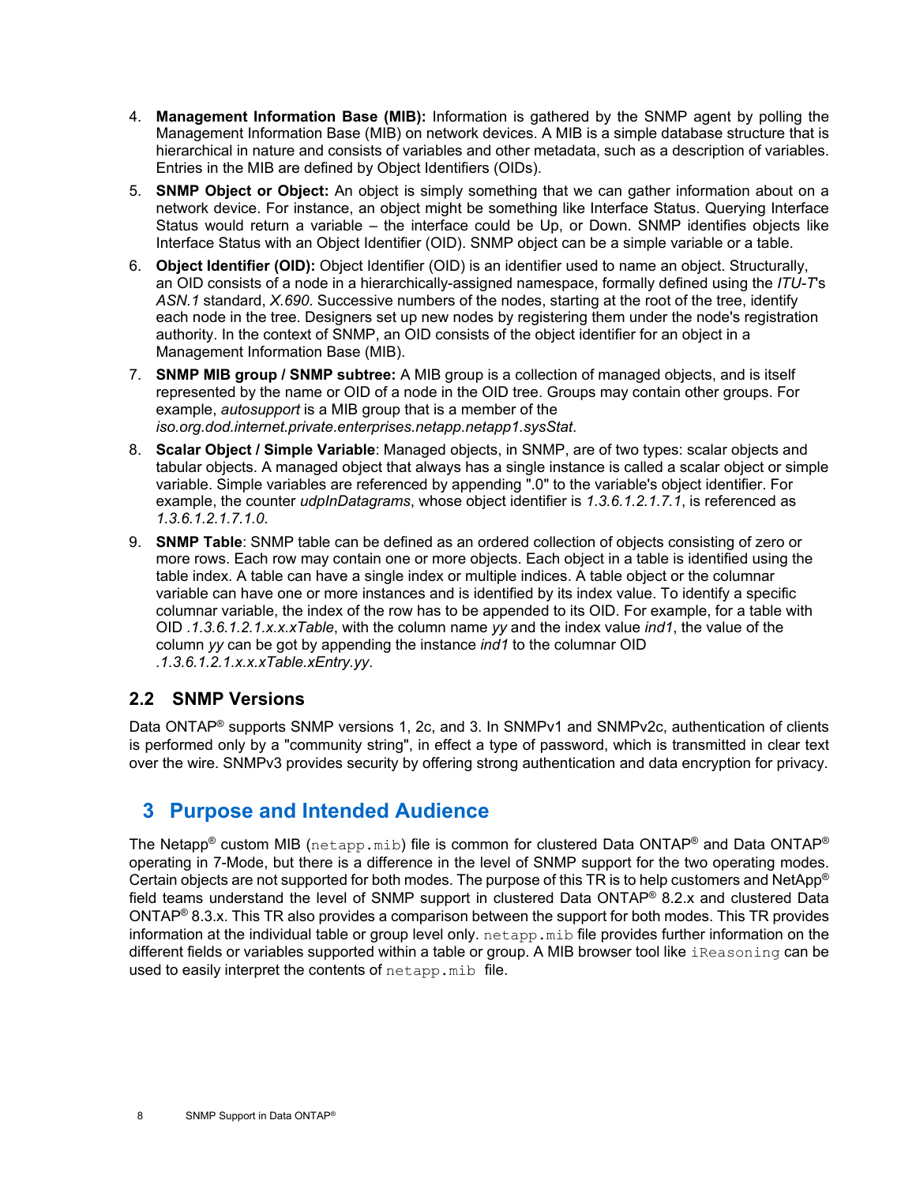4. **Management Information Base (MIB):** Information is gathered by the SNMP agent by polling the Management Information Base (MIB) on network devices. A MIB is a simple database structure that is hierarchical in nature and consists of variables and other metadata, such as a description of variables. Entries in the MIB are defined by Object Identifiers (OIDs).
5. **SNMP Object or Object:** An object is simply something that we can gather information about on a network device. For instance, an object might be something like Interface Status. Querying Interface Status would return a variable – the interface could be Up, or Down. SNMP identifies objects like Interface Status with an Object Identifier (OID). SNMP object can be a simple variable or a table.
6. **Object Identifier (OID):** Object Identifier (OID) is an identifier used to name an object. Structurally, an OID consists of a node in a hierarchically-assigned namespace, formally defined using the *ITU-T*'s *ASN.1* standard, *X.690*. Successive numbers of the nodes, starting at the root of the tree, identify each node in the tree. Designers set up new nodes by registering them under the node's registration authority. In the context of SNMP, an OID consists of the object identifier for an object in a Management Information Base (MIB).
7. **SNMP MIB group / SNMP subtree:** A MIB group is a collection of managed objects, and is itself represented by the name or OID of a node in the OID tree. Groups may contain other groups. For example, *autosupport* is a MIB group that is a member of the *iso.org.dod.internet.private.enterprises.netapp.netapp1.sysStat*.
8. **Scalar Object / Simple Variable**: Managed objects, in SNMP, are of two types: scalar objects and tabular objects. A managed object that always has a single instance is called a scalar object or simple variable. Simple variables are referenced by appending ".0" to the variable's object identifier. For example, the counter *udpInDatagrams*, whose object identifier is *1.3.6.1.2.1.7.1*, is referenced as *1.3.6.1.2.1.7.1.0*.
9. **SNMP Table**: SNMP table can be defined as an ordered collection of objects consisting of zero or more rows. Each row may contain one or more objects. Each object in a table is identified using the table index. A table can have a single index or multiple indices. A table object or the columnar variable can have one or more instances and is identified by its index value. To identify a specific columnar variable, the index of the row has to be appended to its OID. For example, for a table with OID *.1.3.6.1.2.1.x.x.xTable*, with the column name *yy* and the index value *ind1*, the value of the column *yy* can be got by appending the instance *ind1* to the columnar OID *.1.3.6.1.2.1.x.x.xTable.xEntry.yy*.

## 2.2 SNMP Versions

Data ONTAP® supports SNMP versions 1, 2c, and 3. In SNMPv1 and SNMPv2c, authentication of clients is performed only by a "community string", in effect a type of password, which is transmitted in clear text over the wire. SNMPv3 provides security by offering strong authentication and data encryption for privacy.

# 3 Purpose and Intended Audience

The Netapp® custom MIB (`netapp.mib`) file is common for clustered Data ONTAP® and Data ONTAP® operating in 7-Mode, but there is a difference in the level of SNMP support for the two operating modes. Certain objects are not supported for both modes. The purpose of this TR is to help customers and NetApp® field teams understand the level of SNMP support in clustered Data ONTAP® 8.2.x and clustered Data ONTAP® 8.3.x. This TR also provides a comparison between the support for both modes. This TR provides information at the individual table or group level only. `netapp.mib` file provides further information on the different fields or variables supported within a table or group. A MIB browser tool like `iReasoning` can be used to easily interpret the contents of `netapp.mib` file.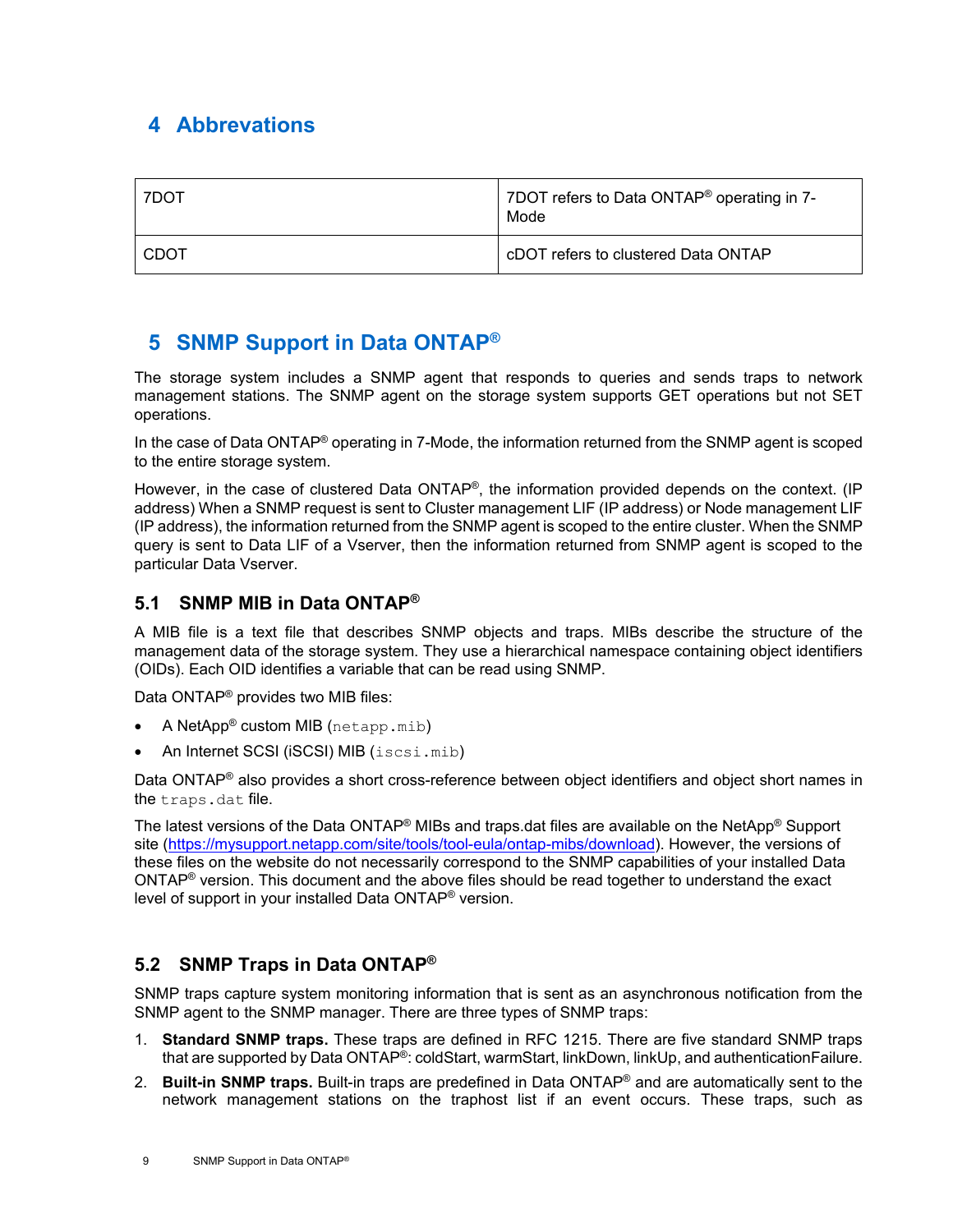# 4 Abbrevations

| | |
|---|---|
| 7DOT | 7DOT refers to Data ONTAP® operating in 7-Mode |
| CDOT | cDOT refers to clustered Data ONTAP |

# 5 SNMP Support in Data ONTAP®

The storage system includes a SNMP agent that responds to queries and sends traps to network management stations. The SNMP agent on the storage system supports GET operations but not SET operations.

In the case of Data ONTAP® operating in 7-Mode, the information returned from the SNMP agent is scoped to the entire storage system.

However, in the case of clustered Data ONTAP®, the information provided depends on the context. (IP address) When a SNMP request is sent to Cluster management LIF (IP address) or Node management LIF (IP address), the information returned from the SNMP agent is scoped to the entire cluster. When the SNMP query is sent to Data LIF of a Vserver, then the information returned from SNMP agent is scoped to the particular Data Vserver.

## 5.1 SNMP MIB in Data ONTAP®

A MIB file is a text file that describes SNMP objects and traps. MIBs describe the structure of the management data of the storage system. They use a hierarchical namespace containing object identifiers (OIDs). Each OID identifies a variable that can be read using SNMP.

Data ONTAP® provides two MIB files:

- A NetApp® custom MIB (`netapp.mib`)
- An Internet SCSI (iSCSI) MIB (`iscsi.mib`)

Data ONTAP® also provides a short cross-reference between object identifiers and object short names in the `traps.dat` file.

The latest versions of the Data ONTAP® MIBs and traps.dat files are available on the NetApp® Support site (https://mysupport.netapp.com/site/tools/tool-eula/ontap-mibs/download). However, the versions of these files on the website do not necessarily correspond to the SNMP capabilities of your installed Data ONTAP® version. This document and the above files should be read together to understand the exact level of support in your installed Data ONTAP® version.

## 5.2 SNMP Traps in Data ONTAP®

SNMP traps capture system monitoring information that is sent as an asynchronous notification from the SNMP agent to the SNMP manager. There are three types of SNMP traps:

1. **Standard SNMP traps.** These traps are defined in RFC 1215. There are five standard SNMP traps that are supported by Data ONTAP®: coldStart, warmStart, linkDown, linkUp, and authenticationFailure.
2. **Built-in SNMP traps.** Built-in traps are predefined in Data ONTAP® and are automatically sent to the network management stations on the traphost list if an event occurs. These traps, such as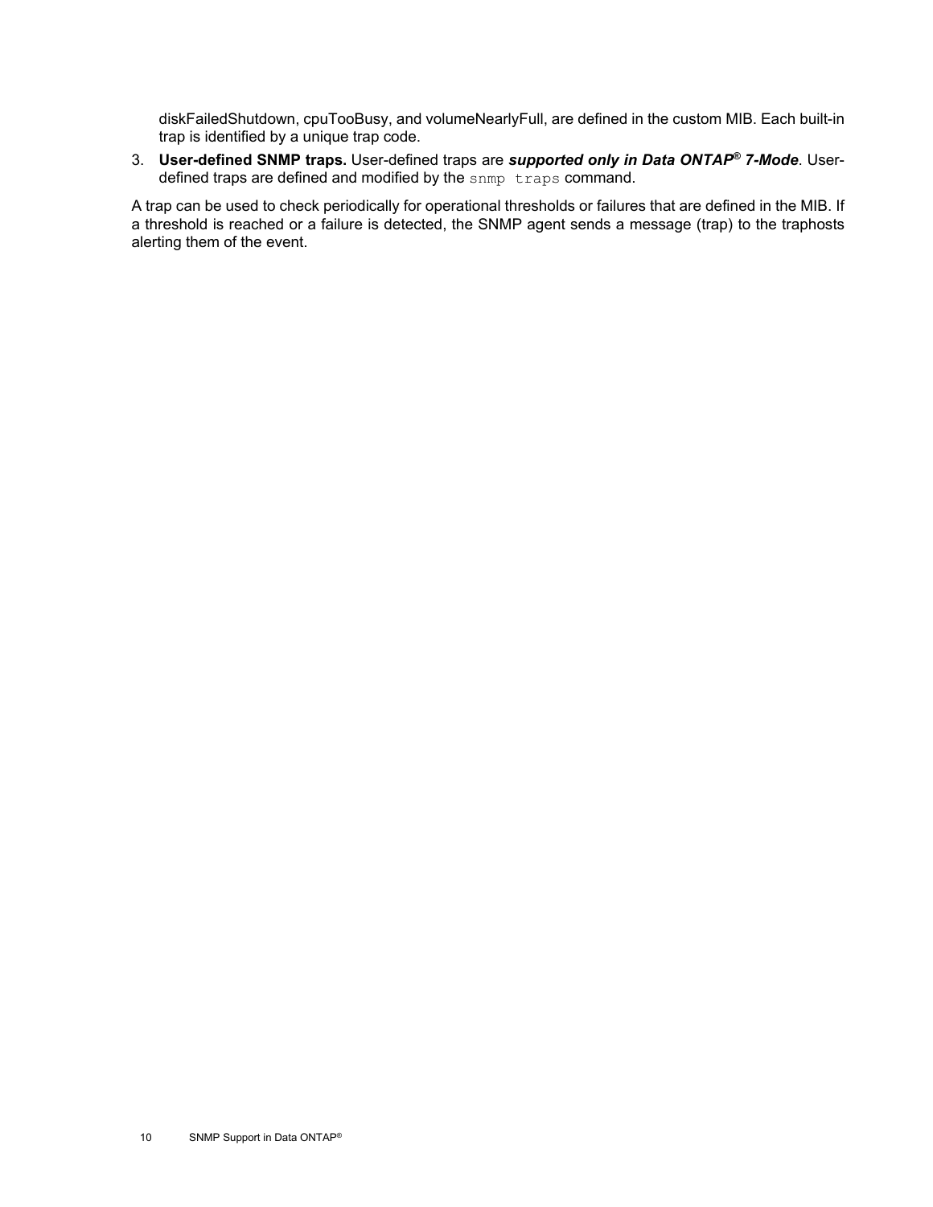diskFailedShutdown, cpuTooBusy, and volumeNearlyFull, are defined in the custom MIB. Each built-in trap is identified by a unique trap code.

3. **User-defined SNMP traps.** User-defined traps are ***supported only in Data ONTAP® 7-Mode***. User-defined traps are defined and modified by the `snmp traps` command.

A trap can be used to check periodically for operational thresholds or failures that are defined in the MIB. If a threshold is reached or a failure is detected, the SNMP agent sends a message (trap) to the traphosts alerting them of the event.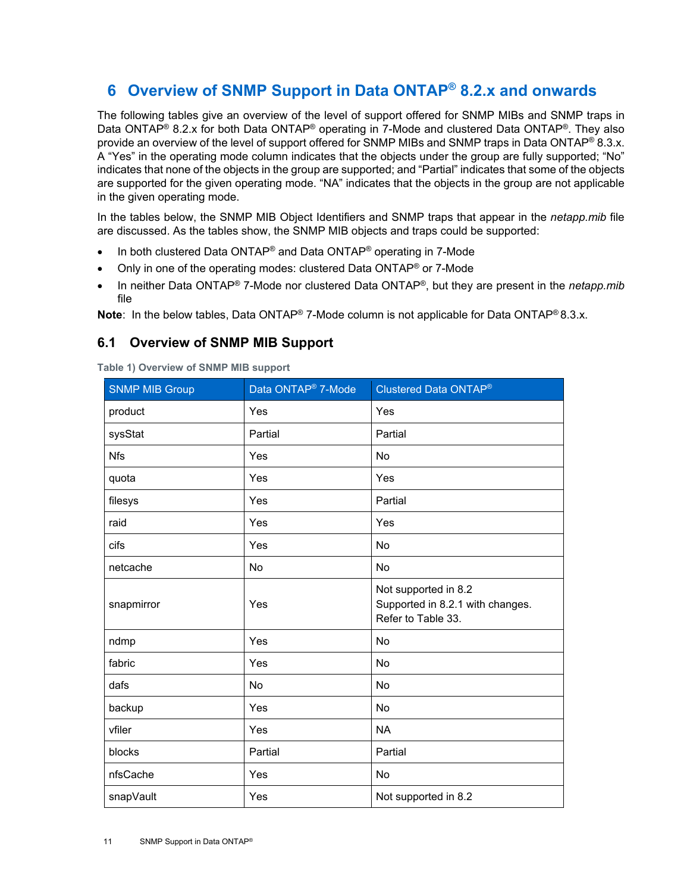# 6 Overview of SNMP Support in Data ONTAP® 8.2.x and onwards

The following tables give an overview of the level of support offered for SNMP MIBs and SNMP traps in Data ONTAP® 8.2.x for both Data ONTAP® operating in 7-Mode and clustered Data ONTAP®. They also provide an overview of the level of support offered for SNMP MIBs and SNMP traps in Data ONTAP® 8.3.x. A "Yes" in the operating mode column indicates that the objects under the group are fully supported; "No" indicates that none of the objects in the group are supported; and "Partial" indicates that some of the objects are supported for the given operating mode. "NA" indicates that the objects in the group are not applicable in the given operating mode.

In the tables below, the SNMP MIB Object Identifiers and SNMP traps that appear in the *netapp.mib* file are discussed. As the tables show, the SNMP MIB objects and traps could be supported:

- In both clustered Data ONTAP® and Data ONTAP® operating in 7-Mode
- Only in one of the operating modes: clustered Data ONTAP® or 7-Mode
- In neither Data ONTAP® 7-Mode nor clustered Data ONTAP®, but they are present in the *netapp.mib* file

**Note**: In the below tables, Data ONTAP® 7-Mode column is not applicable for Data ONTAP® 8.3.x.

## 6.1 Overview of SNMP MIB Support

Table 1) Overview of SNMP MIB support

| SNMP MIB Group | Data ONTAP® 7-Mode | Clustered Data ONTAP® |
|---|---|---|
| product | Yes | Yes |
| sysStat | Partial | Partial |
| Nfs | Yes | No |
| quota | Yes | Yes |
| filesys | Yes | Partial |
| raid | Yes | Yes |
| cifs | Yes | No |
| netcache | No | No |
| snapmirror | Yes | Not supported in 8.2<br>Supported in 8.2.1 with changes.<br>Refer to Table 33. |
| ndmp | Yes | No |
| fabric | Yes | No |
| dafs | No | No |
| backup | Yes | No |
| vfiler | Yes | NA |
| blocks | Partial | Partial |
| nfsCache | Yes | No |
| snapVault | Yes | Not supported in 8.2 |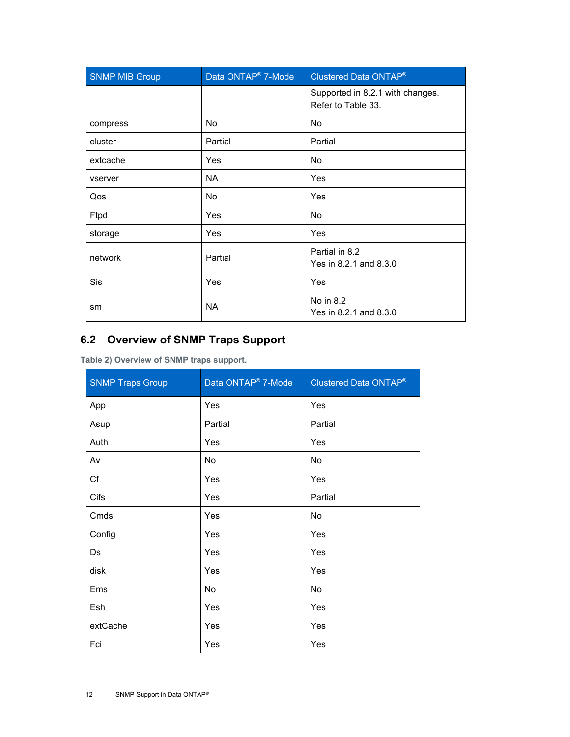| SNMP MIB Group | Data ONTAP® 7-Mode | Clustered Data ONTAP® |
|---|---|---|
| | | Supported in 8.2.1 with changes. Refer to Table 33. |
| compress | No | No |
| cluster | Partial | Partial |
| extcache | Yes | No |
| vserver | NA | Yes |
| Qos | No | Yes |
| Ftpd | Yes | No |
| storage | Yes | Yes |
| network | Partial | Partial in 8.2<br>Yes in 8.2.1 and 8.3.0 |
| Sis | Yes | Yes |
| sm | NA | No in 8.2<br>Yes in 8.2.1 and 8.3.0 |

## 6.2 Overview of SNMP Traps Support

**Table 2) Overview of SNMP traps support.**

| SNMP Traps Group | Data ONTAP® 7-Mode | Clustered Data ONTAP® |
|---|---|---|
| App | Yes | Yes |
| Asup | Partial | Partial |
| Auth | Yes | Yes |
| Av | No | No |
| Cf | Yes | Yes |
| Cifs | Yes | Partial |
| Cmds | Yes | No |
| Config | Yes | Yes |
| Ds | Yes | Yes |
| disk | Yes | Yes |
| Ems | No | No |
| Esh | Yes | Yes |
| extCache | Yes | Yes |
| Fci | Yes | Yes |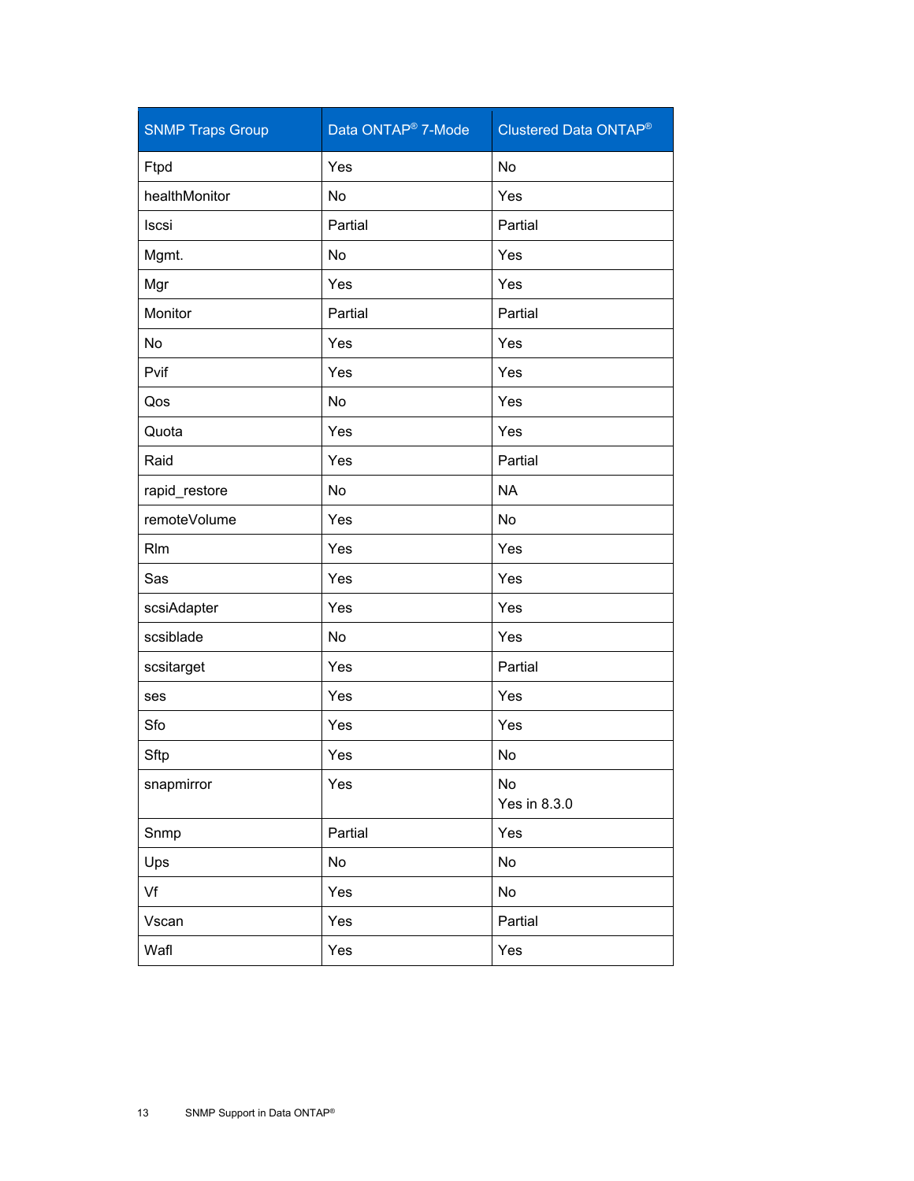| SNMP Traps Group | Data ONTAP® 7-Mode | Clustered Data ONTAP® |
|---|---|---|
| Ftpd | Yes | No |
| healthMonitor | No | Yes |
| Iscsi | Partial | Partial |
| Mgmt. | No | Yes |
| Mgr | Yes | Yes |
| Monitor | Partial | Partial |
| No | Yes | Yes |
| Pvif | Yes | Yes |
| Qos | No | Yes |
| Quota | Yes | Yes |
| Raid | Yes | Partial |
| rapid_restore | No | NA |
| remoteVolume | Yes | No |
| Rlm | Yes | Yes |
| Sas | Yes | Yes |
| scsiAdapter | Yes | Yes |
| scsiblade | No | Yes |
| scsitarget | Yes | Partial |
| ses | Yes | Yes |
| Sfo | Yes | Yes |
| Sftp | Yes | No |
| snapmirror | Yes | No<br>Yes in 8.3.0 |
| Snmp | Partial | Yes |
| Ups | No | No |
| Vf | Yes | No |
| Vscan | Yes | Partial |
| Wafl | Yes | Yes |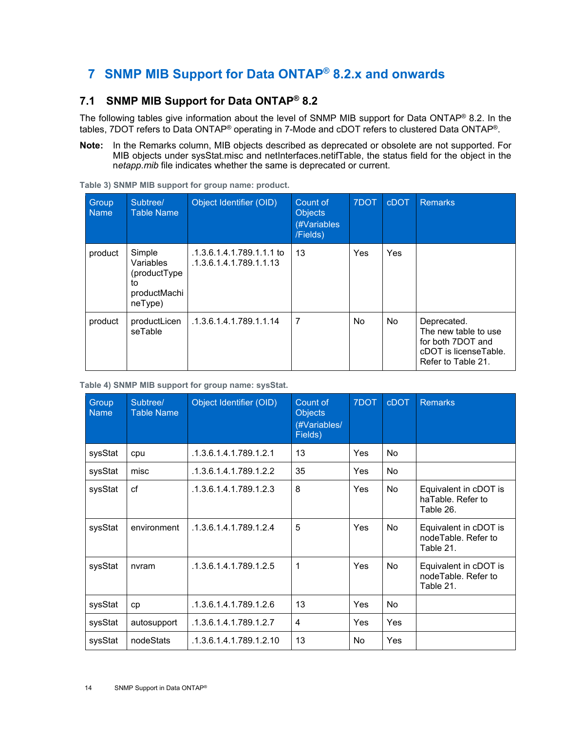# 7 SNMP MIB Support for Data ONTAP® 8.2.x and onwards

## 7.1 SNMP MIB Support for Data ONTAP® 8.2

The following tables give information about the level of SNMP MIB support for Data ONTAP® 8.2. In the tables, 7DOT refers to Data ONTAP® operating in 7-Mode and cDOT refers to clustered Data ONTAP®.

**Note:** In the Remarks column, MIB objects described as deprecated or obsolete are not supported. For MIB objects under sysStat.misc and netInterfaces.netifTable, the status field for the object in the n*etapp.mib* file indicates whether the same is deprecated or current.

**Table 3) SNMP MIB support for group name: product.**

| Group Name | Subtree/ Table Name | Object Identifier (OID) | Count of Objects (#Variables /Fields) | 7DOT | cDOT | Remarks |
|---|---|---|---|---|---|---|
| product | Simple Variables (productType to productMachineType) | .1.3.6.1.4.1.789.1.1.1 to .1.3.6.1.4.1.789.1.1.13 | 13 | Yes | Yes | |
| product | productLicenseTable | .1.3.6.1.4.1.789.1.1.14 | 7 | No | No | Deprecated. The new table to use for both 7DOT and cDOT is licenseTable. Refer to Table 21. |

**Table 4) SNMP MIB support for group name: sysStat.**

| Group Name | Subtree/ Table Name | Object Identifier (OID) | Count of Objects (#Variables/ Fields) | 7DOT | cDOT | Remarks |
|---|---|---|---|---|---|---|
| sysStat | cpu | .1.3.6.1.4.1.789.1.2.1 | 13 | Yes | No | |
| sysStat | misc | .1.3.6.1.4.1.789.1.2.2 | 35 | Yes | No | |
| sysStat | cf | .1.3.6.1.4.1.789.1.2.3 | 8 | Yes | No | Equivalent in cDOT is haTable. Refer to Table 26. |
| sysStat | environment | .1.3.6.1.4.1.789.1.2.4 | 5 | Yes | No | Equivalent in cDOT is nodeTable. Refer to Table 21. |
| sysStat | nvram | .1.3.6.1.4.1.789.1.2.5 | 1 | Yes | No | Equivalent in cDOT is nodeTable. Refer to Table 21. |
| sysStat | cp | .1.3.6.1.4.1.789.1.2.6 | 13 | Yes | No | |
| sysStat | autosupport | .1.3.6.1.4.1.789.1.2.7 | 4 | Yes | Yes | |
| sysStat | nodeStats | .1.3.6.1.4.1.789.1.2.10 | 13 | No | Yes | |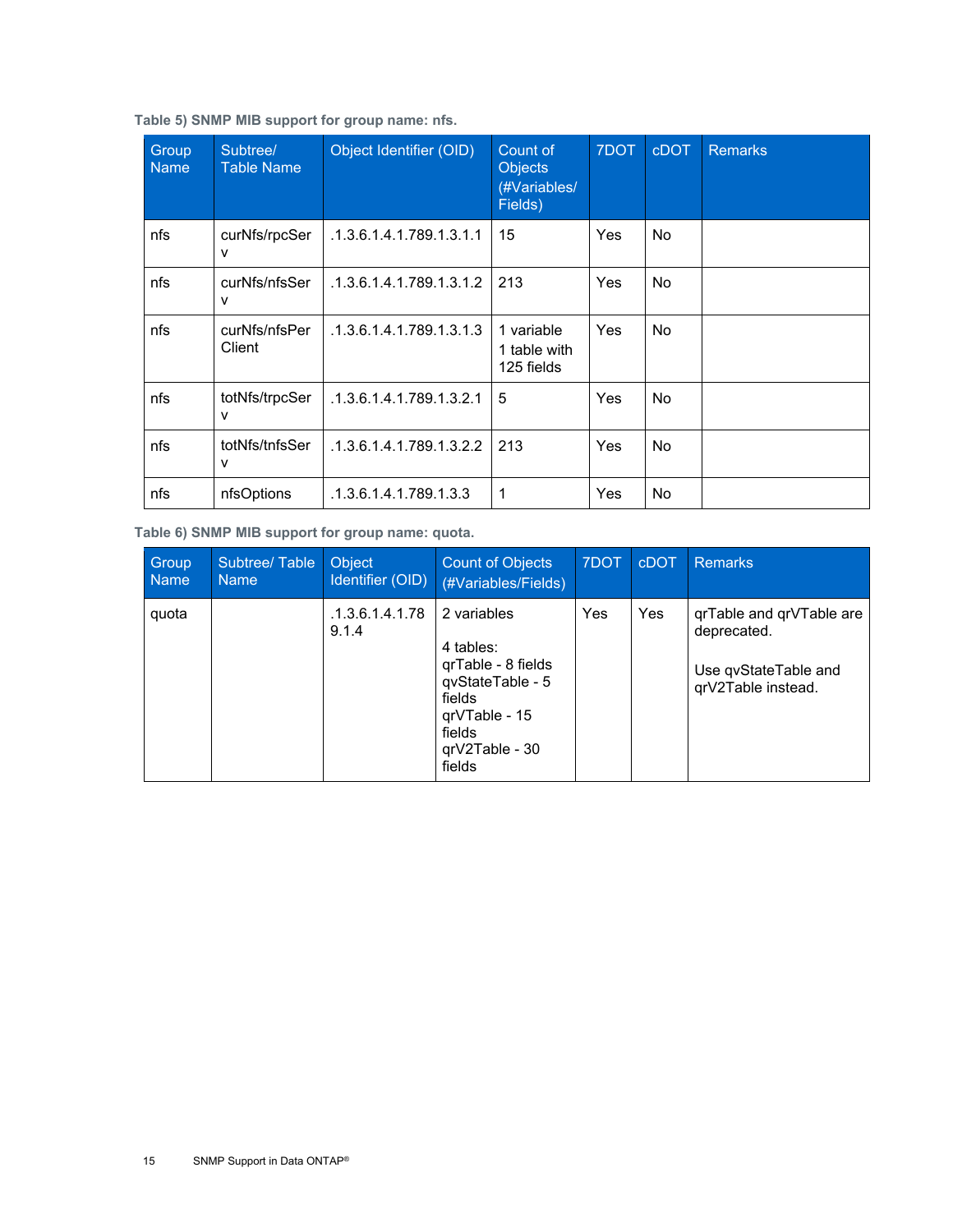**Table 5) SNMP MIB support for group name: nfs.**

| Group Name | Subtree/ Table Name | Object Identifier (OID) | Count of Objects (#Variables/ Fields) | 7DOT | cDOT | Remarks |
|---|---|---|---|---|---|---|
| nfs | curNfs/rpcServ | .1.3.6.1.4.1.789.1.3.1.1 | 15 | Yes | No | |
| nfs | curNfs/nfsServ | .1.3.6.1.4.1.789.1.3.1.2 | 213 | Yes | No | |
| nfs | curNfs/nfsPerClient | .1.3.6.1.4.1.789.1.3.1.3 | 1 variable<br>1 table with 125 fields | Yes | No | |
| nfs | totNfs/trpcServ | .1.3.6.1.4.1.789.1.3.2.1 | 5 | Yes | No | |
| nfs | totNfs/tnfsServ | .1.3.6.1.4.1.789.1.3.2.2 | 213 | Yes | No | |
| nfs | nfsOptions | .1.3.6.1.4.1.789.1.3.3 | 1 | Yes | No | |

**Table 6) SNMP MIB support for group name: quota.**

| Group Name | Subtree/ Table Name | Object Identifier (OID) | Count of Objects (#Variables/Fields) | 7DOT | cDOT | Remarks |
|---|---|---|---|---|---|---|
| quota | | .1.3.6.1.4.1.789.1.4 | 2 variables<br><br>4 tables:<br>qrTable - 8 fields<br>qvStateTable - 5 fields<br>qrVTable - 15 fields<br>qrV2Table - 30 fields | Yes | Yes | qrTable and qrVTable are deprecated.<br><br>Use qvStateTable and qrV2Table instead. |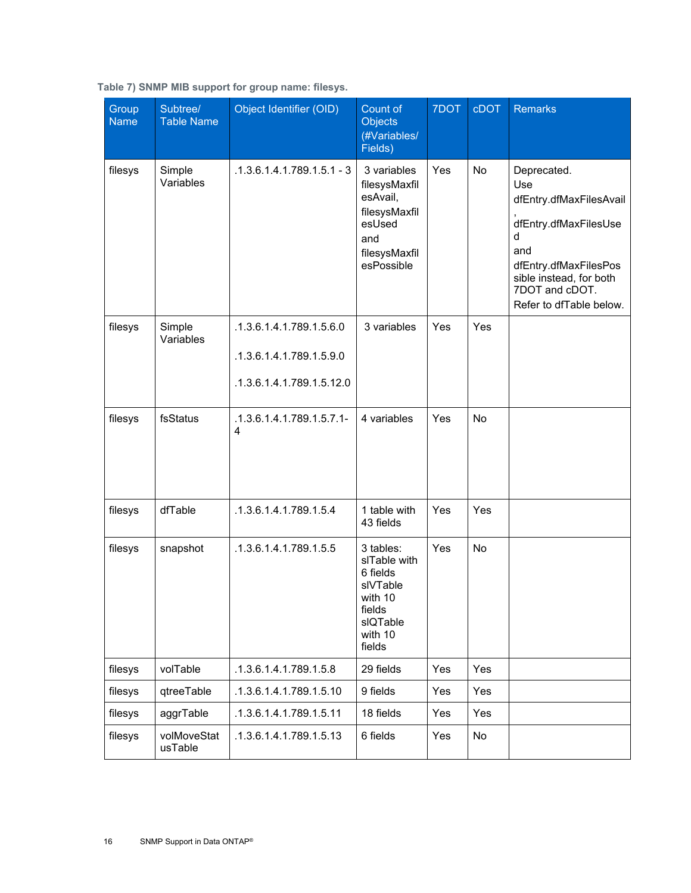**Table 7) SNMP MIB support for group name: filesys.**

| Group Name | Subtree/ Table Name | Object Identifier (OID) | Count of Objects (#Variables/ Fields) | 7DOT | cDOT | Remarks |
|---|---|---|---|---|---|---|
| filesys | Simple Variables | .1.3.6.1.4.1.789.1.5.1 - 3 | 3 variables filesysMaxfilesAvail, filesysMaxfilesUsed and filesysMaxfilesPossible | Yes | No | Deprecated. Use dfEntry.dfMaxFilesAvail, dfEntry.dfMaxFilesUsed and dfEntry.dfMaxFilesPossible instead, for both 7DOT and cDOT. Refer to dfTable below. |
| filesys | Simple Variables | .1.3.6.1.4.1.789.1.5.6.0 .1.3.6.1.4.1.789.1.5.9.0 .1.3.6.1.4.1.789.1.5.12.0 | 3 variables | Yes | Yes | |
| filesys | fsStatus | .1.3.6.1.4.1.789.1.5.7.1-4 | 4 variables | Yes | No | |
| filesys | dfTable | .1.3.6.1.4.1.789.1.5.4 | 1 table with 43 fields | Yes | Yes | |
| filesys | snapshot | .1.3.6.1.4.1.789.1.5.5 | 3 tables: slTable with 6 fields slVTable with 10 fields slQTable with 10 fields | Yes | No | |
| filesys | volTable | .1.3.6.1.4.1.789.1.5.8 | 29 fields | Yes | Yes | |
| filesys | qtreeTable | .1.3.6.1.4.1.789.1.5.10 | 9 fields | Yes | Yes | |
| filesys | aggrTable | .1.3.6.1.4.1.789.1.5.11 | 18 fields | Yes | Yes | |
| filesys | volMoveStatusTable | .1.3.6.1.4.1.789.1.5.13 | 6 fields | Yes | No | |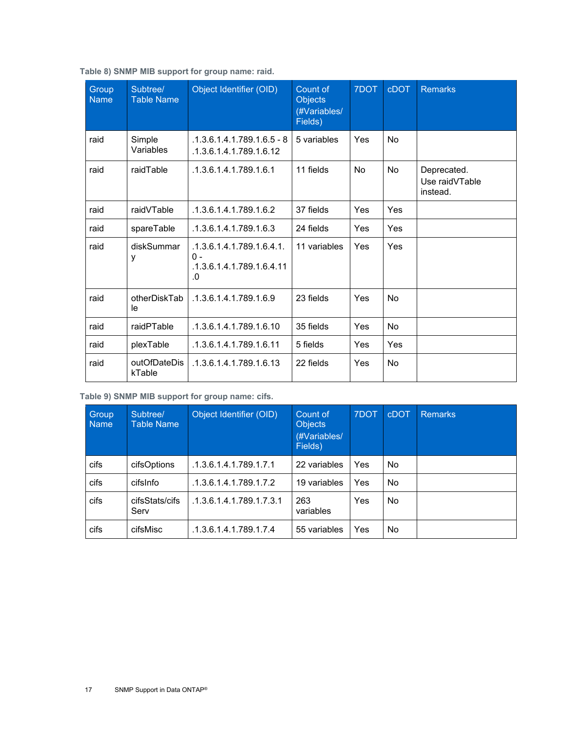**Table 8) SNMP MIB support for group name: raid.**

| Group Name | Subtree/ Table Name | Object Identifier (OID) | Count of Objects (#Variables/ Fields) | 7DOT | cDOT | Remarks |
|---|---|---|---|---|---|---|
| raid | Simple Variables | .1.3.6.1.4.1.789.1.6.5 - 8 .1.3.6.1.4.1.789.1.6.12 | 5 variables | Yes | No | |
| raid | raidTable | .1.3.6.1.4.1.789.1.6.1 | 11 fields | No | No | Deprecated. Use raidVTable instead. |
| raid | raidVTable | .1.3.6.1.4.1.789.1.6.2 | 37 fields | Yes | Yes | |
| raid | spareTable | .1.3.6.1.4.1.789.1.6.3 | 24 fields | Yes | Yes | |
| raid | diskSummary | .1.3.6.1.4.1.789.1.6.4.1.0 - .1.3.6.1.4.1.789.1.6.4.11.0 | 11 variables | Yes | Yes | |
| raid | otherDiskTable | .1.3.6.1.4.1.789.1.6.9 | 23 fields | Yes | No | |
| raid | raidPTable | .1.3.6.1.4.1.789.1.6.10 | 35 fields | Yes | No | |
| raid | plexTable | .1.3.6.1.4.1.789.1.6.11 | 5 fields | Yes | Yes | |
| raid | outOfDateDiskTable | .1.3.6.1.4.1.789.1.6.13 | 22 fields | Yes | No | |

**Table 9) SNMP MIB support for group name: cifs.**

| Group Name | Subtree/ Table Name | Object Identifier (OID) | Count of Objects (#Variables/ Fields) | 7DOT | cDOT | Remarks |
|---|---|---|---|---|---|---|
| cifs | cifsOptions | .1.3.6.1.4.1.789.1.7.1 | 22 variables | Yes | No | |
| cifs | cifsInfo | .1.3.6.1.4.1.789.1.7.2 | 19 variables | Yes | No | |
| cifs | cifsStats/cifsServ | .1.3.6.1.4.1.789.1.7.3.1 | 263 variables | Yes | No | |
| cifs | cifsMisc | .1.3.6.1.4.1.789.1.7.4 | 55 variables | Yes | No | |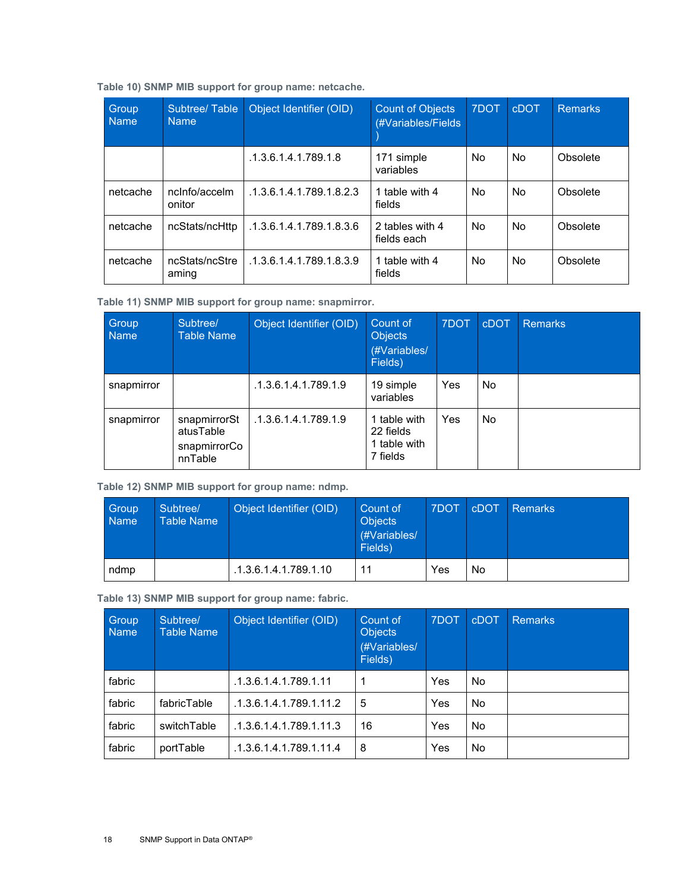**Table 10) SNMP MIB support for group name: netcache.**

| Group Name | Subtree/ Table Name | Object Identifier (OID) | Count of Objects (#Variables/Fields) | 7DOT | cDOT | Remarks |
|---|---|---|---|---|---|---|
| | | .1.3.6.1.4.1.789.1.8 | 171 simple variables | No | No | Obsolete |
| netcache | ncInfo/accelmonitor | .1.3.6.1.4.1.789.1.8.2.3 | 1 table with 4 fields | No | No | Obsolete |
| netcache | ncStats/ncHttp | .1.3.6.1.4.1.789.1.8.3.6 | 2 tables with 4 fields each | No | No | Obsolete |
| netcache | ncStats/ncStreaming | .1.3.6.1.4.1.789.1.8.3.9 | 1 table with 4 fields | No | No | Obsolete |

**Table 11) SNMP MIB support for group name: snapmirror.**

| Group Name | Subtree/ Table Name | Object Identifier (OID) | Count of Objects (#Variables/ Fields) | 7DOT | cDOT | Remarks |
|---|---|---|---|---|---|---|
| snapmirror | | .1.3.6.1.4.1.789.1.9 | 19 simple variables | Yes | No | |
| snapmirror | snapmirrorStatusTable snapmirrorConnTable | .1.3.6.1.4.1.789.1.9 | 1 table with 22 fields 1 table with 7 fields | Yes | No | |

**Table 12) SNMP MIB support for group name: ndmp.**

| Group Name | Subtree/ Table Name | Object Identifier (OID) | Count of Objects (#Variables/ Fields) | 7DOT | cDOT | Remarks |
|---|---|---|---|---|---|---|
| ndmp | | .1.3.6.1.4.1.789.1.10 | 11 | Yes | No | |

**Table 13) SNMP MIB support for group name: fabric.**

| Group Name | Subtree/ Table Name | Object Identifier (OID) | Count of Objects (#Variables/ Fields) | 7DOT | cDOT | Remarks |
|---|---|---|---|---|---|---|
| fabric | | .1.3.6.1.4.1.789.1.11 | 1 | Yes | No | |
| fabric | fabricTable | .1.3.6.1.4.1.789.1.11.2 | 5 | Yes | No | |
| fabric | switchTable | .1.3.6.1.4.1.789.1.11.3 | 16 | Yes | No | |
| fabric | portTable | .1.3.6.1.4.1.789.1.11.4 | 8 | Yes | No | |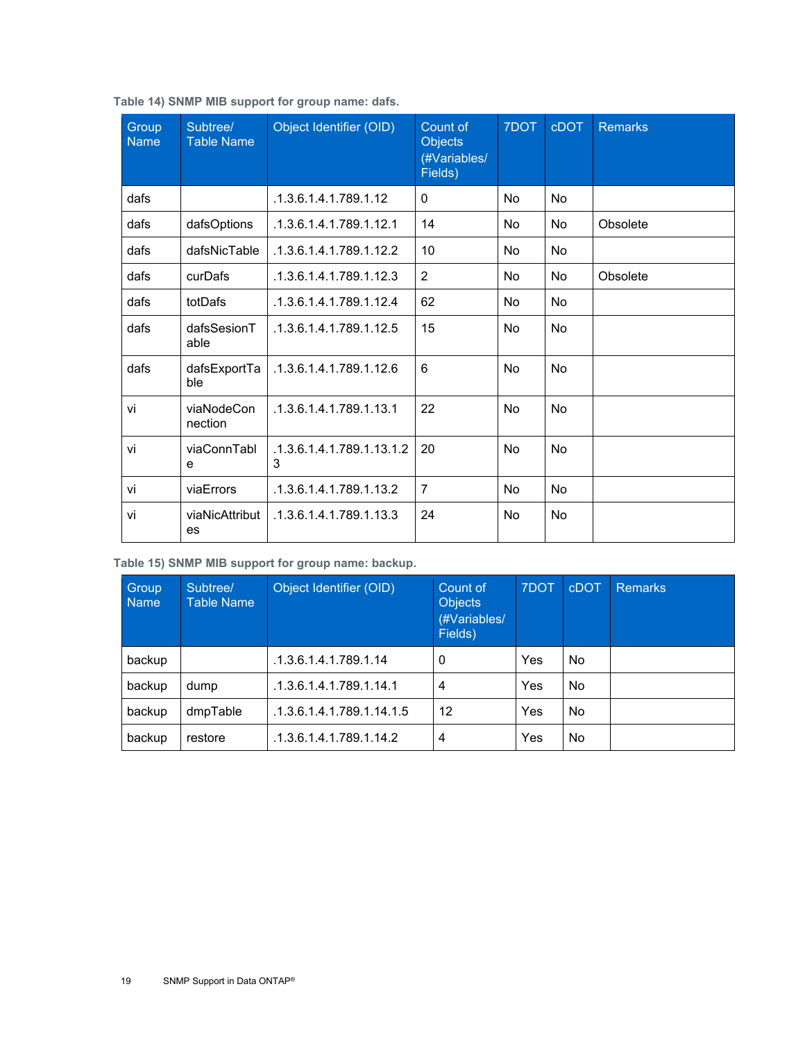**Table 14) SNMP MIB support for group name: dafs.**

| Group Name | Subtree/ Table Name | Object Identifier (OID) | Count of Objects (#Variables/ Fields) | 7DOT | cDOT | Remarks |
|---|---|---|---|---|---|---|
| dafs | | .1.3.6.1.4.1.789.1.12 | 0 | No | No | |
| dafs | dafsOptions | .1.3.6.1.4.1.789.1.12.1 | 14 | No | No | Obsolete |
| dafs | dafsNicTable | .1.3.6.1.4.1.789.1.12.2 | 10 | No | No | |
| dafs | curDafs | .1.3.6.1.4.1.789.1.12.3 | 2 | No | No | Obsolete |
| dafs | totDafs | .1.3.6.1.4.1.789.1.12.4 | 62 | No | No | |
| dafs | dafsSesionTable | .1.3.6.1.4.1.789.1.12.5 | 15 | No | No | |
| dafs | dafsExportTable | .1.3.6.1.4.1.789.1.12.6 | 6 | No | No | |
| vi | viaNodeConnection | .1.3.6.1.4.1.789.1.13.1 | 22 | No | No | |
| vi | viaConnTable | .1.3.6.1.4.1.789.1.13.1.23 | 20 | No | No | |
| vi | viaErrors | .1.3.6.1.4.1.789.1.13.2 | 7 | No | No | |
| vi | viaNicAttributes | .1.3.6.1.4.1.789.1.13.3 | 24 | No | No | |

**Table 15) SNMP MIB support for group name: backup.**

| Group Name | Subtree/ Table Name | Object Identifier (OID) | Count of Objects (#Variables/ Fields) | 7DOT | cDOT | Remarks |
|---|---|---|---|---|---|---|
| backup | | .1.3.6.1.4.1.789.1.14 | 0 | Yes | No | |
| backup | dump | .1.3.6.1.4.1.789.1.14.1 | 4 | Yes | No | |
| backup | dmpTable | .1.3.6.1.4.1.789.1.14.1.5 | 12 | Yes | No | |
| backup | restore | .1.3.6.1.4.1.789.1.14.2 | 4 | Yes | No | |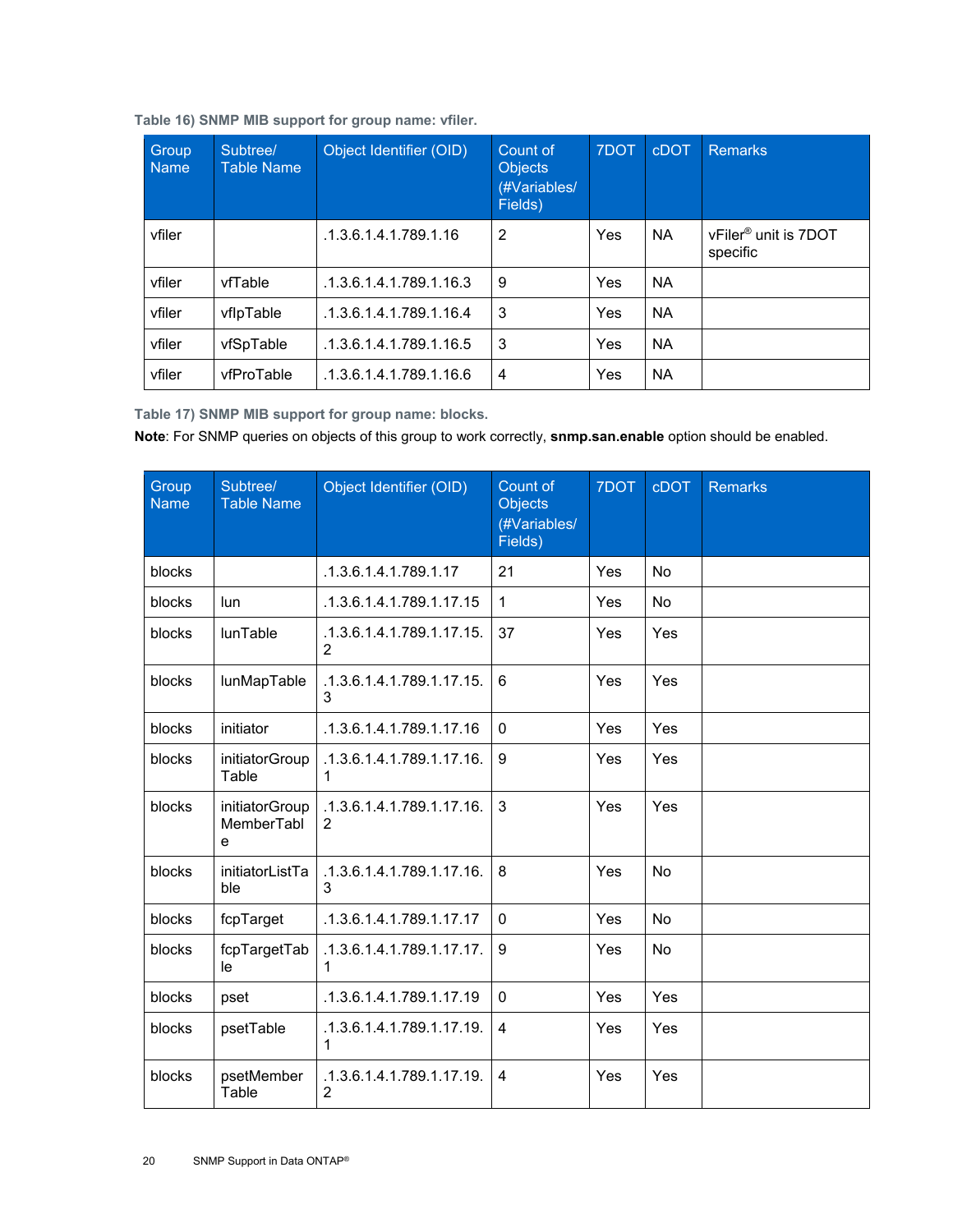**Table 16) SNMP MIB support for group name: vfiler.**

| Group Name | Subtree/ Table Name | Object Identifier (OID) | Count of Objects (#Variables/ Fields) | 7DOT | cDOT | Remarks |
|---|---|---|---|---|---|---|
| vfiler | | .1.3.6.1.4.1.789.1.16 | 2 | Yes | NA | vFiler® unit is 7DOT specific |
| vfiler | vfTable | .1.3.6.1.4.1.789.1.16.3 | 9 | Yes | NA | |
| vfiler | vfIpTable | .1.3.6.1.4.1.789.1.16.4 | 3 | Yes | NA | |
| vfiler | vfSpTable | .1.3.6.1.4.1.789.1.16.5 | 3 | Yes | NA | |
| vfiler | vfProTable | .1.3.6.1.4.1.789.1.16.6 | 4 | Yes | NA | |

**Table 17) SNMP MIB support for group name: blocks.**

**Note**: For SNMP queries on objects of this group to work correctly, **snmp.san.enable** option should be enabled.

| Group Name | Subtree/ Table Name | Object Identifier (OID) | Count of Objects (#Variables/ Fields) | 7DOT | cDOT | Remarks |
|---|---|---|---|---|---|---|
| blocks | | .1.3.6.1.4.1.789.1.17 | 21 | Yes | No | |
| blocks | lun | .1.3.6.1.4.1.789.1.17.15 | 1 | Yes | No | |
| blocks | lunTable | .1.3.6.1.4.1.789.1.17.15.2 | 37 | Yes | Yes | |
| blocks | lunMapTable | .1.3.6.1.4.1.789.1.17.15.3 | 6 | Yes | Yes | |
| blocks | initiator | .1.3.6.1.4.1.789.1.17.16 | 0 | Yes | Yes | |
| blocks | initiatorGroupTable | .1.3.6.1.4.1.789.1.17.16.1 | 9 | Yes | Yes | |
| blocks | initiatorGroupMemberTable | .1.3.6.1.4.1.789.1.17.16.2 | 3 | Yes | Yes | |
| blocks | initiatorListTable | .1.3.6.1.4.1.789.1.17.16.3 | 8 | Yes | No | |
| blocks | fcpTarget | .1.3.6.1.4.1.789.1.17.17 | 0 | Yes | No | |
| blocks | fcpTargetTable | .1.3.6.1.4.1.789.1.17.17.1 | 9 | Yes | No | |
| blocks | pset | .1.3.6.1.4.1.789.1.17.19 | 0 | Yes | Yes | |
| blocks | psetTable | .1.3.6.1.4.1.789.1.17.19.1 | 4 | Yes | Yes | |
| blocks | psetMemberTable | .1.3.6.1.4.1.789.1.17.19.2 | 4 | Yes | Yes | |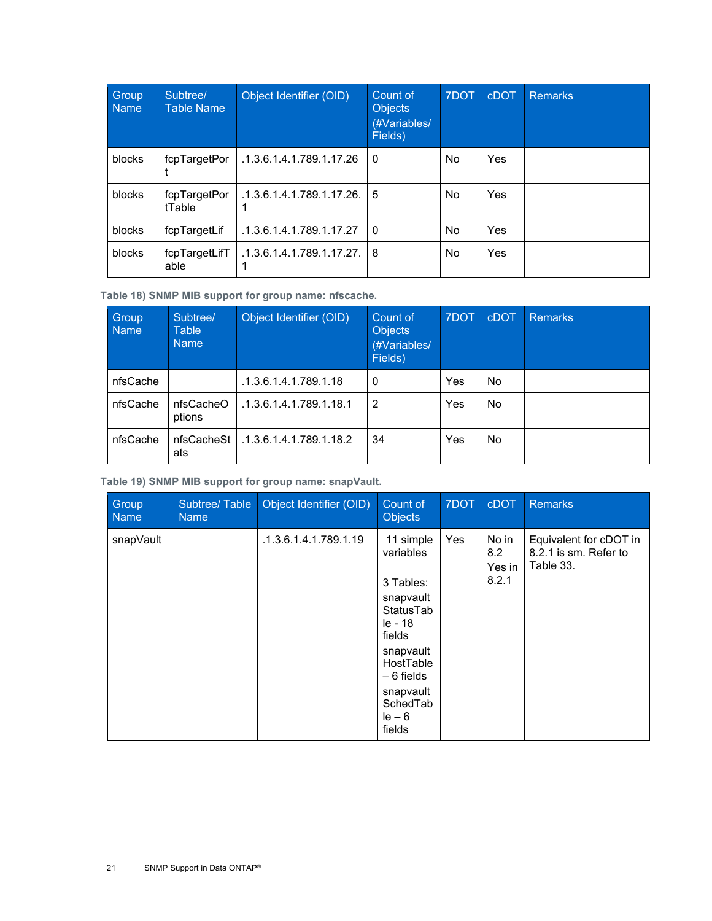| Group Name | Subtree/ Table Name | Object Identifier (OID) | Count of Objects (#Variables/ Fields) | 7DOT | cDOT | Remarks |
|---|---|---|---|---|---|---|
| blocks | fcpTargetPort | .1.3.6.1.4.1.789.1.17.26 | 0 | No | Yes | |
| blocks | fcpTargetPortTable | .1.3.6.1.4.1.789.1.17.26.1 | 5 | No | Yes | |
| blocks | fcpTargetLif | .1.3.6.1.4.1.789.1.17.27 | 0 | No | Yes | |
| blocks | fcpTargetLifTable | .1.3.6.1.4.1.789.1.17.27.1 | 8 | No | Yes | |

**Table 18) SNMP MIB support for group name: nfscache.**

| Group Name | Subtree/ Table Name | Object Identifier (OID) | Count of Objects (#Variables/ Fields) | 7DOT | cDOT | Remarks |
|---|---|---|---|---|---|---|
| nfsCache | | .1.3.6.1.4.1.789.1.18 | 0 | Yes | No | |
| nfsCache | nfsCacheOptions | .1.3.6.1.4.1.789.1.18.1 | 2 | Yes | No | |
| nfsCache | nfsCacheStats | .1.3.6.1.4.1.789.1.18.2 | 34 | Yes | No | |

**Table 19) SNMP MIB support for group name: snapVault.**

| Group Name | Subtree/ Table Name | Object Identifier (OID) | Count of Objects | 7DOT | cDOT | Remarks |
|---|---|---|---|---|---|---|
| snapVault | | .1.3.6.1.4.1.789.1.19 | 11 simple variables<br><br>3 Tables:<br>snapvaultStatusTable - 18 fields<br>snapvaultHostTable – 6 fields<br>snapvaultSchedTable – 6 fields | Yes | No in 8.2<br>Yes in 8.2.1 | Equivalent for cDOT in 8.2.1 is sm. Refer to Table 33. |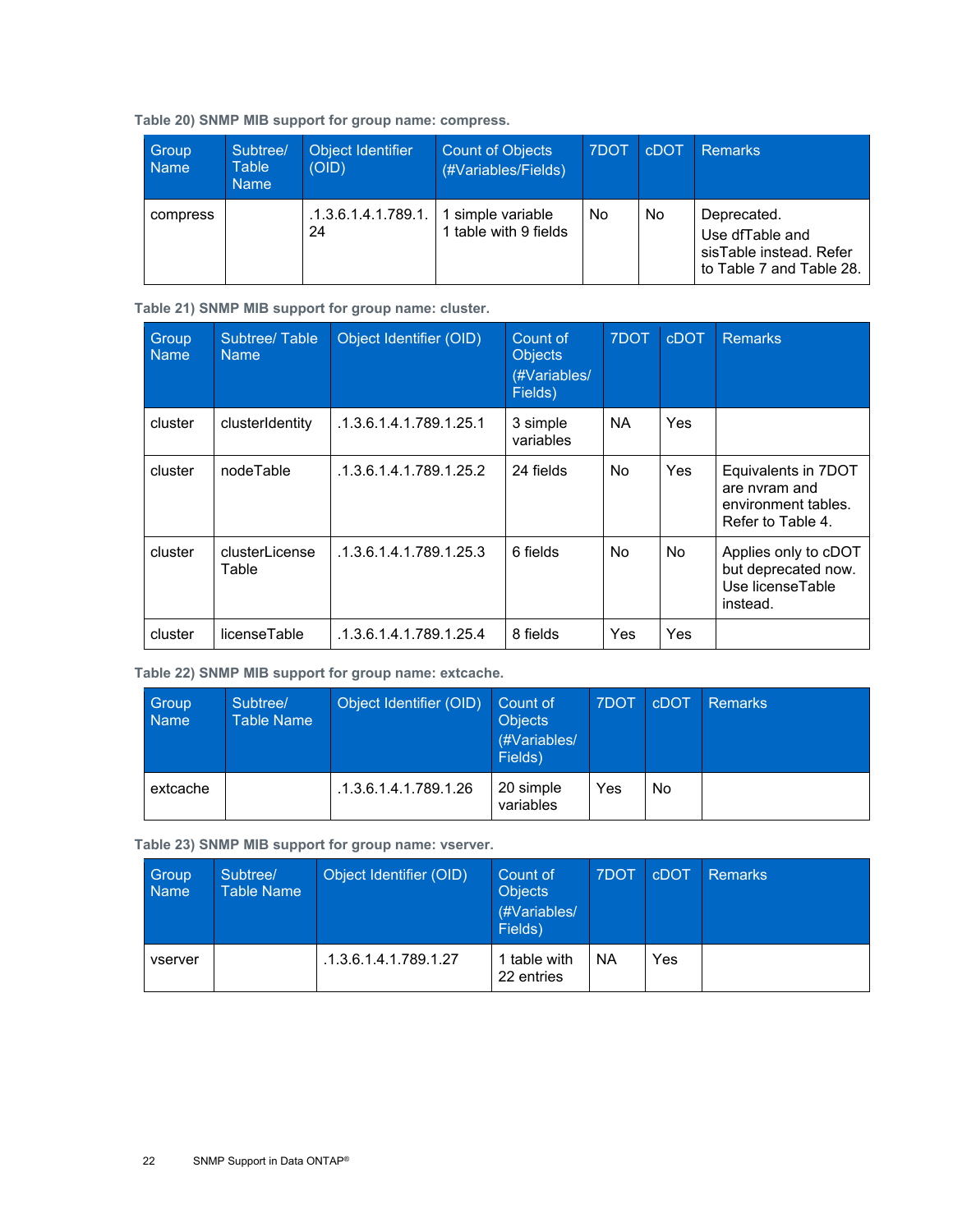**Table 20) SNMP MIB support for group name: compress.**

| Group Name | Subtree/ Table Name | Object Identifier (OID) | Count of Objects (#Variables/Fields) | 7DOT | cDOT | Remarks |
|---|---|---|---|---|---|---|
| compress | | .1.3.6.1.4.1.789.1.24 | 1 simple variable 1 table with 9 fields | No | No | Deprecated. Use dfTable and sisTable instead. Refer to Table 7 and Table 28. |

**Table 21) SNMP MIB support for group name: cluster.**

| Group Name | Subtree/ Table Name | Object Identifier (OID) | Count of Objects (#Variables/ Fields) | 7DOT | cDOT | Remarks |
|---|---|---|---|---|---|---|
| cluster | clusterIdentity | .1.3.6.1.4.1.789.1.25.1 | 3 simple variables | NA | Yes | |
| cluster | nodeTable | .1.3.6.1.4.1.789.1.25.2 | 24 fields | No | Yes | Equivalents in 7DOT are nvram and environment tables. Refer to Table 4. |
| cluster | clusterLicense Table | .1.3.6.1.4.1.789.1.25.3 | 6 fields | No | No | Applies only to cDOT but deprecated now. Use licenseTable instead. |
| cluster | licenseTable | .1.3.6.1.4.1.789.1.25.4 | 8 fields | Yes | Yes | |

**Table 22) SNMP MIB support for group name: extcache.**

| Group Name | Subtree/ Table Name | Object Identifier (OID) | Count of Objects (#Variables/ Fields) | 7DOT | cDOT | Remarks |
|---|---|---|---|---|---|---|
| extcache | | .1.3.6.1.4.1.789.1.26 | 20 simple variables | Yes | No | |

**Table 23) SNMP MIB support for group name: vserver.**

| Group Name | Subtree/ Table Name | Object Identifier (OID) | Count of Objects (#Variables/ Fields) | 7DOT | cDOT | Remarks |
|---|---|---|---|---|---|---|
| vserver | | .1.3.6.1.4.1.789.1.27 | 1 table with 22 entries | NA | Yes | |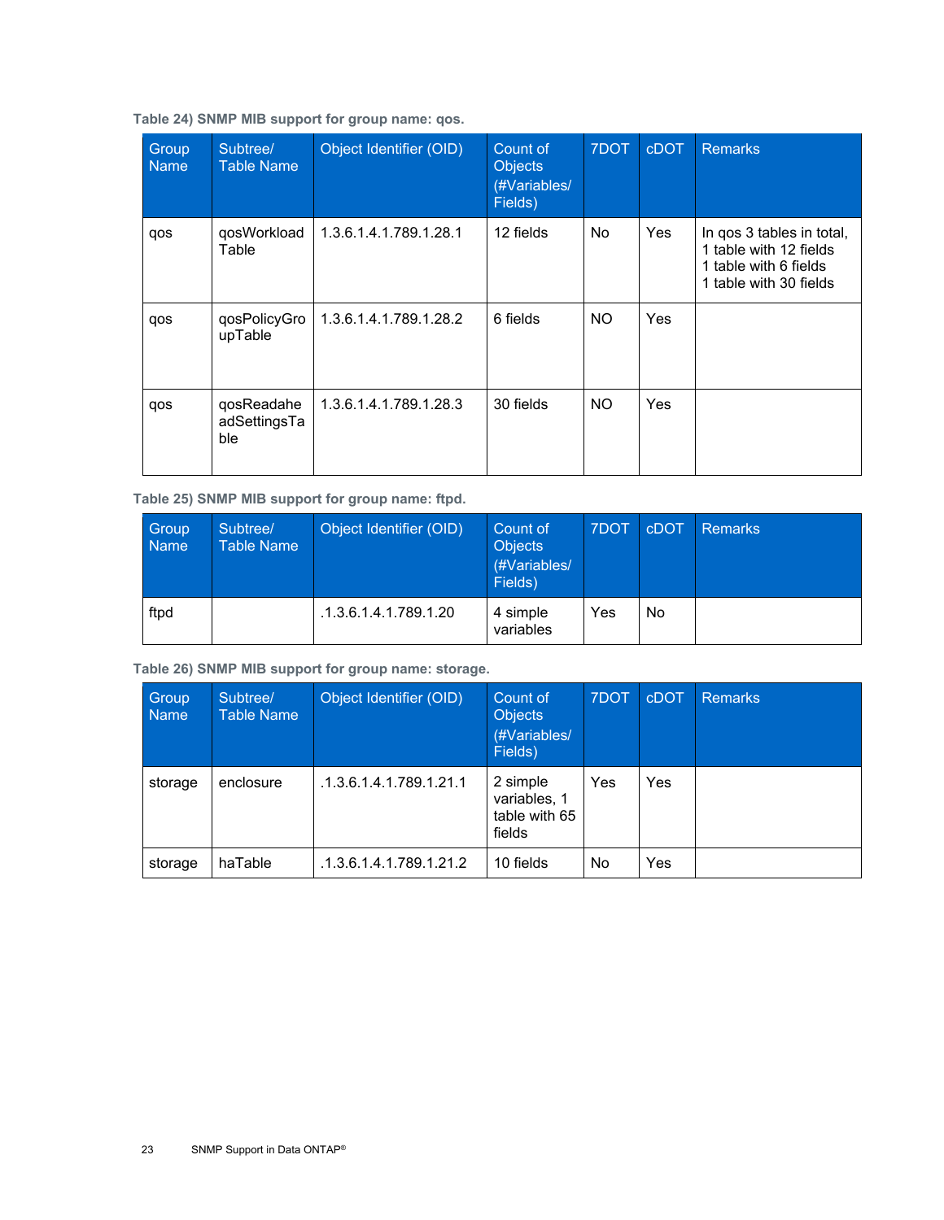**Table 24) SNMP MIB support for group name: qos.**

| Group Name | Subtree/ Table Name | Object Identifier (OID) | Count of Objects (#Variables/ Fields) | 7DOT | cDOT | Remarks |
|---|---|---|---|---|---|---|
| qos | qosWorkload Table | 1.3.6.1.4.1.789.1.28.1 | 12 fields | No | Yes | In qos 3 tables in total, 1 table with 12 fields 1 table with 6 fields 1 table with 30 fields |
| qos | qosPolicyGroupTable | 1.3.6.1.4.1.789.1.28.2 | 6 fields | NO | Yes | |
| qos | qosReadaheadSettingsTable | 1.3.6.1.4.1.789.1.28.3 | 30 fields | NO | Yes | |

**Table 25) SNMP MIB support for group name: ftpd.**

| Group Name | Subtree/ Table Name | Object Identifier (OID) | Count of Objects (#Variables/ Fields) | 7DOT | cDOT | Remarks |
|---|---|---|---|---|---|---|
| ftpd | | .1.3.6.1.4.1.789.1.20 | 4 simple variables | Yes | No | |

**Table 26) SNMP MIB support for group name: storage.**

| Group Name | Subtree/ Table Name | Object Identifier (OID) | Count of Objects (#Variables/ Fields) | 7DOT | cDOT | Remarks |
|---|---|---|---|---|---|---|
| storage | enclosure | .1.3.6.1.4.1.789.1.21.1 | 2 simple variables, 1 table with 65 fields | Yes | Yes | |
| storage | haTable | .1.3.6.1.4.1.789.1.21.2 | 10 fields | No | Yes | |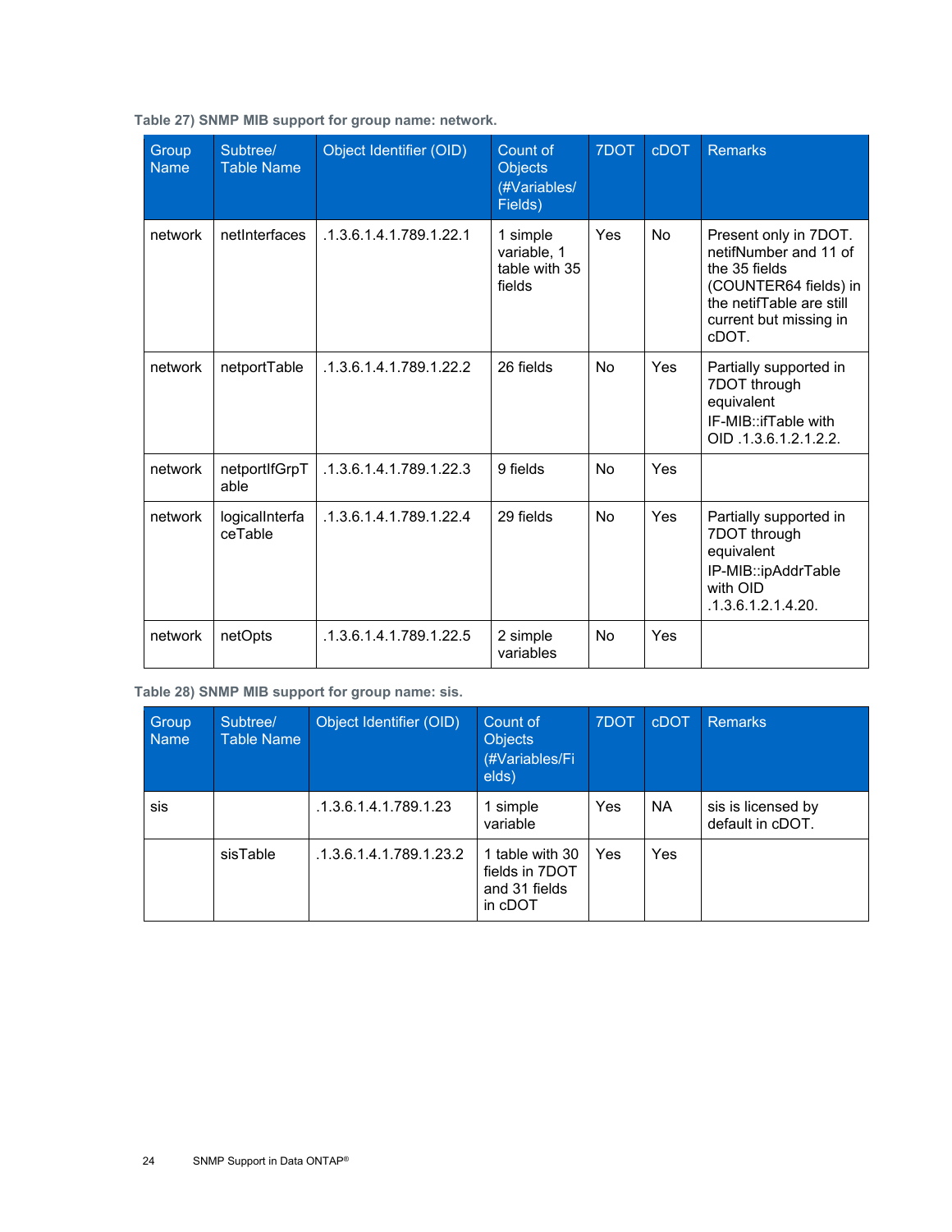Table 27) SNMP MIB support for group name: network.

| Group Name | Subtree/ Table Name | Object Identifier (OID) | Count of Objects (#Variables/ Fields) | 7DOT | cDOT | Remarks |
|---|---|---|---|---|---|---|
| network | netInterfaces | .1.3.6.1.4.1.789.1.22.1 | 1 simple variable, 1 table with 35 fields | Yes | No | Present only in 7DOT. netifNumber and 11 of the 35 fields (COUNTER64 fields) in the netifTable are still current but missing in cDOT. |
| network | netportTable | .1.3.6.1.4.1.789.1.22.2 | 26 fields | No | Yes | Partially supported in 7DOT through equivalent IF-MIB::ifTable with OID .1.3.6.1.2.1.2.2. |
| network | netportIfGrpTable | .1.3.6.1.4.1.789.1.22.3 | 9 fields | No | Yes | |
| network | logicalInterfaceTable | .1.3.6.1.4.1.789.1.22.4 | 29 fields | No | Yes | Partially supported in 7DOT through equivalent IP-MIB::ipAddrTable with OID .1.3.6.1.2.1.4.20. |
| network | netOpts | .1.3.6.1.4.1.789.1.22.5 | 2 simple variables | No | Yes | |

Table 28) SNMP MIB support for group name: sis.

| Group Name | Subtree/ Table Name | Object Identifier (OID) | Count of Objects (#Variables/Fields) | 7DOT | cDOT | Remarks |
|---|---|---|---|---|---|---|
| sis | | .1.3.6.1.4.1.789.1.23 | 1 simple variable | Yes | NA | sis is licensed by default in cDOT. |
| | sisTable | .1.3.6.1.4.1.789.1.23.2 | 1 table with 30 fields in 7DOT and 31 fields in cDOT | Yes | Yes | |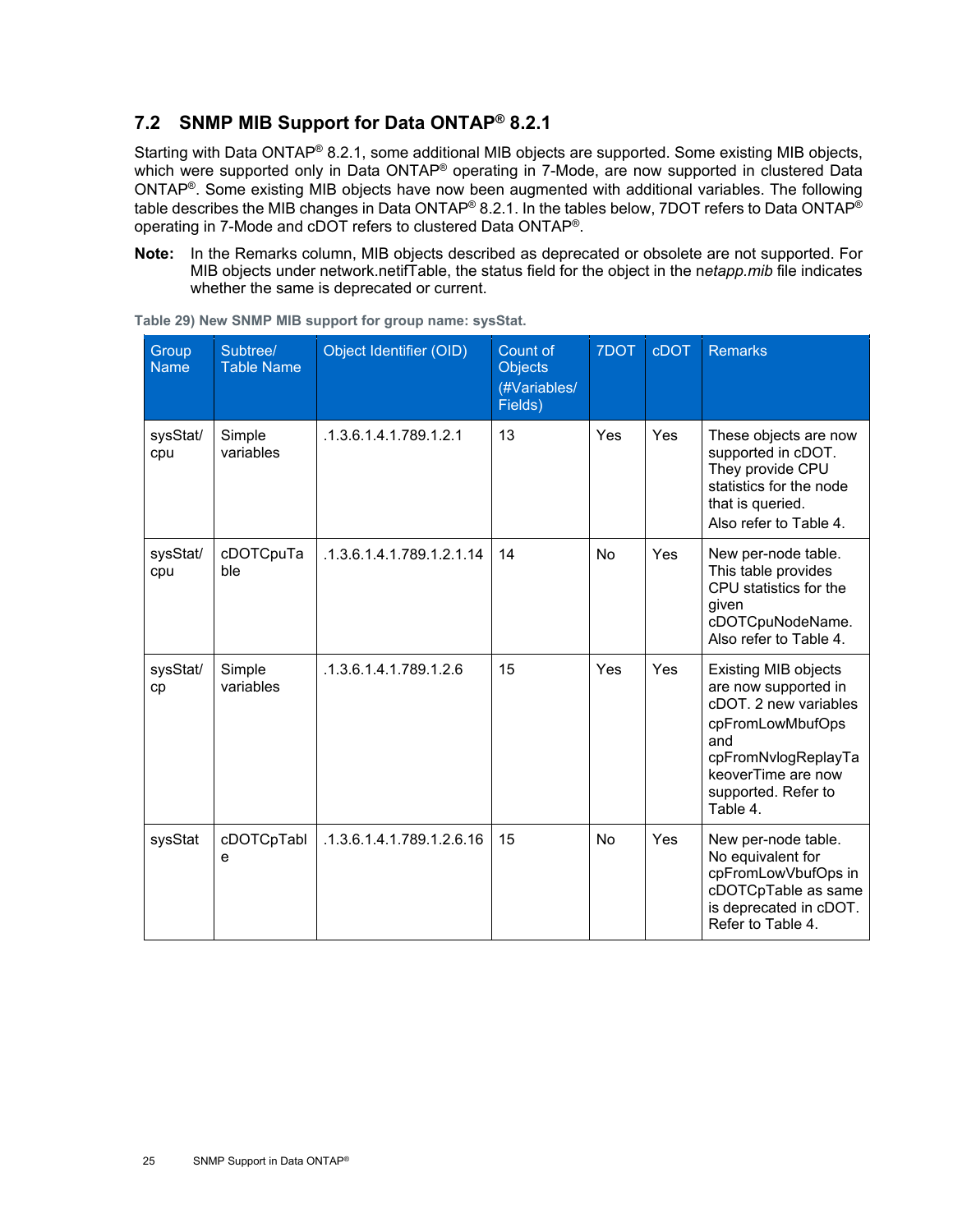## 7.2 SNMP MIB Support for Data ONTAP® 8.2.1

Starting with Data ONTAP® 8.2.1, some additional MIB objects are supported. Some existing MIB objects, which were supported only in Data ONTAP® operating in 7-Mode, are now supported in clustered Data ONTAP®. Some existing MIB objects have now been augmented with additional variables. The following table describes the MIB changes in Data ONTAP® 8.2.1. In the tables below, 7DOT refers to Data ONTAP® operating in 7-Mode and cDOT refers to clustered Data ONTAP®.

**Note:** In the Remarks column, MIB objects described as deprecated or obsolete are not supported. For MIB objects under network.netifTable, the status field for the object in the n*etapp.mib* file indicates whether the same is deprecated or current.

**Table 29) New SNMP MIB support for group name: sysStat.**

| Group Name | Subtree/ Table Name | Object Identifier (OID) | Count of Objects (#Variables/ Fields) | 7DOT | cDOT | Remarks |
|---|---|---|---|---|---|---|
| sysStat/ cpu | Simple variables | .1.3.6.1.4.1.789.1.2.1 | 13 | Yes | Yes | These objects are now supported in cDOT. They provide CPU statistics for the node that is queried. Also refer to Table 4. |
| sysStat/ cpu | cDOTCpuTable | .1.3.6.1.4.1.789.1.2.1.14 | 14 | No | Yes | New per-node table. This table provides CPU statistics for the given cDOTCpuNodeName. Also refer to Table 4. |
| sysStat/ cp | Simple variables | .1.3.6.1.4.1.789.1.2.6 | 15 | Yes | Yes | Existing MIB objects are now supported in cDOT. 2 new variables cpFromLowMbufOps and cpFromNvlogReplayTakeoverTime are now supported. Refer to Table 4. |
| sysStat | cDOTCpTable | .1.3.6.1.4.1.789.1.2.6.16 | 15 | No | Yes | New per-node table. No equivalent for cpFromLowVbufOps in cDOTCpTable as same is deprecated in cDOT. Refer to Table 4. |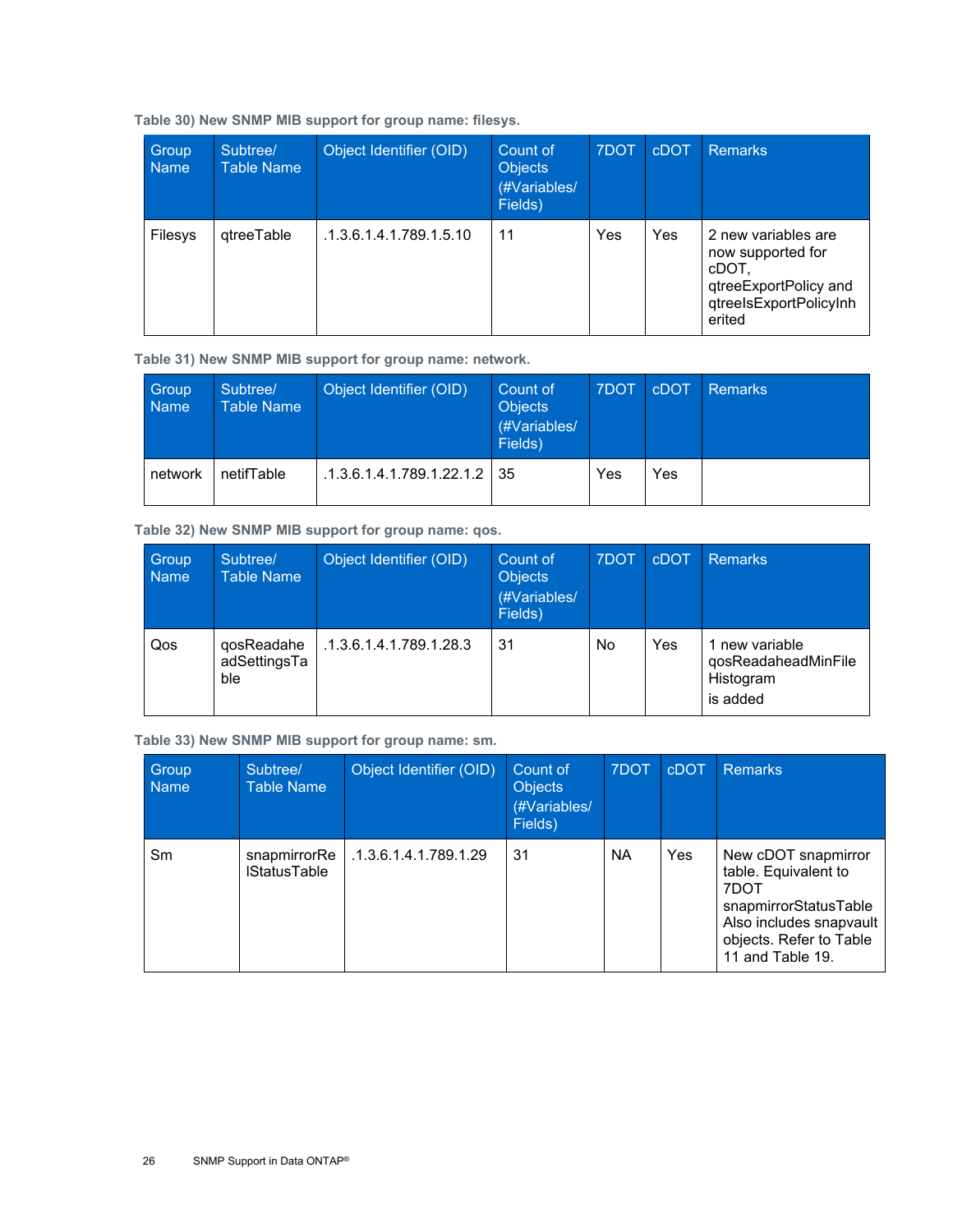Table 30) New SNMP MIB support for group name: filesys.

| Group Name | Subtree/ Table Name | Object Identifier (OID) | Count of Objects (#Variables/ Fields) | 7DOT | cDOT | Remarks |
|---|---|---|---|---|---|---|
| Filesys | qtreeTable | .1.3.6.1.4.1.789.1.5.10 | 11 | Yes | Yes | 2 new variables are now supported for cDOT, qtreeExportPolicy and qtreeIsExportPolicyInherited |

Table 31) New SNMP MIB support for group name: network.

| Group Name | Subtree/ Table Name | Object Identifier (OID) | Count of Objects (#Variables/ Fields) | 7DOT | cDOT | Remarks |
|---|---|---|---|---|---|---|
| network | netifTable | .1.3.6.1.4.1.789.1.22.1.2 | 35 | Yes | Yes | |

Table 32) New SNMP MIB support for group name: qos.

| Group Name | Subtree/ Table Name | Object Identifier (OID) | Count of Objects (#Variables/ Fields) | 7DOT | cDOT | Remarks |
|---|---|---|---|---|---|---|
| Qos | qosReadaheadSettingsTable | .1.3.6.1.4.1.789.1.28.3 | 31 | No | Yes | 1 new variable qosReadaheadMinFileHistogram is added |

Table 33) New SNMP MIB support for group name: sm.

| Group Name | Subtree/ Table Name | Object Identifier (OID) | Count of Objects (#Variables/ Fields) | 7DOT | cDOT | Remarks |
|---|---|---|---|---|---|---|
| Sm | snapmirrorRelStatusTable | .1.3.6.1.4.1.789.1.29 | 31 | NA | Yes | New cDOT snapmirror table. Equivalent to 7DOT snapmirrorStatusTable Also includes snapvault objects. Refer to Table 11 and Table 19. |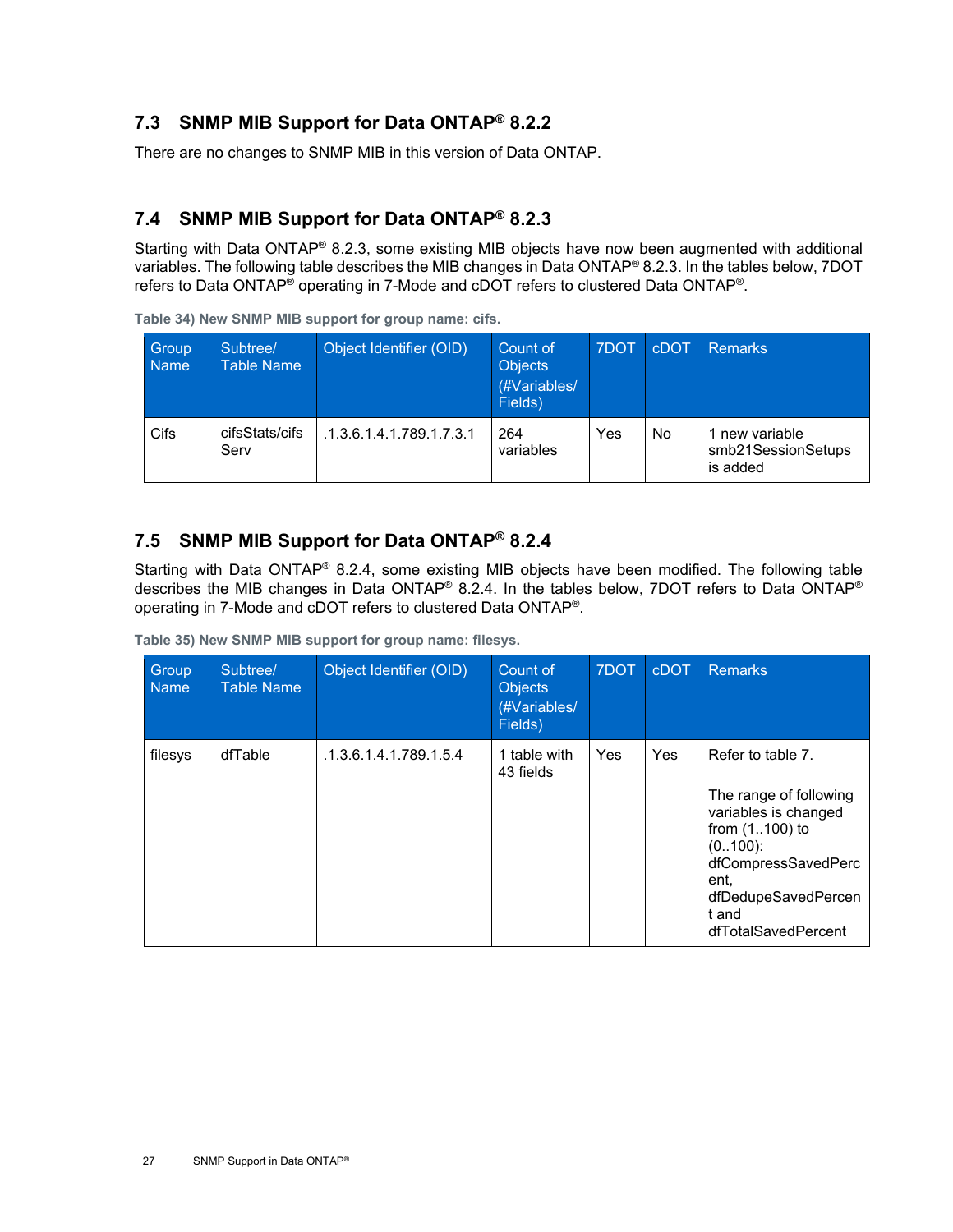## 7.3 SNMP MIB Support for Data ONTAP® 8.2.2

There are no changes to SNMP MIB in this version of Data ONTAP.

## 7.4 SNMP MIB Support for Data ONTAP® 8.2.3

Starting with Data ONTAP® 8.2.3, some existing MIB objects have now been augmented with additional variables. The following table describes the MIB changes in Data ONTAP® 8.2.3. In the tables below, 7DOT refers to Data ONTAP® operating in 7-Mode and cDOT refers to clustered Data ONTAP®.

**Table 34) New SNMP MIB support for group name: cifs.**

| Group Name | Subtree/ Table Name | Object Identifier (OID) | Count of Objects (#Variables/ Fields) | 7DOT | cDOT | Remarks |
|---|---|---|---|---|---|---|
| Cifs | cifsStats/cifsServ | .1.3.6.1.4.1.789.1.7.3.1 | 264 variables | Yes | No | 1 new variable smb21SessionSetups is added |

## 7.5 SNMP MIB Support for Data ONTAP® 8.2.4

Starting with Data ONTAP® 8.2.4, some existing MIB objects have been modified. The following table describes the MIB changes in Data ONTAP® 8.2.4. In the tables below, 7DOT refers to Data ONTAP® operating in 7-Mode and cDOT refers to clustered Data ONTAP®.

**Table 35) New SNMP MIB support for group name: filesys.**

| Group Name | Subtree/ Table Name | Object Identifier (OID) | Count of Objects (#Variables/ Fields) | 7DOT | cDOT | Remarks |
|---|---|---|---|---|---|---|
| filesys | dfTable | .1.3.6.1.4.1.789.1.5.4 | 1 table with 43 fields | Yes | Yes | Refer to table 7. The range of following variables is changed from (1..100) to (0..100): dfCompressSavedPercent, dfDedupeSavedPercent and dfTotalSavedPercent |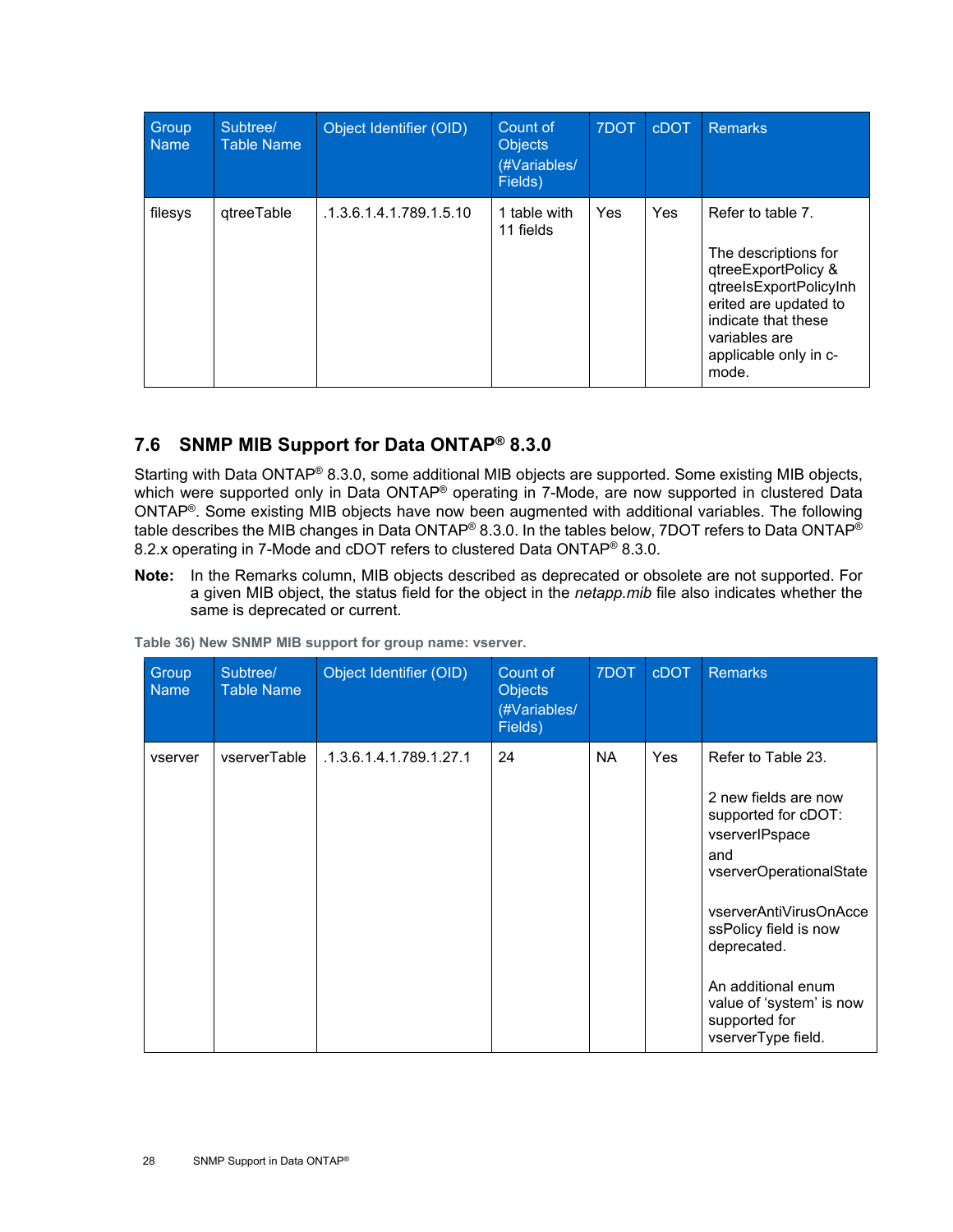| Group Name | Subtree/ Table Name | Object Identifier (OID) | Count of Objects (#Variables/ Fields) | 7DOT | cDOT | Remarks |
|---|---|---|---|---|---|---|
| filesys | qtreeTable | .1.3.6.1.4.1.789.1.5.10 | 1 table with 11 fields | Yes | Yes | Refer to table 7. The descriptions for qtreeExportPolicy & qtreeIsExportPolicyInherited are updated to indicate that these variables are applicable only in c-mode. |

## 7.6 SNMP MIB Support for Data ONTAP® 8.3.0

Starting with Data ONTAP® 8.3.0, some additional MIB objects are supported. Some existing MIB objects, which were supported only in Data ONTAP® operating in 7-Mode, are now supported in clustered Data ONTAP®. Some existing MIB objects have now been augmented with additional variables. The following table describes the MIB changes in Data ONTAP® 8.3.0. In the tables below, 7DOT refers to Data ONTAP® 8.2.x operating in 7-Mode and cDOT refers to clustered Data ONTAP® 8.3.0.

**Note:** In the Remarks column, MIB objects described as deprecated or obsolete are not supported. For a given MIB object, the status field for the object in the *netapp.mib* file also indicates whether the same is deprecated or current.

**Table 36) New SNMP MIB support for group name: vserver.**

| Group Name | Subtree/ Table Name | Object Identifier (OID) | Count of Objects (#Variables/ Fields) | 7DOT | cDOT | Remarks |
|---|---|---|---|---|---|---|
| vserver | vserverTable | .1.3.6.1.4.1.789.1.27.1 | 24 | NA | Yes | Refer to Table 23. 2 new fields are now supported for cDOT: vserverIPspace and vserverOperationalState. vserverAntiVirusOnAccessPolicy field is now deprecated. An additional enum value of 'system' is now supported for vserverType field. |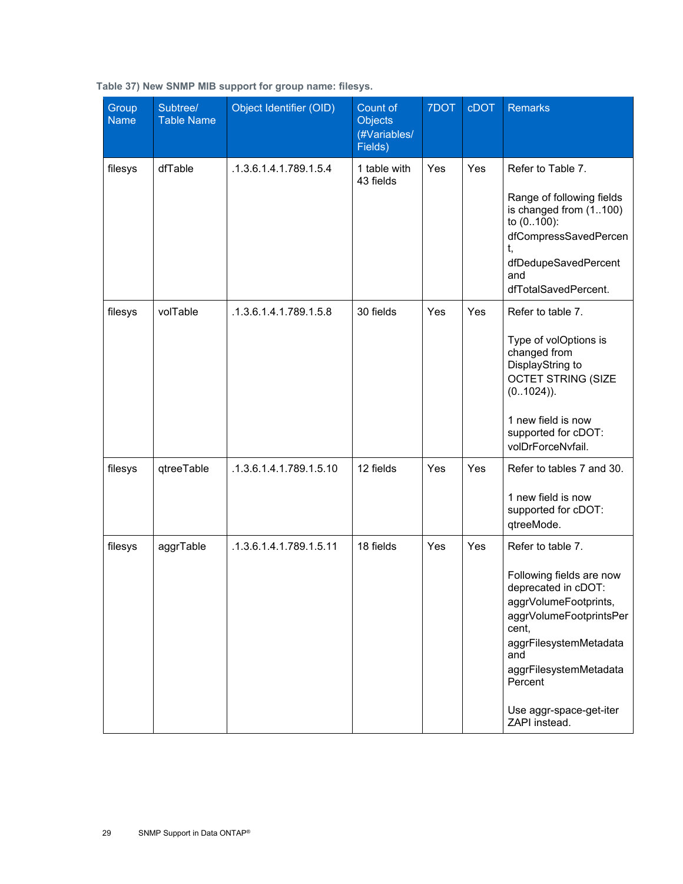**Table 37) New SNMP MIB support for group name: filesys.**

| Group Name | Subtree/ Table Name | Object Identifier (OID) | Count of Objects (#Variables/ Fields) | 7DOT | cDOT | Remarks |
|---|---|---|---|---|---|---|
| filesys | dfTable | .1.3.6.1.4.1.789.1.5.4 | 1 table with 43 fields | Yes | Yes | Refer to Table 7.<br><br>Range of following fields is changed from (1..100) to (0..100): dfCompressSavedPercent, dfDedupeSavedPercent and dfTotalSavedPercent. |
| filesys | volTable | .1.3.6.1.4.1.789.1.5.8 | 30 fields | Yes | Yes | Refer to table 7.<br><br>Type of volOptions is changed from DisplayString to OCTET STRING (SIZE (0..1024)).<br><br>1 new field is now supported for cDOT: volDrForceNvfail. |
| filesys | qtreeTable | .1.3.6.1.4.1.789.1.5.10 | 12 fields | Yes | Yes | Refer to tables 7 and 30.<br><br>1 new field is now supported for cDOT: qtreeMode. |
| filesys | aggrTable | .1.3.6.1.4.1.789.1.5.11 | 18 fields | Yes | Yes | Refer to table 7.<br><br>Following fields are now deprecated in cDOT: aggrVolumeFootprints, aggrVolumeFootprintsPercent, aggrFilesystemMetadata and aggrFilesystemMetadataPercent<br><br>Use aggr-space-get-iter ZAPI instead. |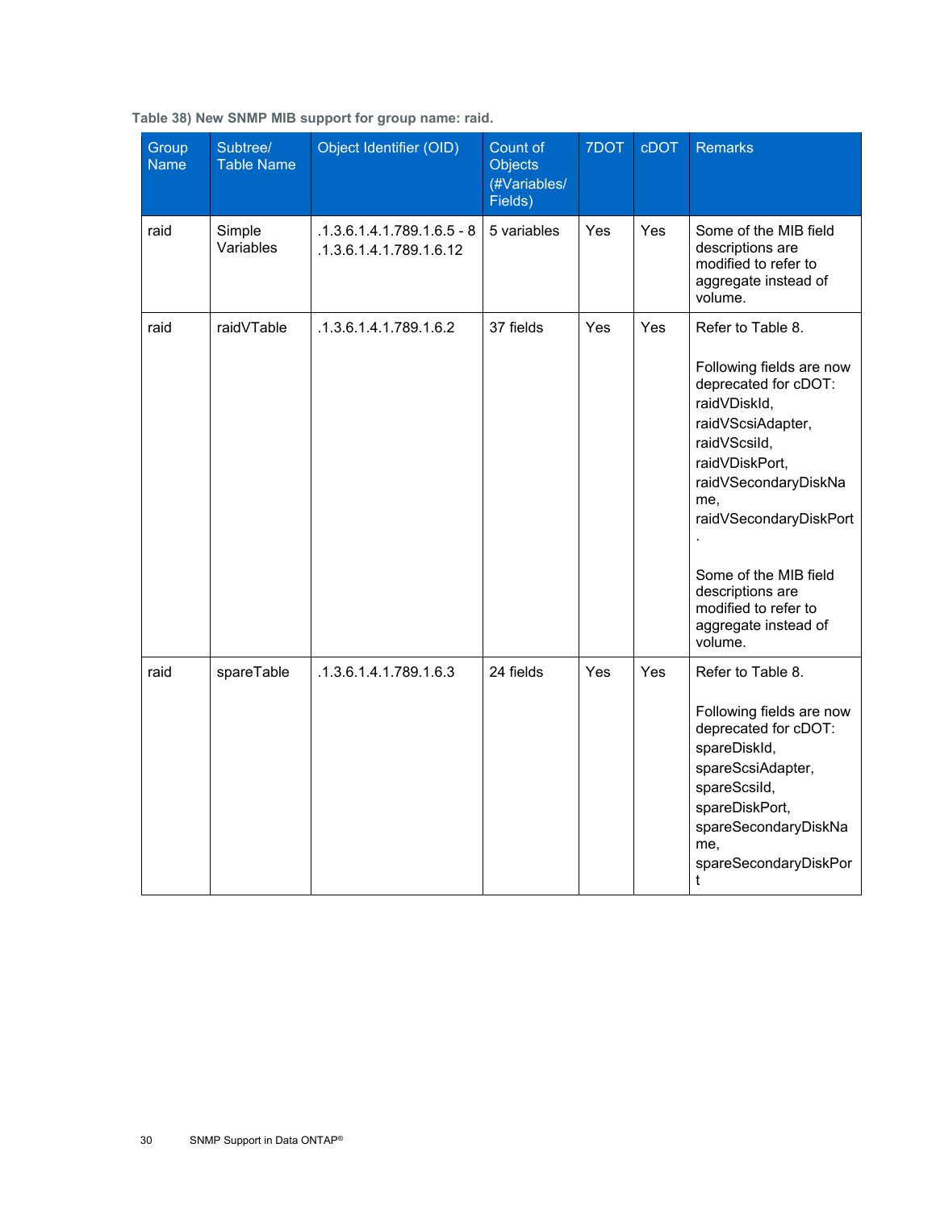**Table 38) New SNMP MIB support for group name: raid.**

| Group Name | Subtree/ Table Name | Object Identifier (OID) | Count of Objects (#Variables/ Fields) | 7DOT | cDOT | Remarks |
|---|---|---|---|---|---|---|
| raid | Simple Variables | .1.3.6.1.4.1.789.1.6.5 - 8 .1.3.6.1.4.1.789.1.6.12 | 5 variables | Yes | Yes | Some of the MIB field descriptions are modified to refer to aggregate instead of volume. |
| raid | raidVTable | .1.3.6.1.4.1.789.1.6.2 | 37 fields | Yes | Yes | Refer to Table 8. Following fields are now deprecated for cDOT: raidVDiskId, raidVScsiAdapter, raidVScsiId, raidVDiskPort, raidVSecondaryDiskName, raidVSecondaryDiskPort. Some of the MIB field descriptions are modified to refer to aggregate instead of volume. |
| raid | spareTable | .1.3.6.1.4.1.789.1.6.3 | 24 fields | Yes | Yes | Refer to Table 8. Following fields are now deprecated for cDOT: spareDiskId, spareScsiAdapter, spareScsiId, spareDiskPort, spareSecondaryDiskName, spareSecondaryDiskPort |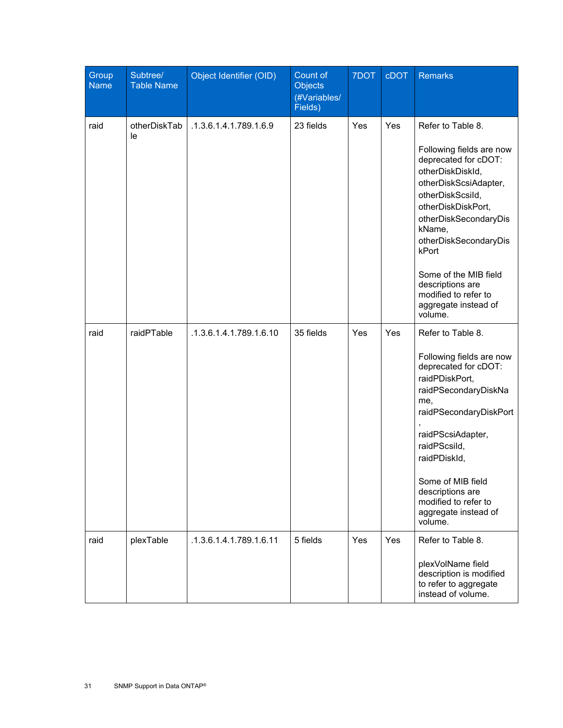| Group Name | Subtree/ Table Name | Object Identifier (OID) | Count of Objects (#Variables/ Fields) | 7DOT | cDOT | Remarks |
|---|---|---|---|---|---|---|
| raid | otherDiskTable | .1.3.6.1.4.1.789.1.6.9 | 23 fields | Yes | Yes | Refer to Table 8.<br><br>Following fields are now deprecated for cDOT: otherDiskDiskId, otherDiskScsiAdapter, otherDiskScsiId, otherDiskDiskPort, otherDiskSecondaryDiskName, otherDiskSecondaryDiskPort<br><br>Some of the MIB field descriptions are modified to refer to aggregate instead of volume. |
| raid | raidPTable | .1.3.6.1.4.1.789.1.6.10 | 35 fields | Yes | Yes | Refer to Table 8.<br><br>Following fields are now deprecated for cDOT: raidPDiskPort, raidPSecondaryDiskName, raidPSecondaryDiskPort, raidPScsiAdapter, raidPScsiId, raidPDiskId,<br><br>Some of MIB field descriptions are modified to refer to aggregate instead of volume. |
| raid | plexTable | .1.3.6.1.4.1.789.1.6.11 | 5 fields | Yes | Yes | Refer to Table 8.<br><br>plexVolName field description is modified to refer to aggregate instead of volume. |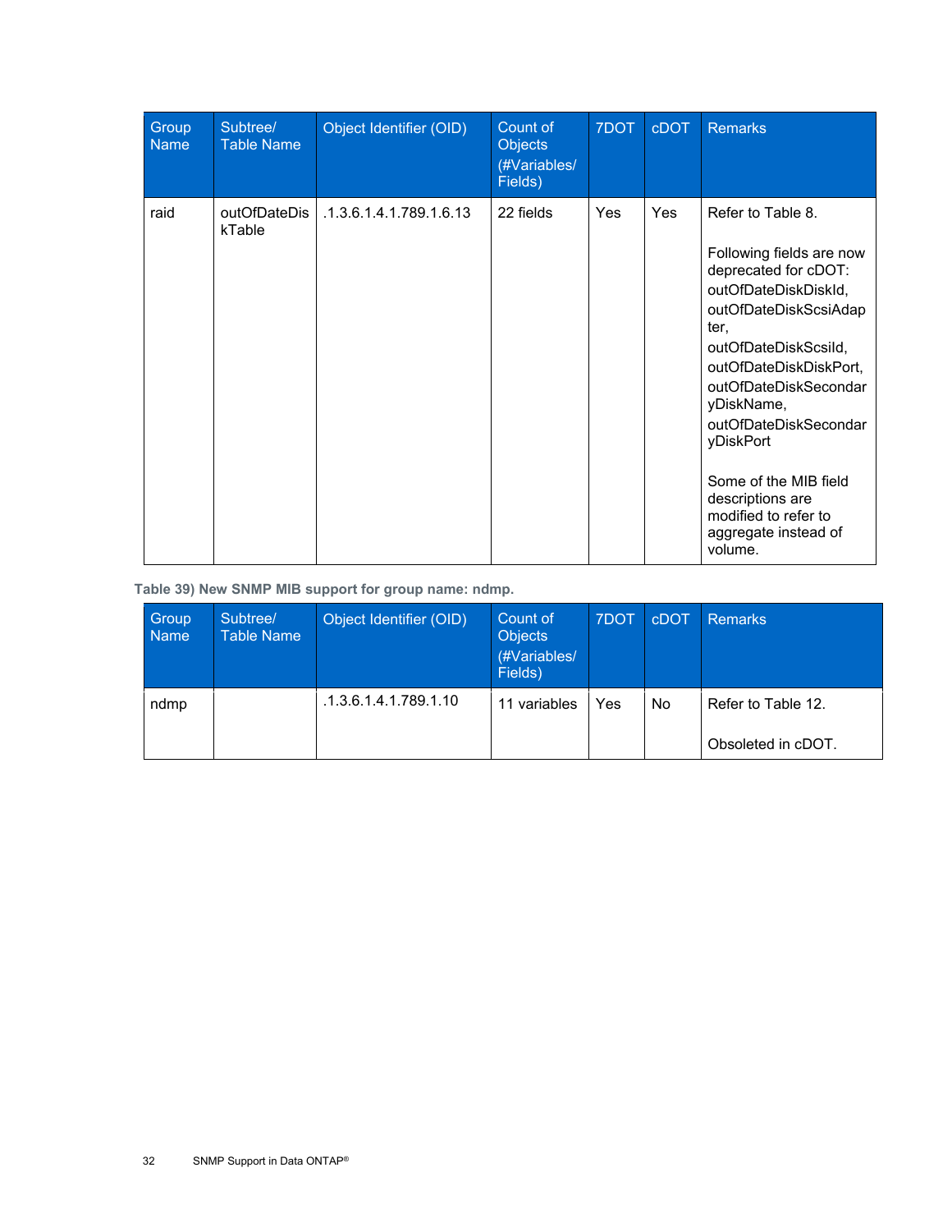| Group Name | Subtree/ Table Name | Object Identifier (OID) | Count of Objects (#Variables/ Fields) | 7DOT | cDOT | Remarks |
|---|---|---|---|---|---|---|
| raid | outOfDateDiskTable | .1.3.6.1.4.1.789.1.6.13 | 22 fields | Yes | Yes | Refer to Table 8.<br><br>Following fields are now deprecated for cDOT: outOfDateDiskDiskId, outOfDateDiskScsiAdapter, outOfDateDiskScsiId, outOfDateDiskDiskPort, outOfDateDiskSecondaryDiskName, outOfDateDiskSecondaryDiskPort<br><br>Some of the MIB field descriptions are modified to refer to aggregate instead of volume. |

**Table 39) New SNMP MIB support for group name: ndmp.**

| Group Name | Subtree/ Table Name | Object Identifier (OID) | Count of Objects (#Variables/ Fields) | 7DOT | cDOT | Remarks |
|---|---|---|---|---|---|---|
| ndmp | | .1.3.6.1.4.1.789.1.10 | 11 variables | Yes | No | Refer to Table 12.<br><br>Obsoleted in cDOT. |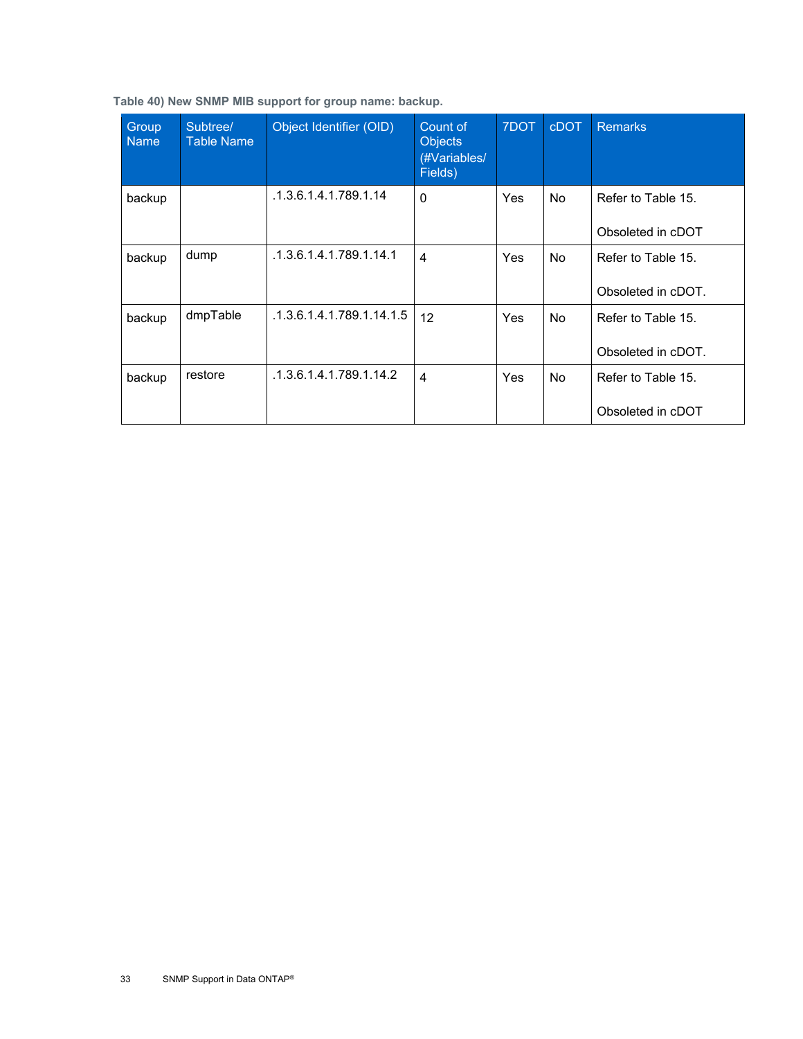**Table 40) New SNMP MIB support for group name: backup.**

| Group Name | Subtree/ Table Name | Object Identifier (OID) | Count of Objects (#Variables/ Fields) | 7DOT | cDOT | Remarks |
|---|---|---|---|---|---|---|
| backup | | .1.3.6.1.4.1.789.1.14 | 0 | Yes | No | Refer to Table 15.<br><br>Obsoleted in cDOT |
| backup | dump | .1.3.6.1.4.1.789.1.14.1 | 4 | Yes | No | Refer to Table 15.<br><br>Obsoleted in cDOT. |
| backup | dmpTable | .1.3.6.1.4.1.789.1.14.1.5 | 12 | Yes | No | Refer to Table 15.<br><br>Obsoleted in cDOT. |
| backup | restore | .1.3.6.1.4.1.789.1.14.2 | 4 | Yes | No | Refer to Table 15.<br><br>Obsoleted in cDOT |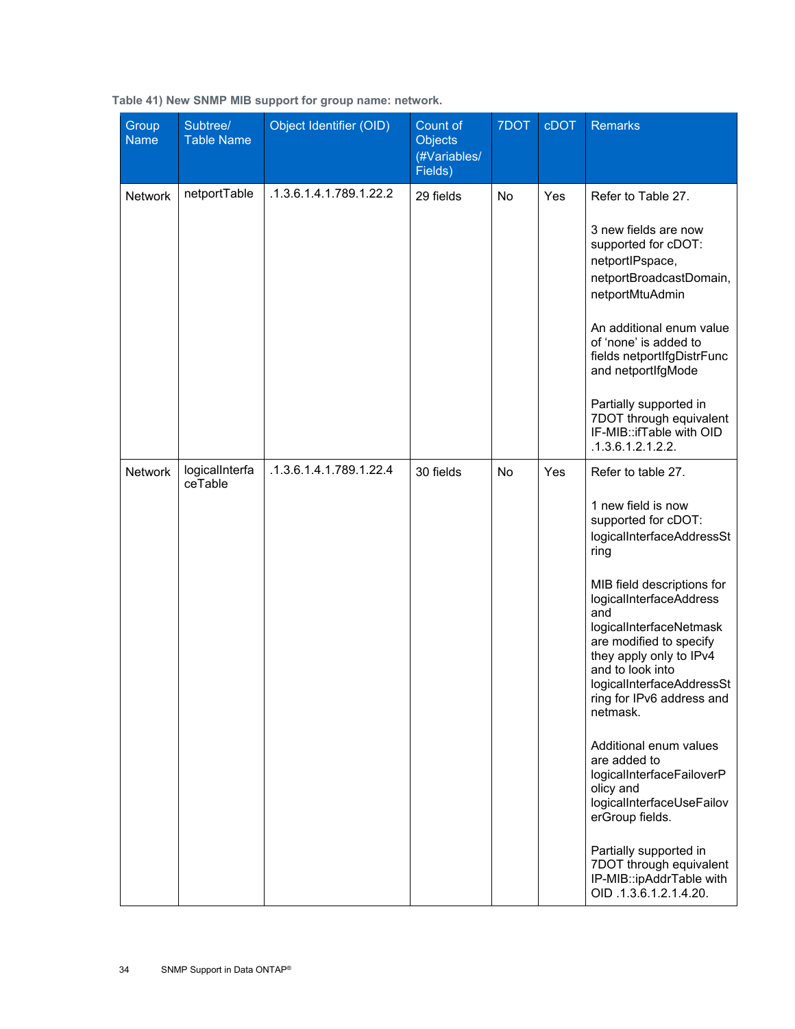**Table 41) New SNMP MIB support for group name: network.**

| Group Name | Subtree/ Table Name | Object Identifier (OID) | Count of Objects (#Variables/ Fields) | 7DOT | cDOT | Remarks |
|---|---|---|---|---|---|---|
| Network | netportTable | .1.3.6.1.4.1.789.1.22.2 | 29 fields | No | Yes | Refer to Table 27.<br><br>3 new fields are now supported for cDOT: netportIPspace, netportBroadcastDomain, netportMtuAdmin<br><br>An additional enum value of 'none' is added to fields netportIfgDistrFunc and netportIfgMode<br><br>Partially supported in 7DOT through equivalent IF-MIB::ifTable with OID .1.3.6.1.2.1.2.2. |
| Network | logicalInterfaceTable | .1.3.6.1.4.1.789.1.22.4 | 30 fields | No | Yes | Refer to table 27.<br><br>1 new field is now supported for cDOT: logicalInterfaceAddressString<br><br>MIB field descriptions for logicalInterfaceAddress and logicalInterfaceNetmask are modified to specify they apply only to IPv4 and to look into logicalInterfaceAddressString for IPv6 address and netmask.<br><br>Additional enum values are added to logicalInterfaceFailoverPolicy and logicalInterfaceUseFailoverGroup fields.<br><br>Partially supported in 7DOT through equivalent IP-MIB::ipAddrTable with OID .1.3.6.1.2.1.4.20. |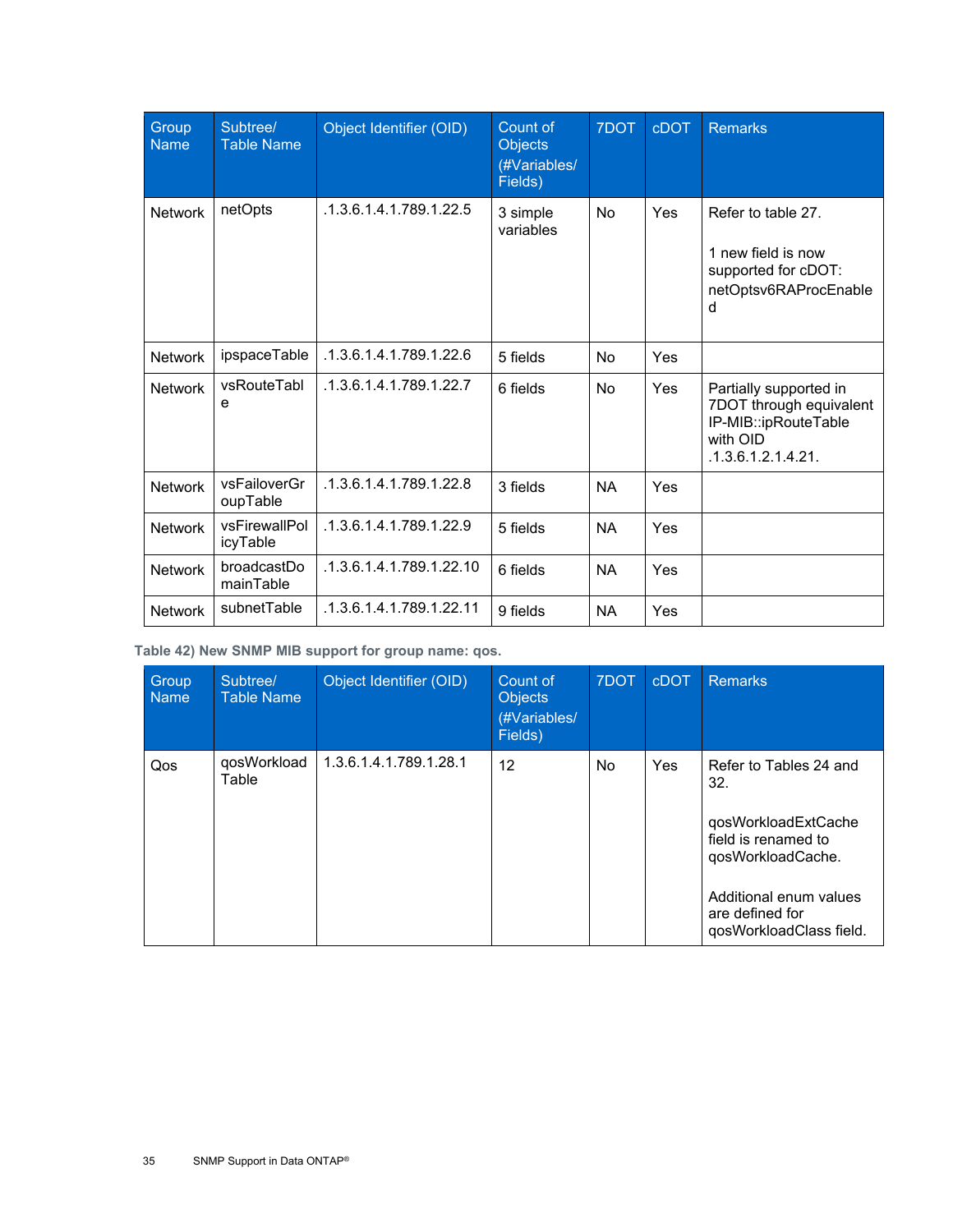| Group Name | Subtree/ Table Name | Object Identifier (OID) | Count of Objects (#Variables/ Fields) | 7DOT | cDOT | Remarks |
|---|---|---|---|---|---|---|
| Network | netOpts | .1.3.6.1.4.1.789.1.22.5 | 3 simple variables | No | Yes | Refer to table 27.<br><br>1 new field is now supported for cDOT: netOptsv6RAProcEnabled |
| Network | ipspaceTable | .1.3.6.1.4.1.789.1.22.6 | 5 fields | No | Yes | |
| Network | vsRouteTable | .1.3.6.1.4.1.789.1.22.7 | 6 fields | No | Yes | Partially supported in 7DOT through equivalent IP-MIB::ipRouteTable with OID .1.3.6.1.2.1.4.21. |
| Network | vsFailoverGroupTable | .1.3.6.1.4.1.789.1.22.8 | 3 fields | NA | Yes | |
| Network | vsFirewallPolicyTable | .1.3.6.1.4.1.789.1.22.9 | 5 fields | NA | Yes | |
| Network | broadcastDomainTable | .1.3.6.1.4.1.789.1.22.10 | 6 fields | NA | Yes | |
| Network | subnetTable | .1.3.6.1.4.1.789.1.22.11 | 9 fields | NA | Yes | |

**Table 42) New SNMP MIB support for group name: qos.**

| Group Name | Subtree/ Table Name | Object Identifier (OID) | Count of Objects (#Variables/ Fields) | 7DOT | cDOT | Remarks |
|---|---|---|---|---|---|---|
| Qos | qosWorkload Table | 1.3.6.1.4.1.789.1.28.1 | 12 | No | Yes | Refer to Tables 24 and 32.<br><br>qosWorkloadExtCache field is renamed to qosWorkloadCache.<br><br>Additional enum values are defined for qosWorkloadClass field. |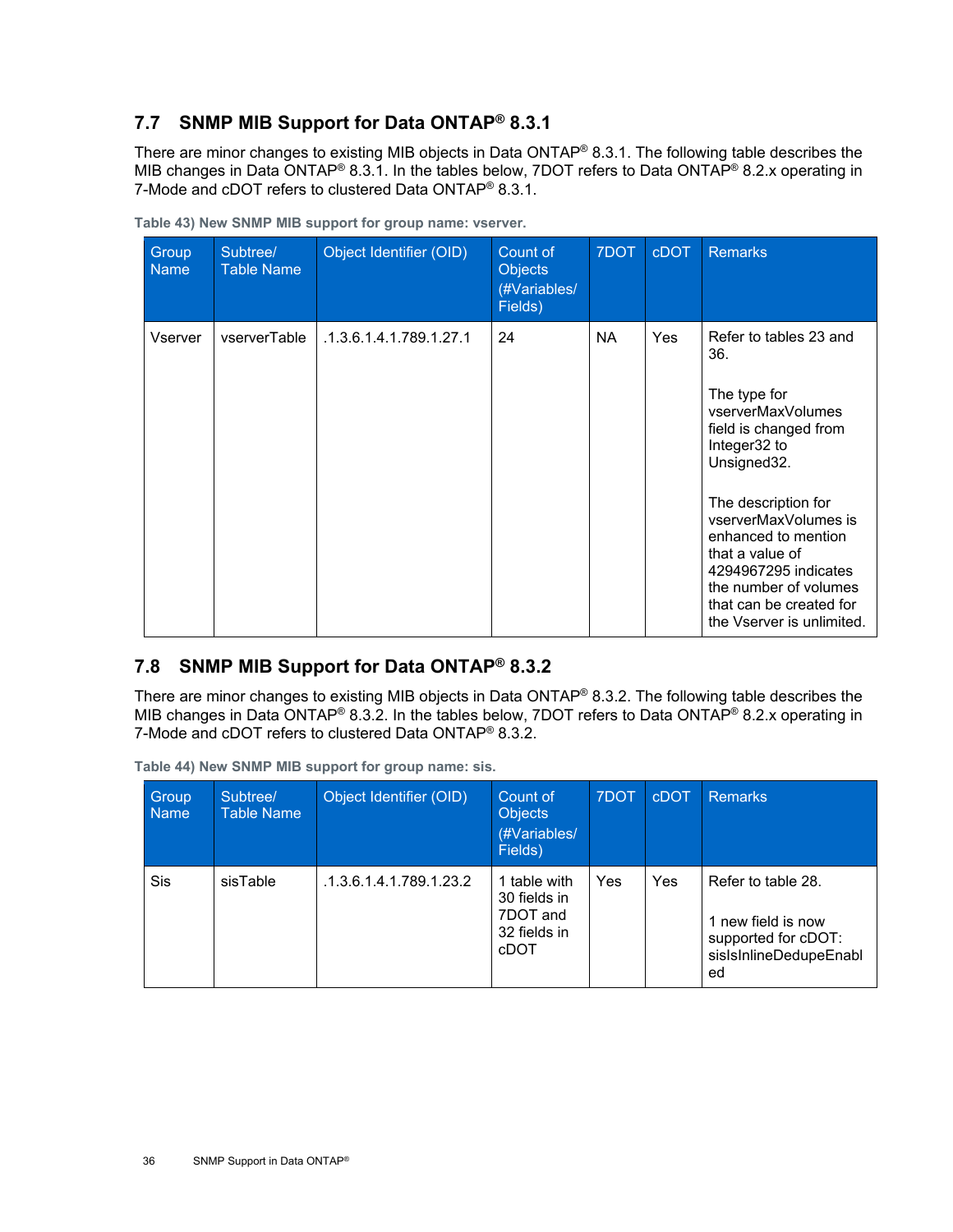## 7.7 SNMP MIB Support for Data ONTAP® 8.3.1

There are minor changes to existing MIB objects in Data ONTAP® 8.3.1. The following table describes the MIB changes in Data ONTAP® 8.3.1. In the tables below, 7DOT refers to Data ONTAP® 8.2.x operating in 7-Mode and cDOT refers to clustered Data ONTAP® 8.3.1.

**Table 43) New SNMP MIB support for group name: vserver.**

| Group Name | Subtree/ Table Name | Object Identifier (OID) | Count of Objects (#Variables/ Fields) | 7DOT | cDOT | Remarks |
|---|---|---|---|---|---|---|
| Vserver | vserverTable | .1.3.6.1.4.1.789.1.27.1 | 24 | NA | Yes | Refer to tables 23 and 36.<br><br>The type for vserverMaxVolumes field is changed from Integer32 to Unsigned32.<br><br>The description for vserverMaxVolumes is enhanced to mention that a value of 4294967295 indicates the number of volumes that can be created for the Vserver is unlimited. |

## 7.8 SNMP MIB Support for Data ONTAP® 8.3.2

There are minor changes to existing MIB objects in Data ONTAP® 8.3.2. The following table describes the MIB changes in Data ONTAP® 8.3.2. In the tables below, 7DOT refers to Data ONTAP® 8.2.x operating in 7-Mode and cDOT refers to clustered Data ONTAP® 8.3.2.

**Table 44) New SNMP MIB support for group name: sis.**

| Group Name | Subtree/ Table Name | Object Identifier (OID) | Count of Objects (#Variables/ Fields) | 7DOT | cDOT | Remarks |
|---|---|---|---|---|---|---|
| Sis | sisTable | .1.3.6.1.4.1.789.1.23.2 | 1 table with 30 fields in 7DOT and 32 fields in cDOT | Yes | Yes | Refer to table 28.<br><br>1 new field is now supported for cDOT: sisIsInlineDedupeEnabled |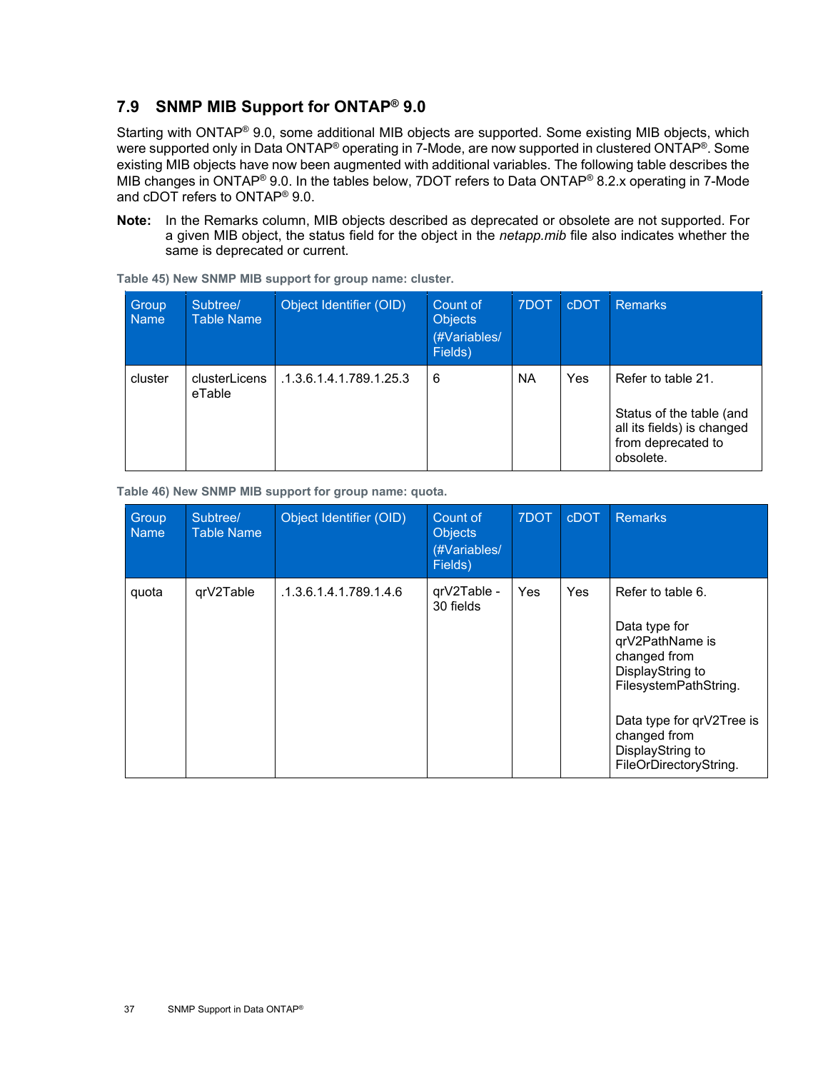## 7.9 SNMP MIB Support for ONTAP® 9.0

Starting with ONTAP® 9.0, some additional MIB objects are supported. Some existing MIB objects, which were supported only in Data ONTAP® operating in 7-Mode, are now supported in clustered ONTAP®. Some existing MIB objects have now been augmented with additional variables. The following table describes the MIB changes in ONTAP® 9.0. In the tables below, 7DOT refers to Data ONTAP® 8.2.x operating in 7-Mode and cDOT refers to ONTAP® 9.0.

**Note:** In the Remarks column, MIB objects described as deprecated or obsolete are not supported. For a given MIB object, the status field for the object in the *netapp.mib* file also indicates whether the same is deprecated or current.

**Table 45) New SNMP MIB support for group name: cluster.**

| Group Name | Subtree/ Table Name | Object Identifier (OID) | Count of Objects (#Variables/ Fields) | 7DOT | cDOT | Remarks |
|---|---|---|---|---|---|---|
| cluster | clusterLicenseTable | .1.3.6.1.4.1.789.1.25.3 | 6 | NA | Yes | Refer to table 21.<br><br>Status of the table (and all its fields) is changed from deprecated to obsolete. |

**Table 46) New SNMP MIB support for group name: quota.**

| Group Name | Subtree/ Table Name | Object Identifier (OID) | Count of Objects (#Variables/ Fields) | 7DOT | cDOT | Remarks |
|---|---|---|---|---|---|---|
| quota | qrV2Table | .1.3.6.1.4.1.789.1.4.6 | qrV2Table - 30 fields | Yes | Yes | Refer to table 6.<br><br>Data type for qrV2PathName is changed from DisplayString to FilesystemPathString.<br><br>Data type for qrV2Tree is changed from DisplayString to FileOrDirectoryString. |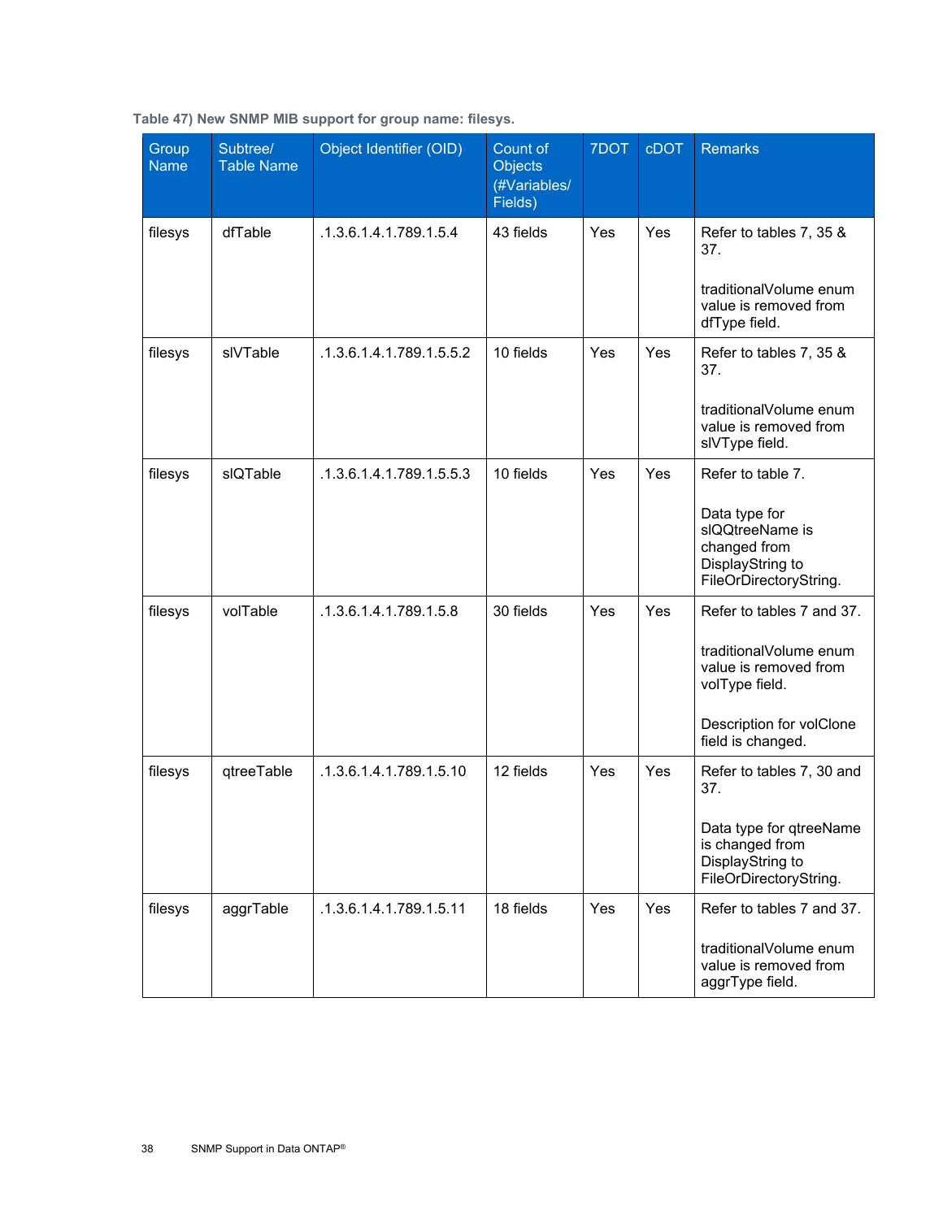**Table 47) New SNMP MIB support for group name: filesys.**

| Group Name | Subtree/ Table Name | Object Identifier (OID) | Count of Objects (#Variables/ Fields) | 7DOT | cDOT | Remarks |
|---|---|---|---|---|---|---|
| filesys | dfTable | .1.3.6.1.4.1.789.1.5.4 | 43 fields | Yes | Yes | Refer to tables 7, 35 & 37.<br><br>traditionalVolume enum value is removed from dfType field. |
| filesys | slVTable | .1.3.6.1.4.1.789.1.5.5.2 | 10 fields | Yes | Yes | Refer to tables 7, 35 & 37.<br><br>traditionalVolume enum value is removed from slVType field. |
| filesys | slQTable | .1.3.6.1.4.1.789.1.5.5.3 | 10 fields | Yes | Yes | Refer to table 7.<br><br>Data type for slQQtreeName is changed from DisplayString to FileOrDirectoryString. |
| filesys | volTable | .1.3.6.1.4.1.789.1.5.8 | 30 fields | Yes | Yes | Refer to tables 7 and 37.<br><br>traditionalVolume enum value is removed from volType field.<br><br>Description for volClone field is changed. |
| filesys | qtreeTable | .1.3.6.1.4.1.789.1.5.10 | 12 fields | Yes | Yes | Refer to tables 7, 30 and 37.<br><br>Data type for qtreeName is changed from DisplayString to FileOrDirectoryString. |
| filesys | aggrTable | .1.3.6.1.4.1.789.1.5.11 | 18 fields | Yes | Yes | Refer to tables 7 and 37.<br><br>traditionalVolume enum value is removed from aggrType field. |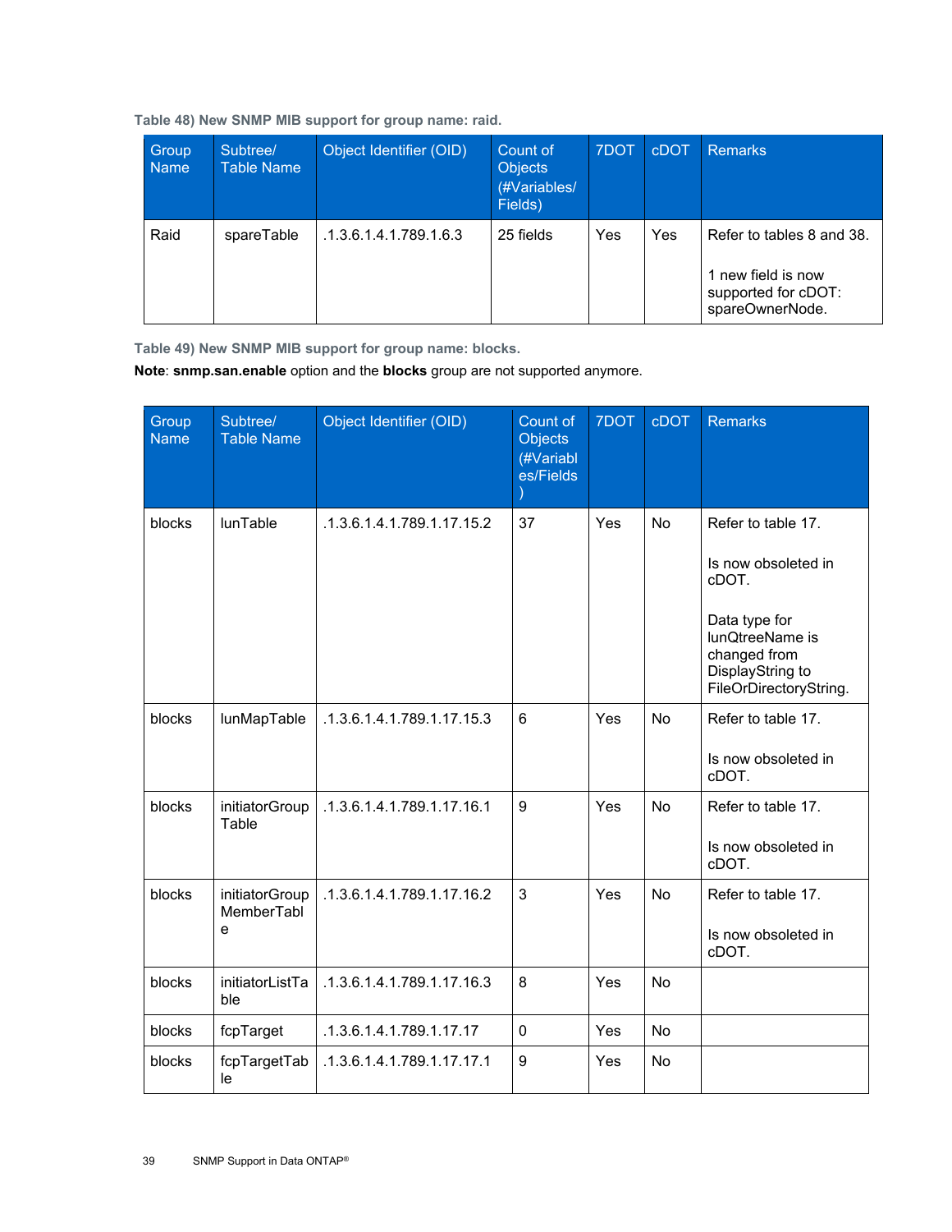**Table 48) New SNMP MIB support for group name: raid.**

| Group Name | Subtree/ Table Name | Object Identifier (OID) | Count of Objects (#Variables/ Fields) | 7DOT | cDOT | Remarks |
|---|---|---|---|---|---|---|
| Raid | spareTable | .1.3.6.1.4.1.789.1.6.3 | 25 fields | Yes | Yes | Refer to tables 8 and 38.<br><br>1 new field is now supported for cDOT: spareOwnerNode. |

**Table 49) New SNMP MIB support for group name: blocks.**

**Note**: **snmp.san.enable** option and the **blocks** group are not supported anymore.

| Group Name | Subtree/ Table Name | Object Identifier (OID) | Count of Objects (#Variables/Fields) | 7DOT | cDOT | Remarks |
|---|---|---|---|---|---|---|
| blocks | lunTable | .1.3.6.1.4.1.789.1.17.15.2 | 37 | Yes | No | Refer to table 17.<br><br>Is now obsoleted in cDOT.<br><br>Data type for lunQtreeName is changed from DisplayString to FileOrDirectoryString. |
| blocks | lunMapTable | .1.3.6.1.4.1.789.1.17.15.3 | 6 | Yes | No | Refer to table 17.<br><br>Is now obsoleted in cDOT. |
| blocks | initiatorGroupTable | .1.3.6.1.4.1.789.1.17.16.1 | 9 | Yes | No | Refer to table 17.<br><br>Is now obsoleted in cDOT. |
| blocks | initiatorGroupMemberTable | .1.3.6.1.4.1.789.1.17.16.2 | 3 | Yes | No | Refer to table 17.<br><br>Is now obsoleted in cDOT. |
| blocks | initiatorListTable | .1.3.6.1.4.1.789.1.17.16.3 | 8 | Yes | No | |
| blocks | fcpTarget | .1.3.6.1.4.1.789.1.17.17 | 0 | Yes | No | |
| blocks | fcpTargetTable | .1.3.6.1.4.1.789.1.17.17.1 | 9 | Yes | No | |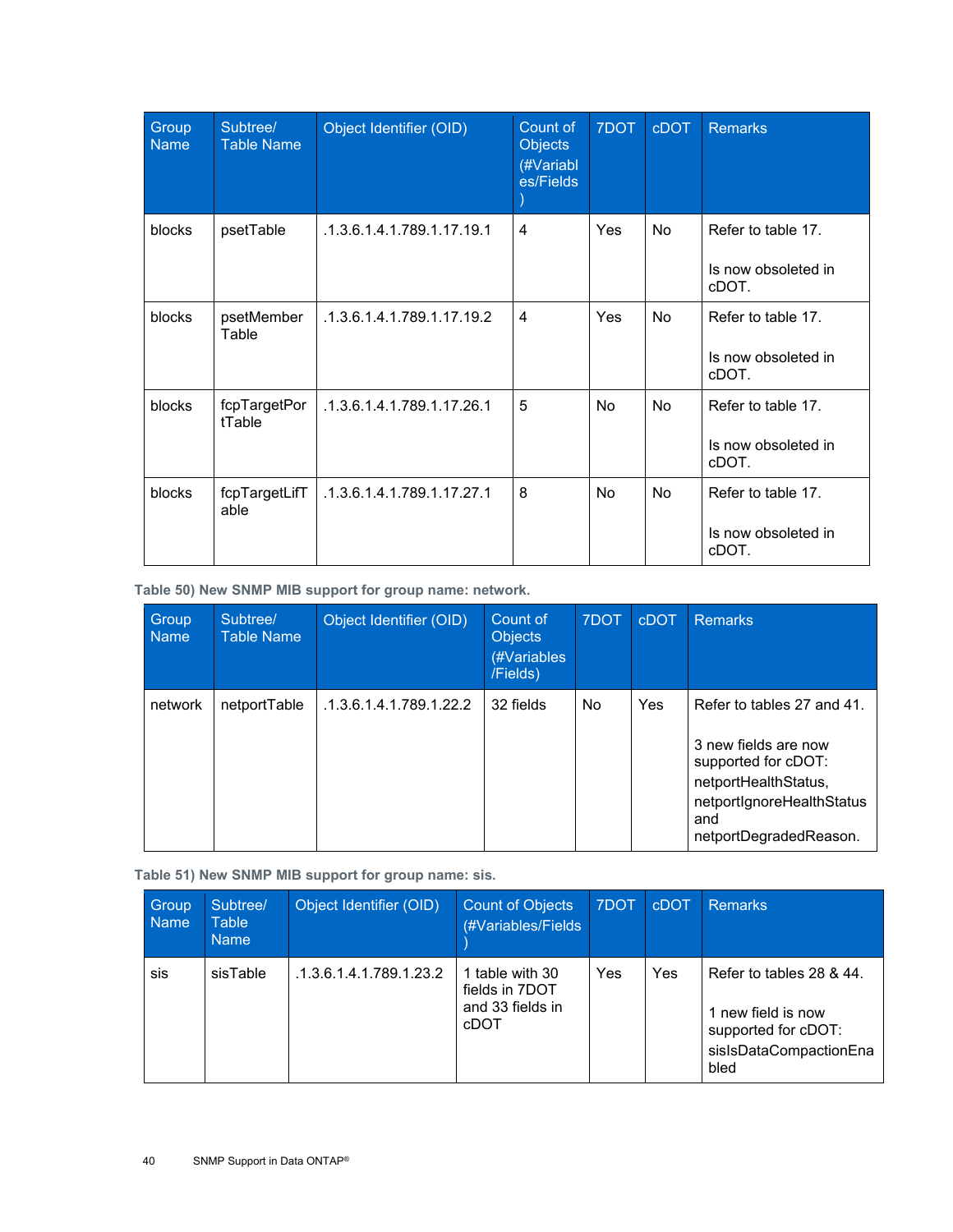| Group Name | Subtree/ Table Name | Object Identifier (OID) | Count of Objects (#Variables/Fields) | 7DOT | cDOT | Remarks |
|---|---|---|---|---|---|---|
| blocks | psetTable | .1.3.6.1.4.1.789.1.17.19.1 | 4 | Yes | No | Refer to table 17.<br><br>Is now obsoleted in cDOT. |
| blocks | psetMember Table | .1.3.6.1.4.1.789.1.17.19.2 | 4 | Yes | No | Refer to table 17.<br><br>Is now obsoleted in cDOT. |
| blocks | fcpTargetPortTable | .1.3.6.1.4.1.789.1.17.26.1 | 5 | No | No | Refer to table 17.<br><br>Is now obsoleted in cDOT. |
| blocks | fcpTargetLifTable | .1.3.6.1.4.1.789.1.17.27.1 | 8 | No | No | Refer to table 17.<br><br>Is now obsoleted in cDOT. |

**Table 50) New SNMP MIB support for group name: network.**

| Group Name | Subtree/ Table Name | Object Identifier (OID) | Count of Objects (#Variables/Fields) | 7DOT | cDOT | Remarks |
|---|---|---|---|---|---|---|
| network | netportTable | .1.3.6.1.4.1.789.1.22.2 | 32 fields | No | Yes | Refer to tables 27 and 41.<br><br>3 new fields are now supported for cDOT: netportHealthStatus, netportIgnoreHealthStatus and netportDegradedReason. |

**Table 51) New SNMP MIB support for group name: sis.**

| Group Name | Subtree/ Table Name | Object Identifier (OID) | Count of Objects (#Variables/Fields) | 7DOT | cDOT | Remarks |
|---|---|---|---|---|---|---|
| sis | sisTable | .1.3.6.1.4.1.789.1.23.2 | 1 table with 30 fields in 7DOT and 33 fields in cDOT | Yes | Yes | Refer to tables 28 & 44.<br><br>1 new field is now supported for cDOT: sisIsDataCompactionEnabled |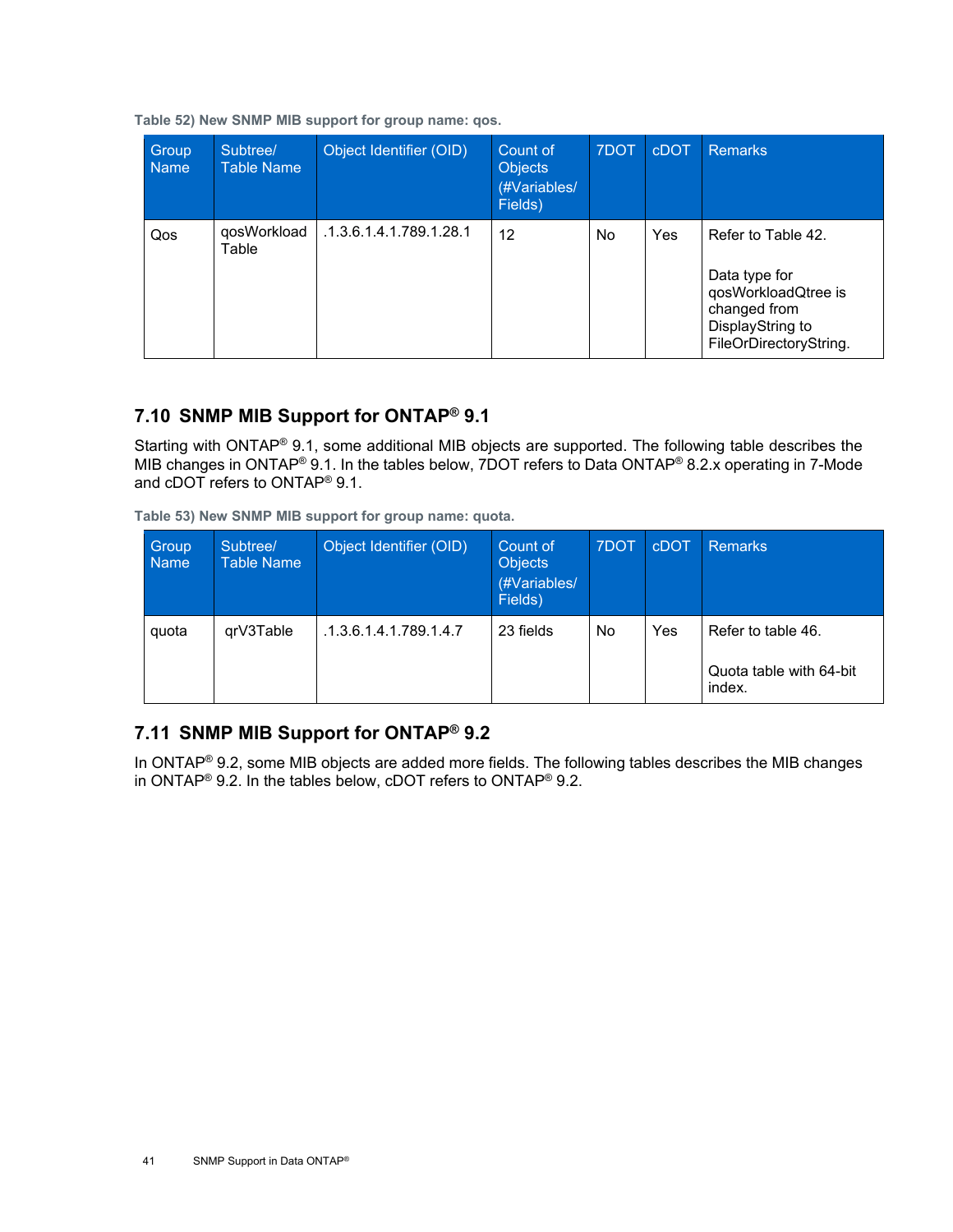Table 52) New SNMP MIB support for group name: qos.

| Group Name | Subtree/ Table Name | Object Identifier (OID) | Count of Objects (#Variables/ Fields) | 7DOT | cDOT | Remarks |
|---|---|---|---|---|---|---|
| Qos | qosWorkload Table | .1.3.6.1.4.1.789.1.28.1 | 12 | No | Yes | Refer to Table 42. Data type for qosWorkloadQtree is changed from DisplayString to FileOrDirectoryString. |

## 7.10 SNMP MIB Support for ONTAP® 9.1

Starting with ONTAP® 9.1, some additional MIB objects are supported. The following table describes the MIB changes in ONTAP® 9.1. In the tables below, 7DOT refers to Data ONTAP® 8.2.x operating in 7-Mode and cDOT refers to ONTAP® 9.1.

Table 53) New SNMP MIB support for group name: quota.

| Group Name | Subtree/ Table Name | Object Identifier (OID) | Count of Objects (#Variables/ Fields) | 7DOT | cDOT | Remarks |
|---|---|---|---|---|---|---|
| quota | qrV3Table | .1.3.6.1.4.1.789.1.4.7 | 23 fields | No | Yes | Refer to table 46. Quota table with 64-bit index. |

## 7.11 SNMP MIB Support for ONTAP® 9.2

In ONTAP® 9.2, some MIB objects are added more fields. The following tables describes the MIB changes in ONTAP® 9.2. In the tables below, cDOT refers to ONTAP® 9.2.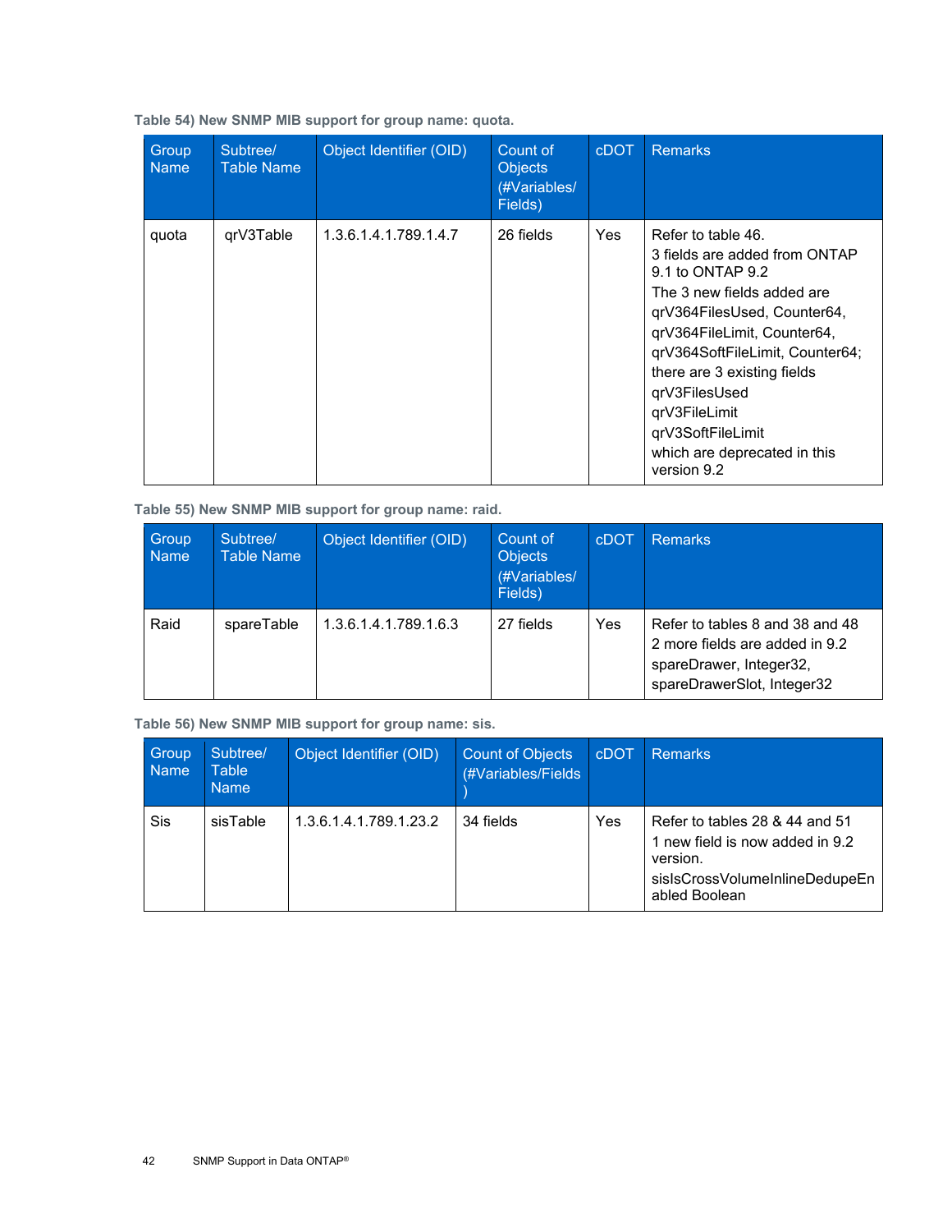**Table 54) New SNMP MIB support for group name: quota.**

| Group Name | Subtree/ Table Name | Object Identifier (OID) | Count of Objects (#Variables/ Fields) | cDOT | Remarks |
|---|---|---|---|---|---|
| quota | qrV3Table | 1.3.6.1.4.1.789.1.4.7 | 26 fields | Yes | Refer to table 46. 3 fields are added from ONTAP 9.1 to ONTAP 9.2 The 3 new fields added are qrV364FilesUsed, Counter64, qrV364FileLimit, Counter64, qrV364SoftFileLimit, Counter64; there are 3 existing fields qrV3FilesUsed qrV3FileLimit qrV3SoftFileLimit which are deprecated in this version 9.2 |

**Table 55) New SNMP MIB support for group name: raid.**

| Group Name | Subtree/ Table Name | Object Identifier (OID) | Count of Objects (#Variables/ Fields) | cDOT | Remarks |
|---|---|---|---|---|---|
| Raid | spareTable | 1.3.6.1.4.1.789.1.6.3 | 27 fields | Yes | Refer to tables 8 and 38 and 48 2 more fields are added in 9.2 spareDrawer, Integer32, spareDrawerSlot, Integer32 |

**Table 56) New SNMP MIB support for group name: sis.**

| Group Name | Subtree/ Table Name | Object Identifier (OID) | Count of Objects (#Variables/Fields) | cDOT | Remarks |
|---|---|---|---|---|---|
| Sis | sisTable | 1.3.6.1.4.1.789.1.23.2 | 34 fields | Yes | Refer to tables 28 & 44 and 51 1 new field is now added in 9.2 version. sisIsCrossVolumeInlineDedupeEnabled Boolean |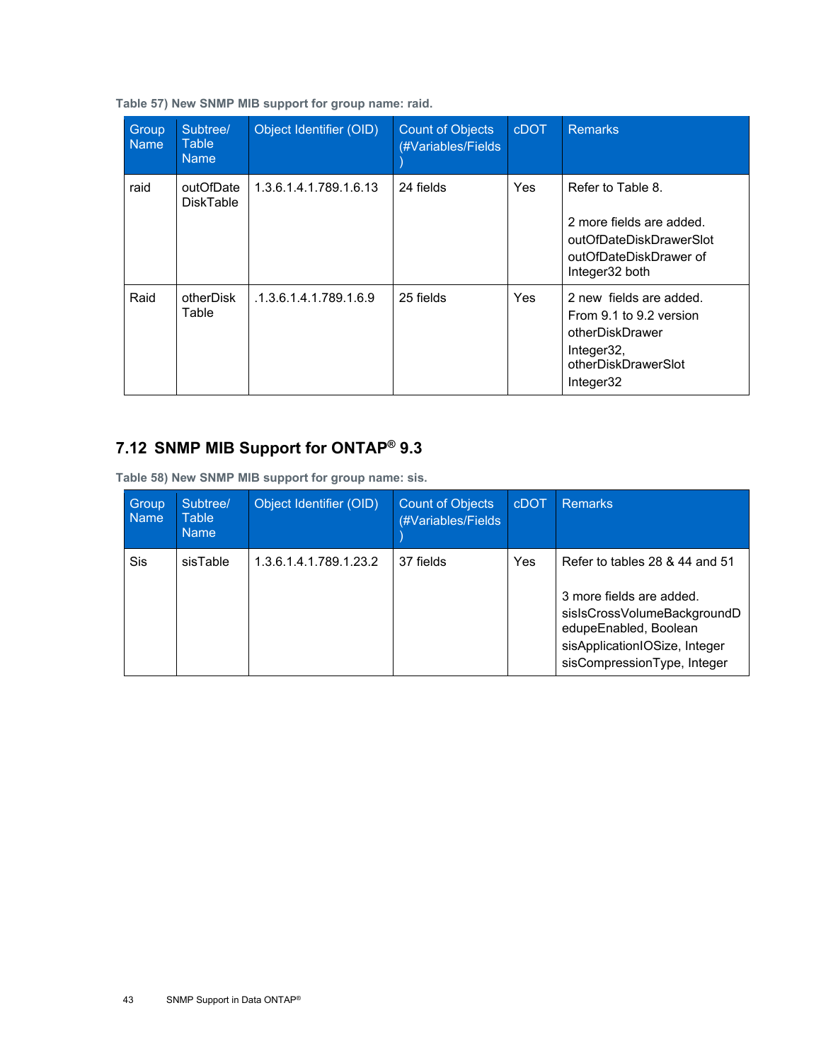**Table 57) New SNMP MIB support for group name: raid.**

| Group Name | Subtree/ Table Name | Object Identifier (OID) | Count of Objects (#Variables/Fields) | cDOT | Remarks |
|---|---|---|---|---|---|
| raid | outOfDate DiskTable | 1.3.6.1.4.1.789.1.6.13 | 24 fields | Yes | Refer to Table 8.<br><br>2 more fields are added. outOfDateDiskDrawerSlot outOfDateDiskDrawer of Integer32 both |
| Raid | otherDisk Table | .1.3.6.1.4.1.789.1.6.9 | 25 fields | Yes | 2 new fields are added. From 9.1 to 9.2 version otherDiskDrawer Integer32, otherDiskDrawerSlot Integer32 |

## 7.12 SNMP MIB Support for ONTAP® 9.3

**Table 58) New SNMP MIB support for group name: sis.**

| Group Name | Subtree/ Table Name | Object Identifier (OID) | Count of Objects (#Variables/Fields) | cDOT | Remarks |
|---|---|---|---|---|---|
| Sis | sisTable | 1.3.6.1.4.1.789.1.23.2 | 37 fields | Yes | Refer to tables 28 & 44 and 51<br><br>3 more fields are added. sisIsCrossVolumeBackgroundDedupeEnabled, Boolean sisApplicationIOSize, Integer sisCompressionType, Integer |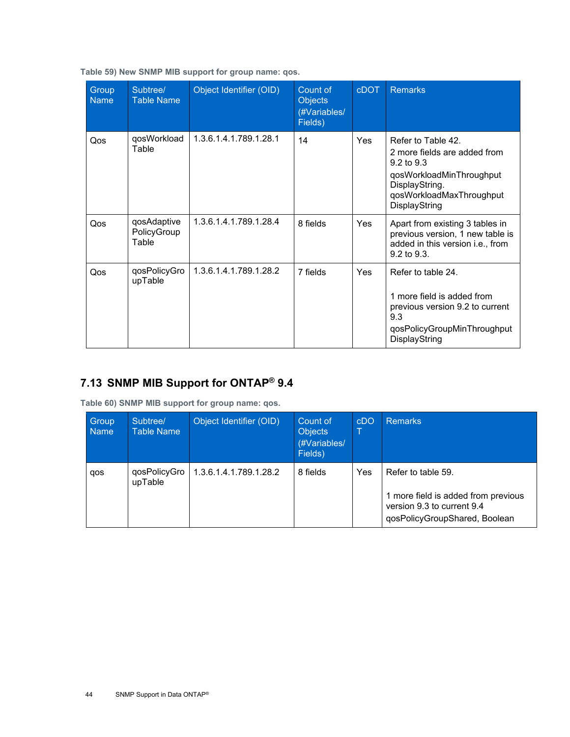**Table 59) New SNMP MIB support for group name: qos.**

| Group Name | Subtree/ Table Name | Object Identifier (OID) | Count of Objects (#Variables/ Fields) | cDOT | Remarks |
|---|---|---|---|---|---|
| Qos | qosWorkload Table | 1.3.6.1.4.1.789.1.28.1 | 14 | Yes | Refer to Table 42. 2 more fields are added from 9.2 to 9.3 qosWorkloadMinThroughput DisplayString. qosWorkloadMaxThroughput DisplayString |
| Qos | qosAdaptive PolicyGroup Table | 1.3.6.1.4.1.789.1.28.4 | 8 fields | Yes | Apart from existing 3 tables in previous version, 1 new table is added in this version i.e., from 9.2 to 9.3. |
| Qos | qosPolicyGroupTable | 1.3.6.1.4.1.789.1.28.2 | 7 fields | Yes | Refer to table 24. 1 more field is added from previous version 9.2 to current 9.3 qosPolicyGroupMinThroughput DisplayString |

## 7.13 SNMP MIB Support for ONTAP® 9.4

**Table 60) SNMP MIB support for group name: qos.**

| Group Name | Subtree/ Table Name | Object Identifier (OID) | Count of Objects (#Variables/ Fields) | cDOT | Remarks |
|---|---|---|---|---|---|
| qos | qosPolicyGroupTable | 1.3.6.1.4.1.789.1.28.2 | 8 fields | Yes | Refer to table 59. 1 more field is added from previous version 9.3 to current 9.4 qosPolicyGroupShared, Boolean |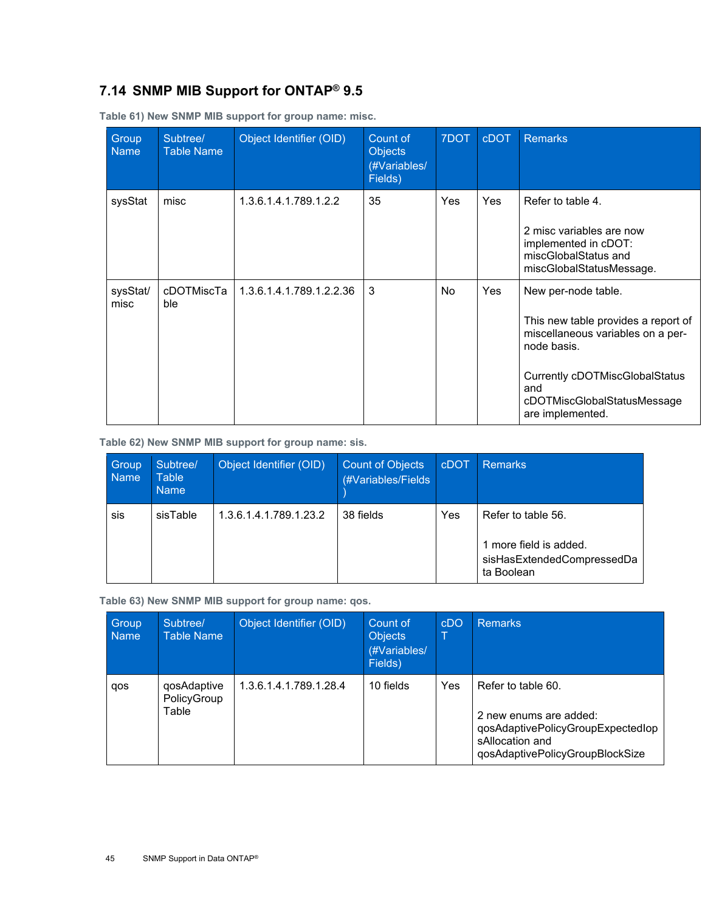## 7.14 SNMP MIB Support for ONTAP® 9.5

Table 61) New SNMP MIB support for group name: misc.

| Group Name | Subtree/ Table Name | Object Identifier (OID) | Count of Objects (#Variables/ Fields) | 7DOT | cDOT | Remarks |
|---|---|---|---|---|---|---|
| sysStat | misc | 1.3.6.1.4.1.789.1.2.2 | 35 | Yes | Yes | Refer to table 4.<br><br>2 misc variables are now implemented in cDOT: miscGlobalStatus and miscGlobalStatusMessage. |
| sysStat/ misc | cDOTMiscTable | 1.3.6.1.4.1.789.1.2.2.36 | 3 | No | Yes | New per-node table.<br><br>This new table provides a report of miscellaneous variables on a per-node basis.<br><br>Currently cDOTMiscGlobalStatus and cDOTMiscGlobalStatusMessage are implemented. |

Table 62) New SNMP MIB support for group name: sis.

| Group Name | Subtree/ Table Name | Object Identifier (OID) | Count of Objects (#Variables/Fields) | cDOT | Remarks |
|---|---|---|---|---|---|
| sis | sisTable | 1.3.6.1.4.1.789.1.23.2 | 38 fields | Yes | Refer to table 56.<br><br>1 more field is added. sisHasExtendedCompressedData Boolean |

Table 63) New SNMP MIB support for group name: qos.

| Group Name | Subtree/ Table Name | Object Identifier (OID) | Count of Objects (#Variables/ Fields) | cDOT | Remarks |
|---|---|---|---|---|---|
| qos | qosAdaptivePolicyGroupTable | 1.3.6.1.4.1.789.1.28.4 | 10 fields | Yes | Refer to table 60.<br><br>2 new enums are added: qosAdaptivePolicyGroupExpectedIopsAllocation and qosAdaptivePolicyGroupBlockSize |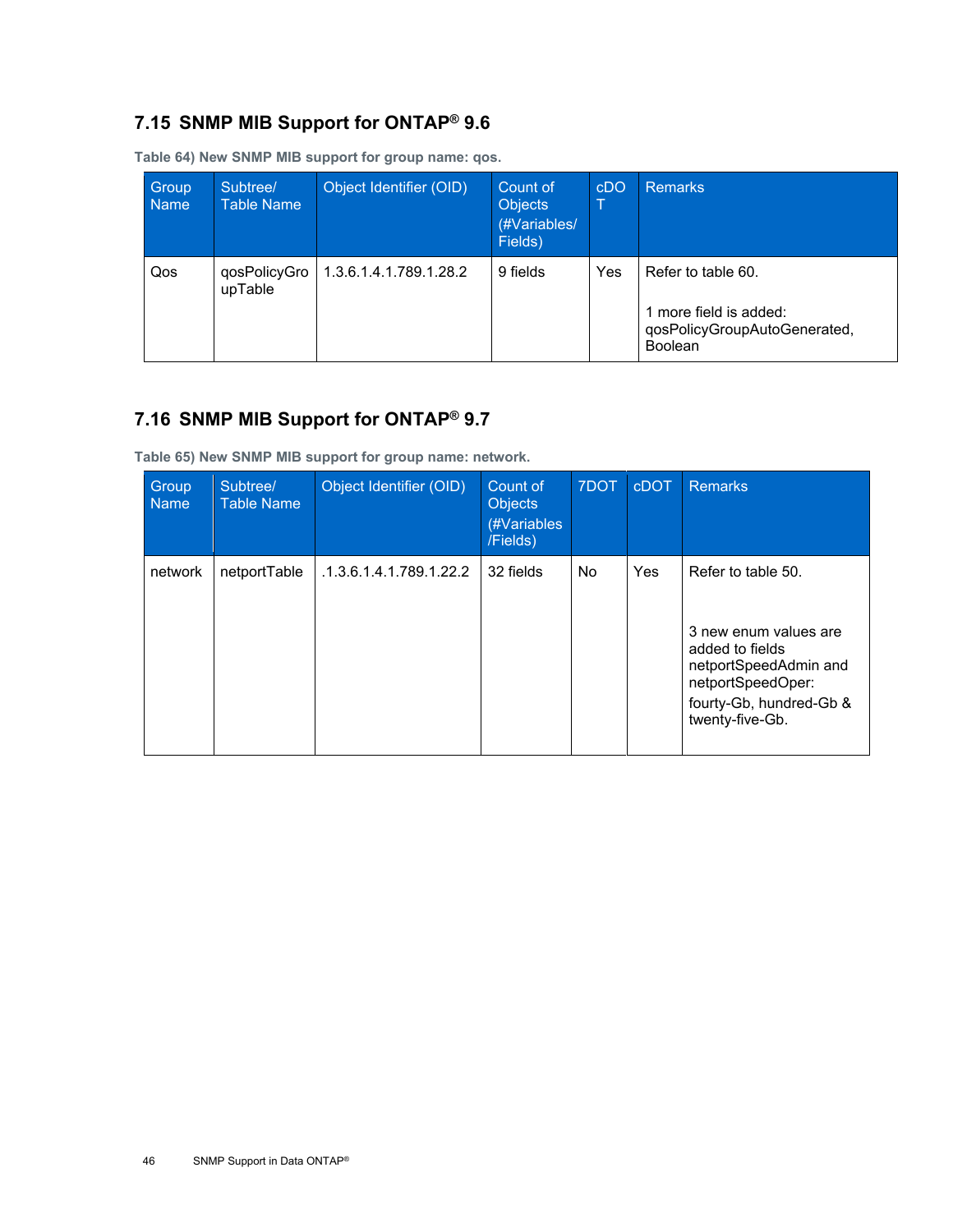## 7.15 SNMP MIB Support for ONTAP® 9.6

Table 64) New SNMP MIB support for group name: qos.

| Group Name | Subtree/ Table Name | Object Identifier (OID) | Count of Objects (#Variables/ Fields) | cDOT | Remarks |
|---|---|---|---|---|---|
| Qos | qosPolicyGroupTable | 1.3.6.1.4.1.789.1.28.2 | 9 fields | Yes | Refer to table 60.<br><br>1 more field is added: qosPolicyGroupAutoGenerated, Boolean |

## 7.16 SNMP MIB Support for ONTAP® 9.7

Table 65) New SNMP MIB support for group name: network.

| Group Name | Subtree/ Table Name | Object Identifier (OID) | Count of Objects (#Variables /Fields) | 7DOT | cDOT | Remarks |
|---|---|---|---|---|---|---|
| network | netportTable | .1.3.6.1.4.1.789.1.22.2 | 32 fields | No | Yes | Refer to table 50.<br><br>3 new enum values are added to fields netportSpeedAdmin and netportSpeedOper:<br>fourty-Gb, hundred-Gb & twenty-five-Gb. |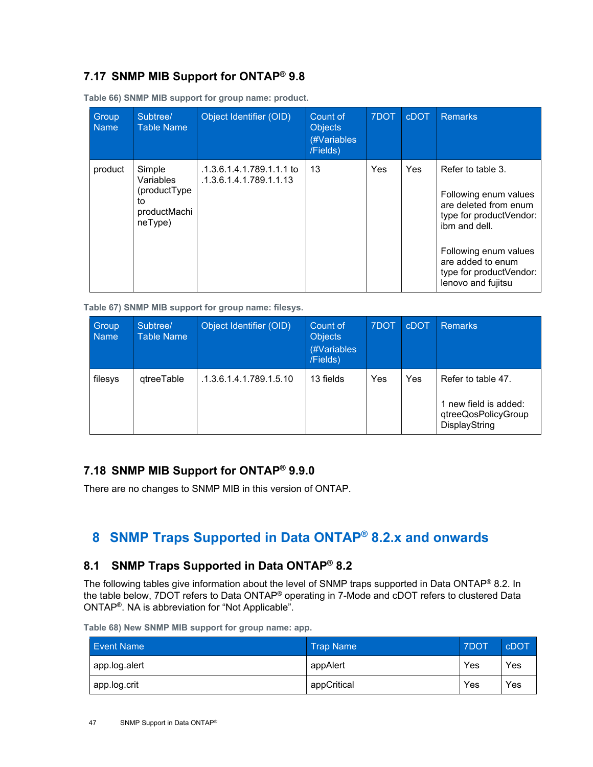## 7.17 SNMP MIB Support for ONTAP® 9.8

Table 66) SNMP MIB support for group name: product.

| Group Name | Subtree/ Table Name | Object Identifier (OID) | Count of Objects (#Variables /Fields) | 7DOT | cDOT | Remarks |
|---|---|---|---|---|---|---|
| product | Simple Variables (productType to productMachineType) | .1.3.6.1.4.1.789.1.1.1 to .1.3.6.1.4.1.789.1.1.13 | 13 | Yes | Yes | Refer to table 3.<br><br>Following enum values are deleted from enum type for productVendor: ibm and dell.<br><br>Following enum values are added to enum type for productVendor: lenovo and fujitsu |

Table 67) SNMP MIB support for group name: filesys.

| Group Name | Subtree/ Table Name | Object Identifier (OID) | Count of Objects (#Variables /Fields) | 7DOT | cDOT | Remarks |
|---|---|---|---|---|---|---|
| filesys | qtreeTable | .1.3.6.1.4.1.789.1.5.10 | 13 fields | Yes | Yes | Refer to table 47.<br><br>1 new field is added: qtreeQosPolicyGroup DisplayString |

## 7.18 SNMP MIB Support for ONTAP® 9.9.0

There are no changes to SNMP MIB in this version of ONTAP.

# 8 SNMP Traps Supported in Data ONTAP® 8.2.x and onwards

## 8.1 SNMP Traps Supported in Data ONTAP® 8.2

The following tables give information about the level of SNMP traps supported in Data ONTAP® 8.2. In the table below, 7DOT refers to Data ONTAP® operating in 7-Mode and cDOT refers to clustered Data ONTAP®. NA is abbreviation for “Not Applicable”.

Table 68) New SNMP MIB support for group name: app.

| Event Name | Trap Name | 7DOT | cDOT |
|---|---|---|---|
| app.log.alert | appAlert | Yes | Yes |
| app.log.crit | appCritical | Yes | Yes |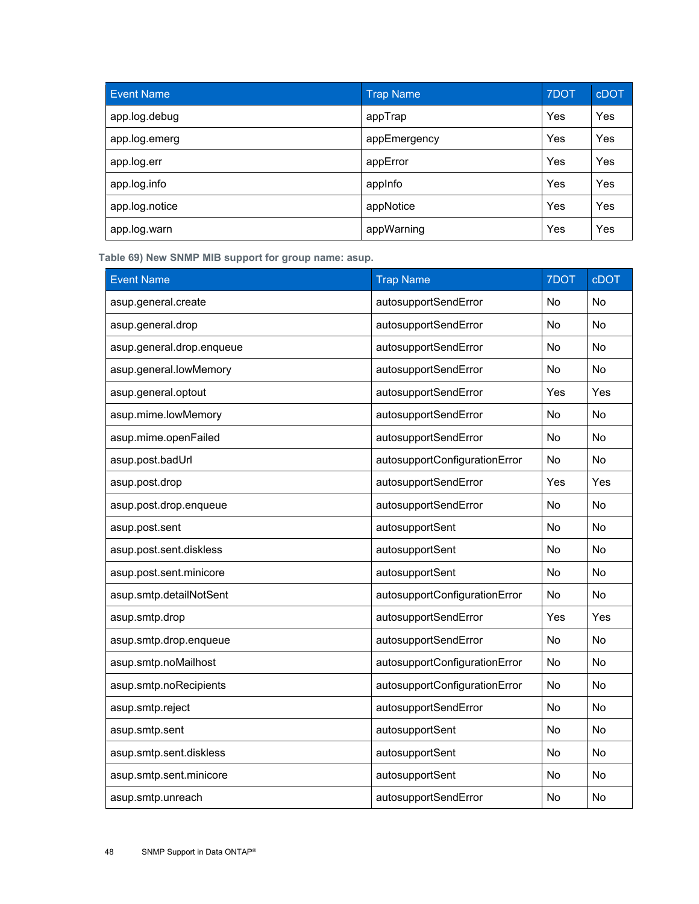| Event Name | Trap Name | 7DOT | cDOT |
|---|---|---|---|
| app.log.debug | appTrap | Yes | Yes |
| app.log.emerg | appEmergency | Yes | Yes |
| app.log.err | appError | Yes | Yes |
| app.log.info | appInfo | Yes | Yes |
| app.log.notice | appNotice | Yes | Yes |
| app.log.warn | appWarning | Yes | Yes |

**Table 69) New SNMP MIB support for group name: asup.**

| Event Name | Trap Name | 7DOT | cDOT |
|---|---|---|---|
| asup.general.create | autosupportSendError | No | No |
| asup.general.drop | autosupportSendError | No | No |
| asup.general.drop.enqueue | autosupportSendError | No | No |
| asup.general.lowMemory | autosupportSendError | No | No |
| asup.general.optout | autosupportSendError | Yes | Yes |
| asup.mime.lowMemory | autosupportSendError | No | No |
| asup.mime.openFailed | autosupportSendError | No | No |
| asup.post.badUrl | autosupportConfigurationError | No | No |
| asup.post.drop | autosupportSendError | Yes | Yes |
| asup.post.drop.enqueue | autosupportSendError | No | No |
| asup.post.sent | autosupportSent | No | No |
| asup.post.sent.diskless | autosupportSent | No | No |
| asup.post.sent.minicore | autosupportSent | No | No |
| asup.smtp.detailNotSent | autosupportConfigurationError | No | No |
| asup.smtp.drop | autosupportSendError | Yes | Yes |
| asup.smtp.drop.enqueue | autosupportSendError | No | No |
| asup.smtp.noMailhost | autosupportConfigurationError | No | No |
| asup.smtp.noRecipients | autosupportConfigurationError | No | No |
| asup.smtp.reject | autosupportSendError | No | No |
| asup.smtp.sent | autosupportSent | No | No |
| asup.smtp.sent.diskless | autosupportSent | No | No |
| asup.smtp.sent.minicore | autosupportSent | No | No |
| asup.smtp.unreach | autosupportSendError | No | No |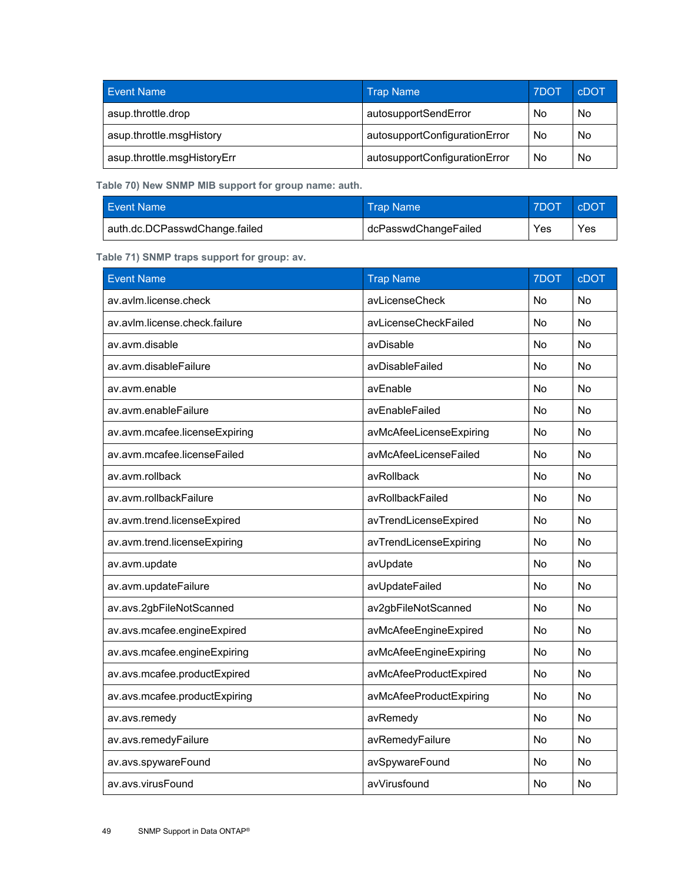| Event Name | Trap Name | 7DOT | cDOT |
|---|---|---|---|
| asup.throttle.drop | autosupportSendError | No | No |
| asup.throttle.msgHistory | autosupportConfigurationError | No | No |
| asup.throttle.msgHistoryErr | autosupportConfigurationError | No | No |

**Table 70) New SNMP MIB support for group name: auth.**

| Event Name | Trap Name | 7DOT | cDOT |
|---|---|---|---|
| auth.dc.DCPasswdChange.failed | dcPasswdChangeFailed | Yes | Yes |

**Table 71) SNMP traps support for group: av.**

| Event Name | Trap Name | 7DOT | cDOT |
|---|---|---|---|
| av.avlm.license.check | avLicenseCheck | No | No |
| av.avlm.license.check.failure | avLicenseCheckFailed | No | No |
| av.avm.disable | avDisable | No | No |
| av.avm.disableFailure | avDisableFailed | No | No |
| av.avm.enable | avEnable | No | No |
| av.avm.enableFailure | avEnableFailed | No | No |
| av.avm.mcafee.licenseExpiring | avMcAfeeLicenseExpiring | No | No |
| av.avm.mcafee.licenseFailed | avMcAfeeLicenseFailed | No | No |
| av.avm.rollback | avRollback | No | No |
| av.avm.rollbackFailure | avRollbackFailed | No | No |
| av.avm.trend.licenseExpired | avTrendLicenseExpired | No | No |
| av.avm.trend.licenseExpiring | avTrendLicenseExpiring | No | No |
| av.avm.update | avUpdate | No | No |
| av.avm.updateFailure | avUpdateFailed | No | No |
| av.avs.2gbFileNotScanned | av2gbFileNotScanned | No | No |
| av.avs.mcafee.engineExpired | avMcAfeeEngineExpired | No | No |
| av.avs.mcafee.engineExpiring | avMcAfeeEngineExpiring | No | No |
| av.avs.mcafee.productExpired | avMcAfeeProductExpired | No | No |
| av.avs.mcafee.productExpiring | avMcAfeeProductExpiring | No | No |
| av.avs.remedy | avRemedy | No | No |
| av.avs.remedyFailure | avRemedyFailure | No | No |
| av.avs.spywareFound | avSpywareFound | No | No |
| av.avs.virusFound | avVirusfound | No | No |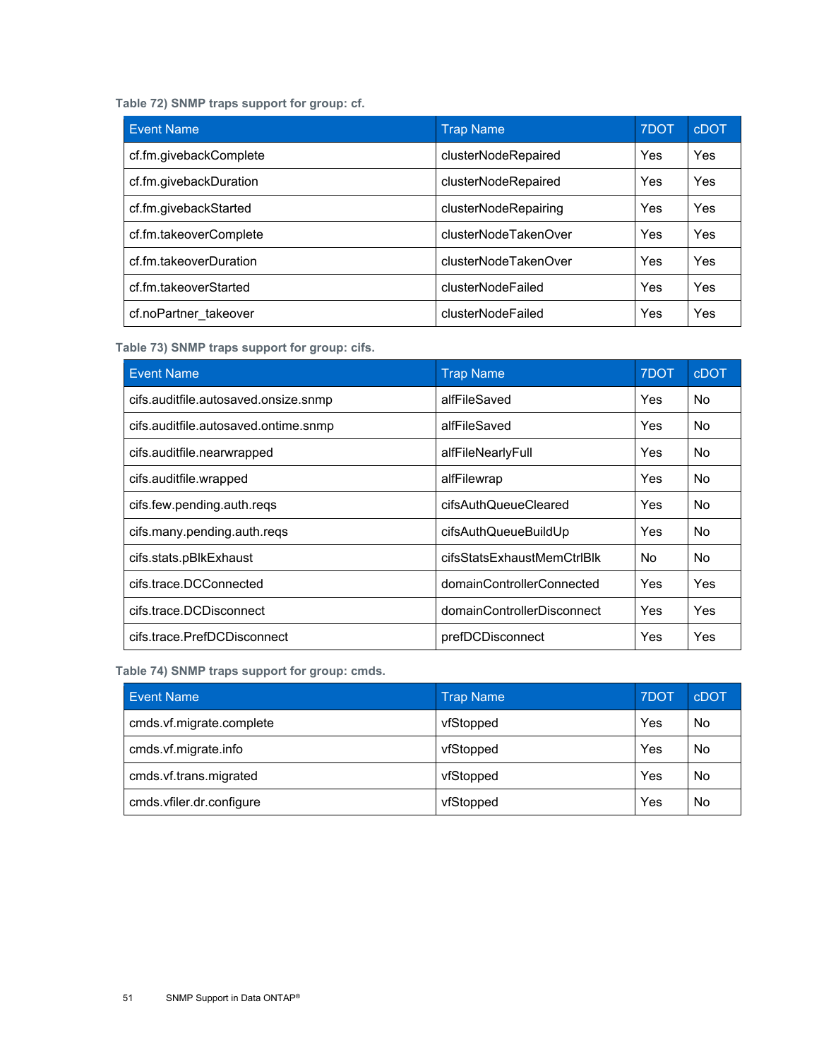**Table 72) SNMP traps support for group: cf.**

| Event Name | Trap Name | 7DOT | cDOT |
| --- | --- | --- | --- |
| cf.fm.givebackComplete | clusterNodeRepaired | Yes | Yes |
| cf.fm.givebackDuration | clusterNodeRepaired | Yes | Yes |
| cf.fm.givebackStarted | clusterNodeRepairing | Yes | Yes |
| cf.fm.takeoverComplete | clusterNodeTakenOver | Yes | Yes |
| cf.fm.takeoverDuration | clusterNodeTakenOver | Yes | Yes |
| cf.fm.takeoverStarted | clusterNodeFailed | Yes | Yes |
| cf.noPartner_takeover | clusterNodeFailed | Yes | Yes |

**Table 73) SNMP traps support for group: cifs.**

| Event Name | Trap Name | 7DOT | cDOT |
| --- | --- | --- | --- |
| cifs.auditfile.autosaved.onsize.snmp | alfFileSaved | Yes | No |
| cifs.auditfile.autosaved.ontime.snmp | alfFileSaved | Yes | No |
| cifs.auditfile.nearwrapped | alfFileNearlyFull | Yes | No |
| cifs.auditfile.wrapped | alfFilewrap | Yes | No |
| cifs.few.pending.auth.reqs | cifsAuthQueueCleared | Yes | No |
| cifs.many.pending.auth.reqs | cifsAuthQueueBuildUp | Yes | No |
| cifs.stats.pBlkExhaust | cifsStatsExhaustMemCtrlBlk | No | No |
| cifs.trace.DCConnected | domainControllerConnected | Yes | Yes |
| cifs.trace.DCDisconnect | domainControllerDisconnect | Yes | Yes |
| cifs.trace.PrefDCDisconnect | prefDCDisconnect | Yes | Yes |

**Table 74) SNMP traps support for group: cmds.**

| Event Name | Trap Name | 7DOT | cDOT |
| --- | --- | --- | --- |
| cmds.vf.migrate.complete | vfStopped | Yes | No |
| cmds.vf.migrate.info | vfStopped | Yes | No |
| cmds.vf.trans.migrated | vfStopped | Yes | No |
| cmds.vfiler.dr.configure | vfStopped | Yes | No |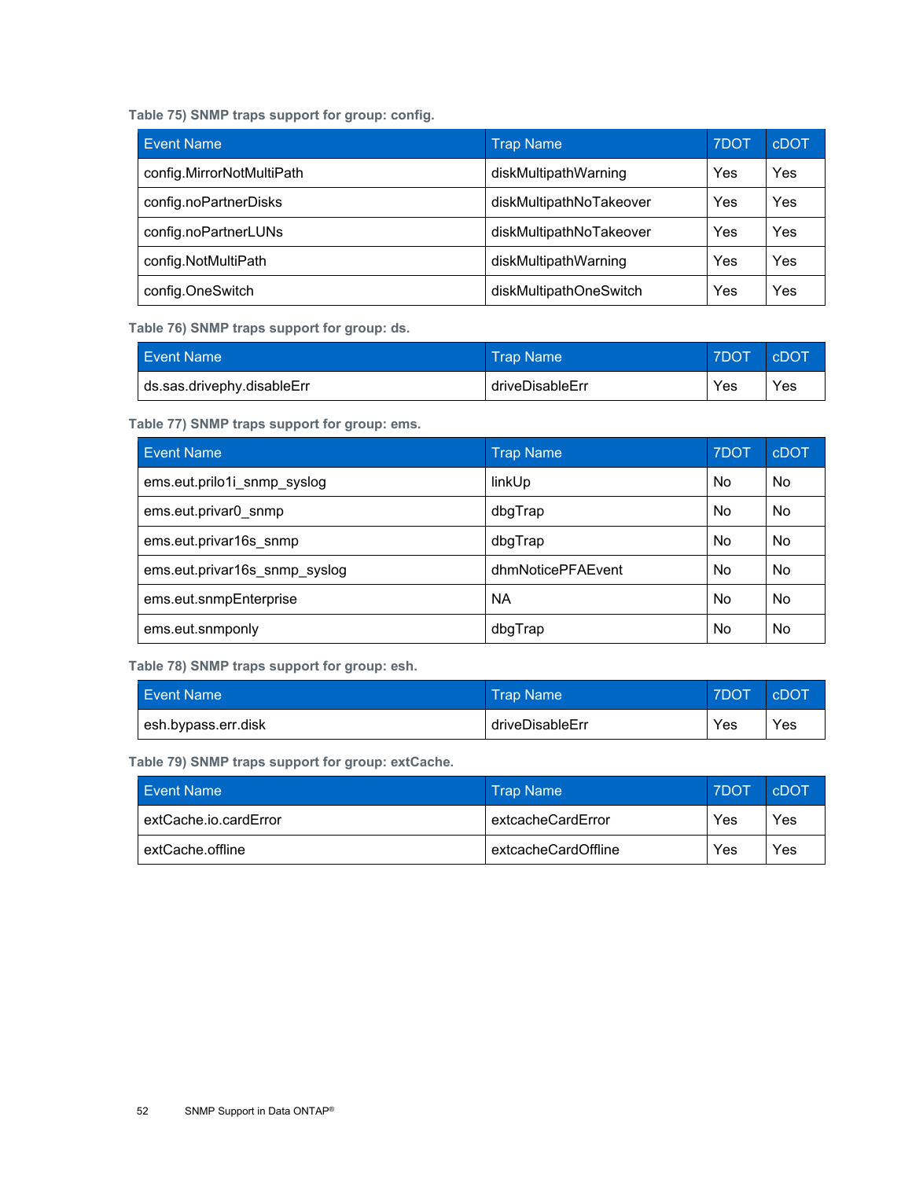**Table 75) SNMP traps support for group: config.**

| Event Name | Trap Name | 7DOT | cDOT |
|---|---|---|---|
| config.MirrorNotMultiPath | diskMultipathWarning | Yes | Yes |
| config.noPartnerDisks | diskMultipathNoTakeover | Yes | Yes |
| config.noPartnerLUNs | diskMultipathNoTakeover | Yes | Yes |
| config.NotMultiPath | diskMultipathWarning | Yes | Yes |
| config.OneSwitch | diskMultipathOneSwitch | Yes | Yes |

**Table 76) SNMP traps support for group: ds.**

| Event Name | Trap Name | 7DOT | cDOT |
|---|---|---|---|
| ds.sas.drivephy.disableErr | driveDisableErr | Yes | Yes |

**Table 77) SNMP traps support for group: ems.**

| Event Name | Trap Name | 7DOT | cDOT |
|---|---|---|---|
| ems.eut.prilo1i_snmp_syslog | linkUp | No | No |
| ems.eut.privar0_snmp | dbgTrap | No | No |
| ems.eut.privar16s_snmp | dbgTrap | No | No |
| ems.eut.privar16s_snmp_syslog | dhmNoticePFAEvent | No | No |
| ems.eut.snmpEnterprise | NA | No | No |
| ems.eut.snmponly | dbgTrap | No | No |

**Table 78) SNMP traps support for group: esh.**

| Event Name | Trap Name | 7DOT | cDOT |
|---|---|---|---|
| esh.bypass.err.disk | driveDisableErr | Yes | Yes |

**Table 79) SNMP traps support for group: extCache.**

| Event Name | Trap Name | 7DOT | cDOT |
|---|---|---|---|
| extCache.io.cardError | extcacheCardError | Yes | Yes |
| extCache.offline | extcacheCardOffline | Yes | Yes |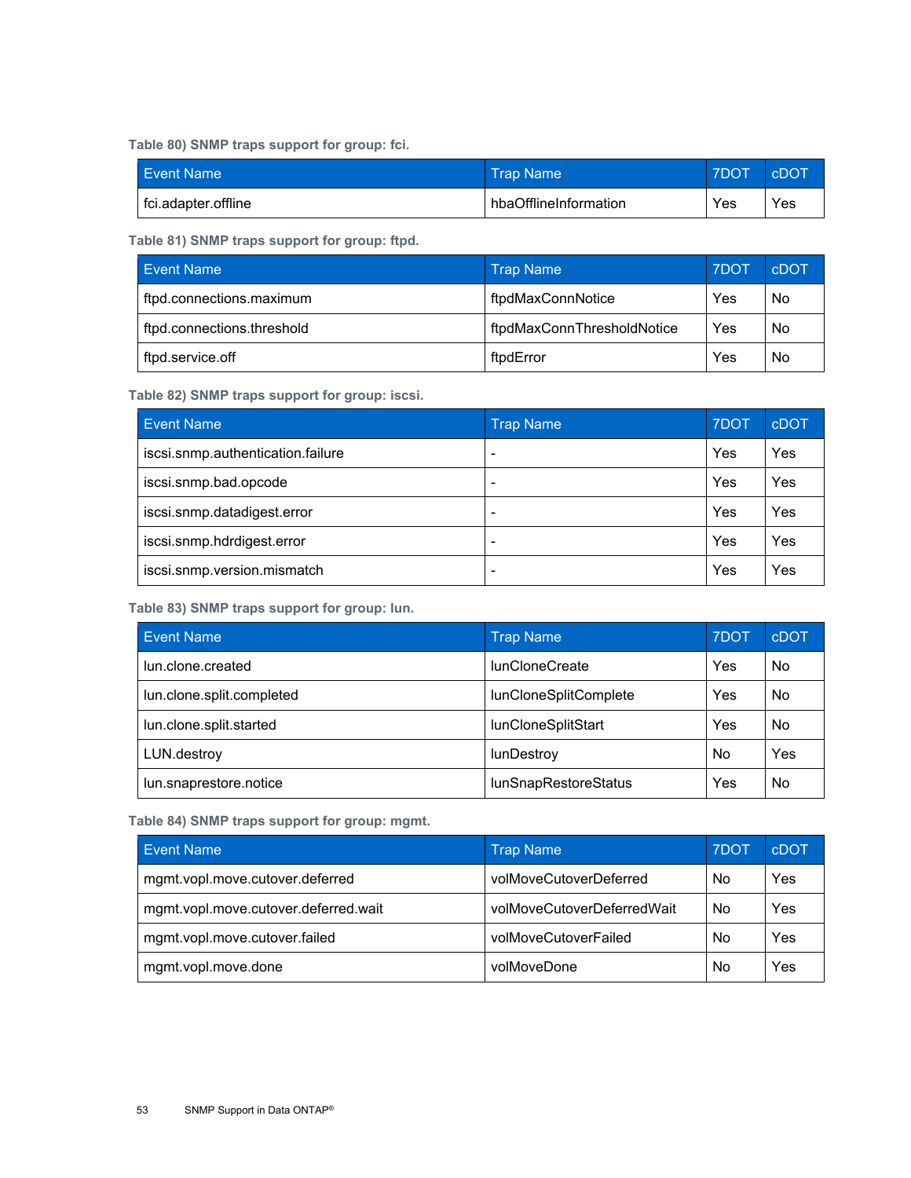Table 80) SNMP traps support for group: fci.

| Event Name | Trap Name | 7DOT | cDOT |
| --- | --- | --- | --- |
| fci.adapter.offline | hbaOfflineInformation | Yes | Yes |

Table 81) SNMP traps support for group: ftpd.

| Event Name | Trap Name | 7DOT | cDOT |
| --- | --- | --- | --- |
| ftpd.connections.maximum | ftpdMaxConnNotice | Yes | No |
| ftpd.connections.threshold | ftpdMaxConnThresholdNotice | Yes | No |
| ftpd.service.off | ftpdError | Yes | No |

Table 82) SNMP traps support for group: iscsi.

| Event Name | Trap Name | 7DOT | cDOT |
| --- | --- | --- | --- |
| iscsi.snmp.authentication.failure | - | Yes | Yes |
| iscsi.snmp.bad.opcode | - | Yes | Yes |
| iscsi.snmp.datadigest.error | - | Yes | Yes |
| iscsi.snmp.hdrdigest.error | - | Yes | Yes |
| iscsi.snmp.version.mismatch | - | Yes | Yes |

Table 83) SNMP traps support for group: lun.

| Event Name | Trap Name | 7DOT | cDOT |
| --- | --- | --- | --- |
| lun.clone.created | lunCloneCreate | Yes | No |
| lun.clone.split.completed | lunCloneSplitComplete | Yes | No |
| lun.clone.split.started | lunCloneSplitStart | Yes | No |
| LUN.destroy | lunDestroy | No | Yes |
| lun.snaprestore.notice | lunSnapRestoreStatus | Yes | No |

Table 84) SNMP traps support for group: mgmt.

| Event Name | Trap Name | 7DOT | cDOT |
| --- | --- | --- | --- |
| mgmt.vopl.move.cutover.deferred | volMoveCutoverDeferred | No | Yes |
| mgmt.vopl.move.cutover.deferred.wait | volMoveCutoverDeferredWait | No | Yes |
| mgmt.vopl.move.cutover.failed | volMoveCutoverFailed | No | Yes |
| mgmt.vopl.move.done | volMoveDone | No | Yes |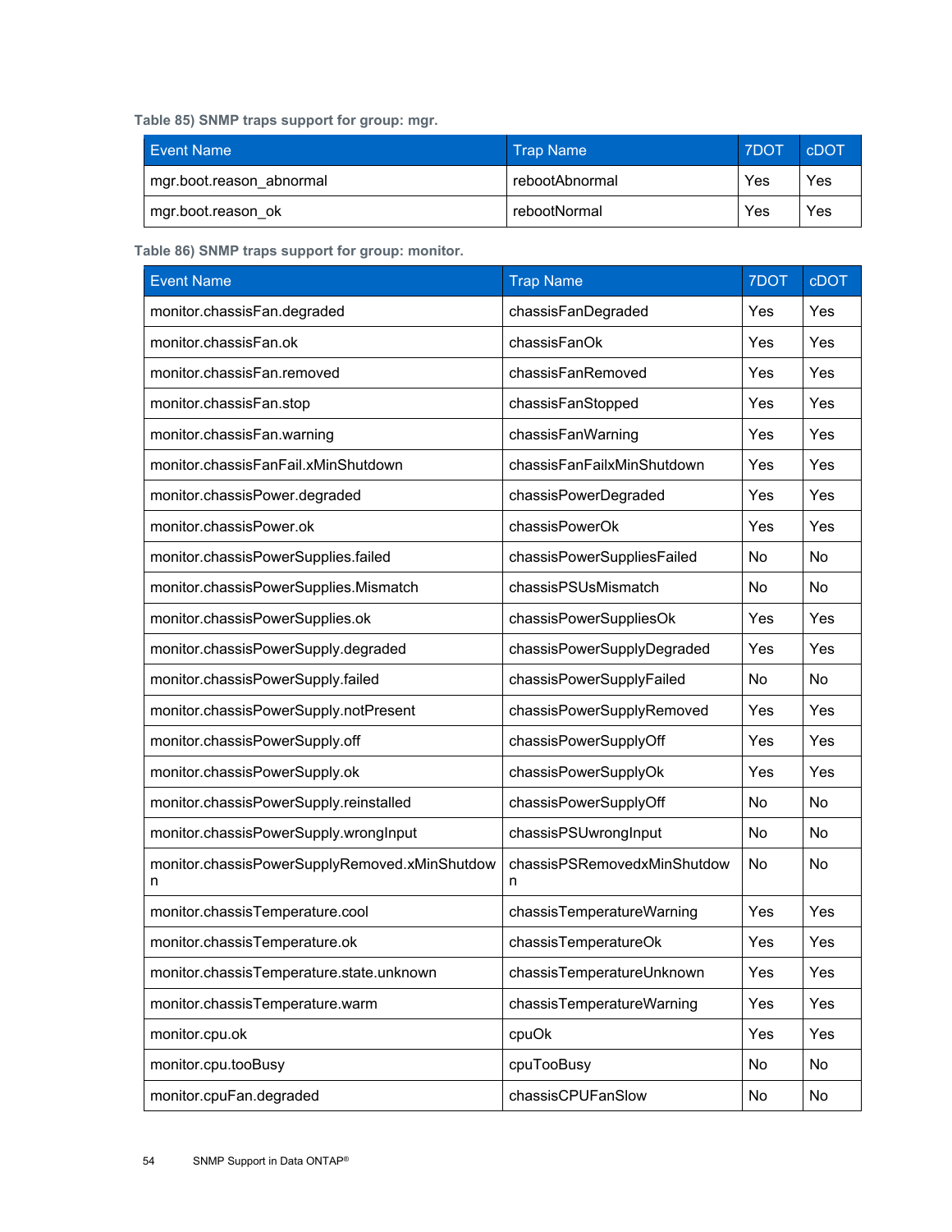Table 85) SNMP traps support for group: mgr.

| Event Name | Trap Name | 7DOT | cDOT |
|---|---|---|---|
| mgr.boot.reason_abnormal | rebootAbnormal | Yes | Yes |
| mgr.boot.reason_ok | rebootNormal | Yes | Yes |

Table 86) SNMP traps support for group: monitor.

| Event Name | Trap Name | 7DOT | cDOT |
|---|---|---|---|
| monitor.chassisFan.degraded | chassisFanDegraded | Yes | Yes |
| monitor.chassisFan.ok | chassisFanOk | Yes | Yes |
| monitor.chassisFan.removed | chassisFanRemoved | Yes | Yes |
| monitor.chassisFan.stop | chassisFanStopped | Yes | Yes |
| monitor.chassisFan.warning | chassisFanWarning | Yes | Yes |
| monitor.chassisFanFail.xMinShutdown | chassisFanFailxMinShutdown | Yes | Yes |
| monitor.chassisPower.degraded | chassisPowerDegraded | Yes | Yes |
| monitor.chassisPower.ok | chassisPowerOk | Yes | Yes |
| monitor.chassisPowerSupplies.failed | chassisPowerSuppliesFailed | No | No |
| monitor.chassisPowerSupplies.Mismatch | chassisPSUsMismatch | No | No |
| monitor.chassisPowerSupplies.ok | chassisPowerSuppliesOk | Yes | Yes |
| monitor.chassisPowerSupply.degraded | chassisPowerSupplyDegraded | Yes | Yes |
| monitor.chassisPowerSupply.failed | chassisPowerSupplyFailed | No | No |
| monitor.chassisPowerSupply.notPresent | chassisPowerSupplyRemoved | Yes | Yes |
| monitor.chassisPowerSupply.off | chassisPowerSupplyOff | Yes | Yes |
| monitor.chassisPowerSupply.ok | chassisPowerSupplyOk | Yes | Yes |
| monitor.chassisPowerSupply.reinstalled | chassisPowerSupplyOff | No | No |
| monitor.chassisPowerSupply.wrongInput | chassisPSUwrongInput | No | No |
| monitor.chassisPowerSupplyRemoved.xMinShutdown | chassisPSRemovedxMinShutdown | No | No |
| monitor.chassisTemperature.cool | chassisTemperatureWarning | Yes | Yes |
| monitor.chassisTemperature.ok | chassisTemperatureOk | Yes | Yes |
| monitor.chassisTemperature.state.unknown | chassisTemperatureUnknown | Yes | Yes |
| monitor.chassisTemperature.warm | chassisTemperatureWarning | Yes | Yes |
| monitor.cpu.ok | cpuOk | Yes | Yes |
| monitor.cpu.tooBusy | cpuTooBusy | No | No |
| monitor.cpuFan.degraded | chassisCPUFanSlow | No | No |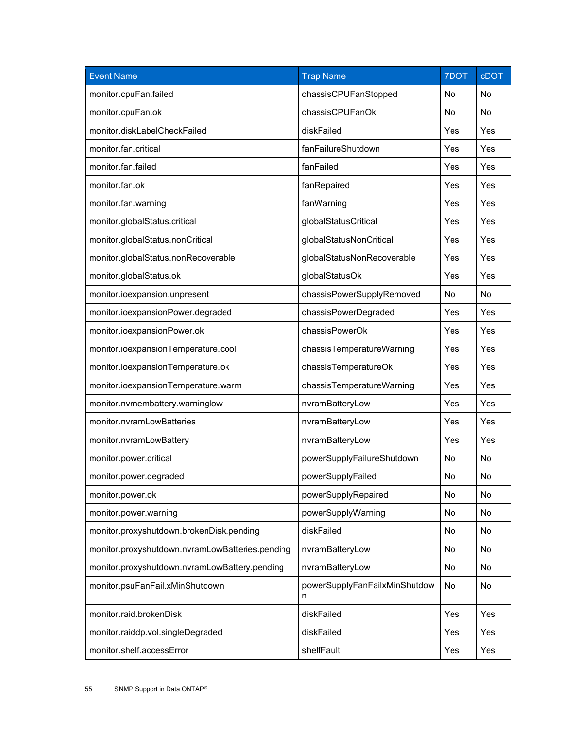| Event Name | Trap Name | 7DOT | cDOT |
|---|---|---|---|
| monitor.cpuFan.failed | chassisCPUFanStopped | No | No |
| monitor.cpuFan.ok | chassisCPUFanOk | No | No |
| monitor.diskLabelCheckFailed | diskFailed | Yes | Yes |
| monitor.fan.critical | fanFailureShutdown | Yes | Yes |
| monitor.fan.failed | fanFailed | Yes | Yes |
| monitor.fan.ok | fanRepaired | Yes | Yes |
| monitor.fan.warning | fanWarning | Yes | Yes |
| monitor.globalStatus.critical | globalStatusCritical | Yes | Yes |
| monitor.globalStatus.nonCritical | globalStatusNonCritical | Yes | Yes |
| monitor.globalStatus.nonRecoverable | globalStatusNonRecoverable | Yes | Yes |
| monitor.globalStatus.ok | globalStatusOk | Yes | Yes |
| monitor.ioexpansion.unpresent | chassisPowerSupplyRemoved | No | No |
| monitor.ioexpansionPower.degraded | chassisPowerDegraded | Yes | Yes |
| monitor.ioexpansionPower.ok | chassisPowerOk | Yes | Yes |
| monitor.ioexpansionTemperature.cool | chassisTemperatureWarning | Yes | Yes |
| monitor.ioexpansionTemperature.ok | chassisTemperatureOk | Yes | Yes |
| monitor.ioexpansionTemperature.warm | chassisTemperatureWarning | Yes | Yes |
| monitor.nvmembattery.warninglow | nvramBatteryLow | Yes | Yes |
| monitor.nvramLowBatteries | nvramBatteryLow | Yes | Yes |
| monitor.nvramLowBattery | nvramBatteryLow | Yes | Yes |
| monitor.power.critical | powerSupplyFailureShutdown | No | No |
| monitor.power.degraded | powerSupplyFailed | No | No |
| monitor.power.ok | powerSupplyRepaired | No | No |
| monitor.power.warning | powerSupplyWarning | No | No |
| monitor.proxyshutdown.brokenDisk.pending | diskFailed | No | No |
| monitor.proxyshutdown.nvramLowBatteries.pending | nvramBatteryLow | No | No |
| monitor.proxyshutdown.nvramLowBattery.pending | nvramBatteryLow | No | No |
| monitor.psuFanFail.xMinShutdown | powerSupplyFanFailxMinShutdown | No | No |
| monitor.raid.brokenDisk | diskFailed | Yes | Yes |
| monitor.raiddp.vol.singleDegraded | diskFailed | Yes | Yes |
| monitor.shelf.accessError | shelfFault | Yes | Yes |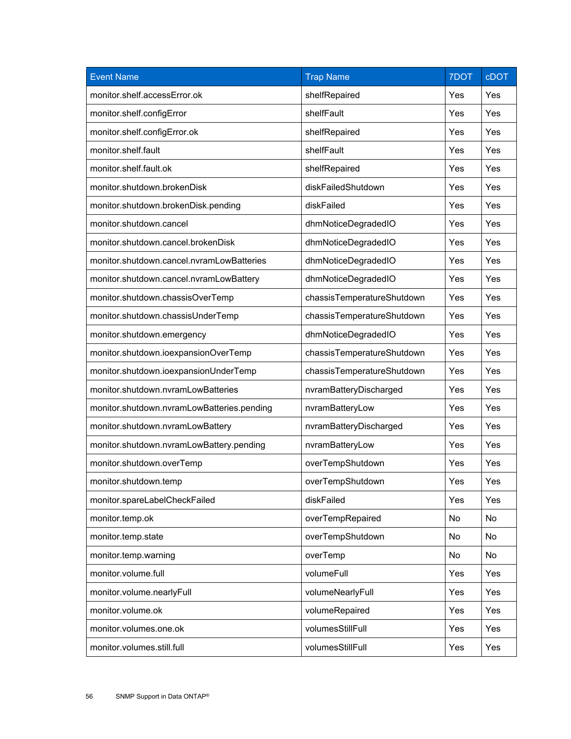| Event Name | Trap Name | 7DOT | cDOT |
|---|---|---|---|
| monitor.shelf.accessError.ok | shelfRepaired | Yes | Yes |
| monitor.shelf.configError | shelfFault | Yes | Yes |
| monitor.shelf.configError.ok | shelfRepaired | Yes | Yes |
| monitor.shelf.fault | shelfFault | Yes | Yes |
| monitor.shelf.fault.ok | shelfRepaired | Yes | Yes |
| monitor.shutdown.brokenDisk | diskFailedShutdown | Yes | Yes |
| monitor.shutdown.brokenDisk.pending | diskFailed | Yes | Yes |
| monitor.shutdown.cancel | dhmNoticeDegradedIO | Yes | Yes |
| monitor.shutdown.cancel.brokenDisk | dhmNoticeDegradedIO | Yes | Yes |
| monitor.shutdown.cancel.nvramLowBatteries | dhmNoticeDegradedIO | Yes | Yes |
| monitor.shutdown.cancel.nvramLowBattery | dhmNoticeDegradedIO | Yes | Yes |
| monitor.shutdown.chassisOverTemp | chassisTemperatureShutdown | Yes | Yes |
| monitor.shutdown.chassisUnderTemp | chassisTemperatureShutdown | Yes | Yes |
| monitor.shutdown.emergency | dhmNoticeDegradedIO | Yes | Yes |
| monitor.shutdown.ioexpansionOverTemp | chassisTemperatureShutdown | Yes | Yes |
| monitor.shutdown.ioexpansionUnderTemp | chassisTemperatureShutdown | Yes | Yes |
| monitor.shutdown.nvramLowBatteries | nvramBatteryDischarged | Yes | Yes |
| monitor.shutdown.nvramLowBatteries.pending | nvramBatteryLow | Yes | Yes |
| monitor.shutdown.nvramLowBattery | nvramBatteryDischarged | Yes | Yes |
| monitor.shutdown.nvramLowBattery.pending | nvramBatteryLow | Yes | Yes |
| monitor.shutdown.overTemp | overTempShutdown | Yes | Yes |
| monitor.shutdown.temp | overTempShutdown | Yes | Yes |
| monitor.spareLabelCheckFailed | diskFailed | Yes | Yes |
| monitor.temp.ok | overTempRepaired | No | No |
| monitor.temp.state | overTempShutdown | No | No |
| monitor.temp.warning | overTemp | No | No |
| monitor.volume.full | volumeFull | Yes | Yes |
| monitor.volume.nearlyFull | volumeNearlyFull | Yes | Yes |
| monitor.volume.ok | volumeRepaired | Yes | Yes |
| monitor.volumes.one.ok | volumesStillFull | Yes | Yes |
| monitor.volumes.still.full | volumesStillFull | Yes | Yes |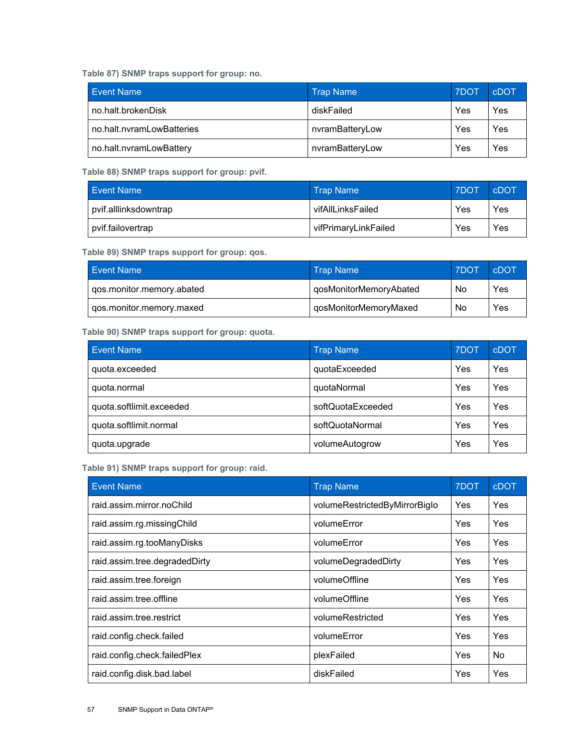Table 87) SNMP traps support for group: no.

| Event Name | Trap Name | 7DOT | cDOT |
|---|---|---|---|
| no.halt.brokenDisk | diskFailed | Yes | Yes |
| no.halt.nvramLowBatteries | nvramBatteryLow | Yes | Yes |
| no.halt.nvramLowBattery | nvramBatteryLow | Yes | Yes |

Table 88) SNMP traps support for group: pvif.

| Event Name | Trap Name | 7DOT | cDOT |
|---|---|---|---|
| pvif.alllinksdowntrap | vifAllLinksFailed | Yes | Yes |
| pvif.failovertrap | vifPrimaryLinkFailed | Yes | Yes |

Table 89) SNMP traps support for group: qos.

| Event Name | Trap Name | 7DOT | cDOT |
|---|---|---|---|
| qos.monitor.memory.abated | qosMonitorMemoryAbated | No | Yes |
| qos.monitor.memory.maxed | qosMonitorMemoryMaxed | No | Yes |

Table 90) SNMP traps support for group: quota.

| Event Name | Trap Name | 7DOT | cDOT |
|---|---|---|---|
| quota.exceeded | quotaExceeded | Yes | Yes |
| quota.normal | quotaNormal | Yes | Yes |
| quota.softlimit.exceeded | softQuotaExceeded | Yes | Yes |
| quota.softlimit.normal | softQuotaNormal | Yes | Yes |
| quota.upgrade | volumeAutogrow | Yes | Yes |

Table 91) SNMP traps support for group: raid.

| Event Name | Trap Name | 7DOT | cDOT |
|---|---|---|---|
| raid.assim.mirror.noChild | volumeRestrictedByMirrorBigIo | Yes | Yes |
| raid.assim.rg.missingChild | volumeError | Yes | Yes |
| raid.assim.rg.tooManyDisks | volumeError | Yes | Yes |
| raid.assim.tree.degradedDirty | volumeDegradedDirty | Yes | Yes |
| raid.assim.tree.foreign | volumeOffline | Yes | Yes |
| raid.assim.tree.offline | volumeOffline | Yes | Yes |
| raid.assim.tree.restrict | volumeRestricted | Yes | Yes |
| raid.config.check.failed | volumeError | Yes | Yes |
| raid.config.check.failedPlex | plexFailed | Yes | No |
| raid.config.disk.bad.label | diskFailed | Yes | Yes |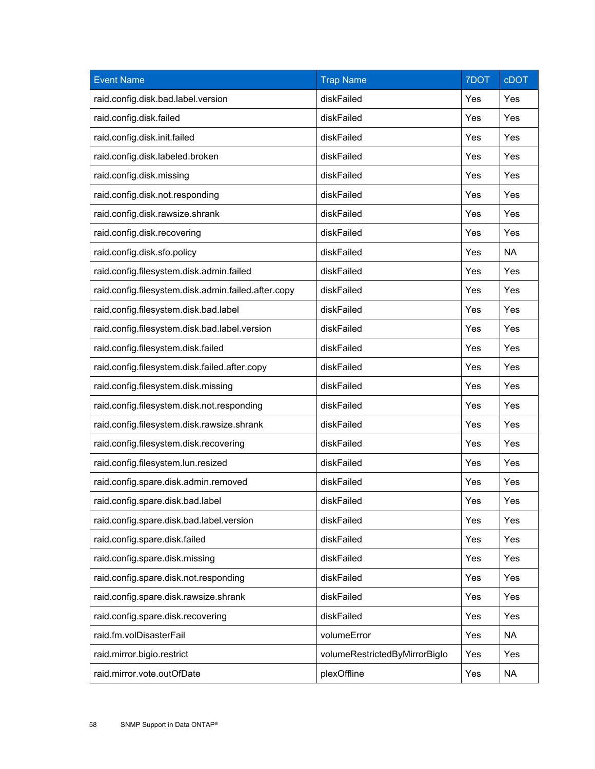| Event Name | Trap Name | 7DOT | cDOT |
|---|---|---|---|
| raid.config.disk.bad.label.version | diskFailed | Yes | Yes |
| raid.config.disk.failed | diskFailed | Yes | Yes |
| raid.config.disk.init.failed | diskFailed | Yes | Yes |
| raid.config.disk.labeled.broken | diskFailed | Yes | Yes |
| raid.config.disk.missing | diskFailed | Yes | Yes |
| raid.config.disk.not.responding | diskFailed | Yes | Yes |
| raid.config.disk.rawsize.shrank | diskFailed | Yes | Yes |
| raid.config.disk.recovering | diskFailed | Yes | Yes |
| raid.config.disk.sfo.policy | diskFailed | Yes | NA |
| raid.config.filesystem.disk.admin.failed | diskFailed | Yes | Yes |
| raid.config.filesystem.disk.admin.failed.after.copy | diskFailed | Yes | Yes |
| raid.config.filesystem.disk.bad.label | diskFailed | Yes | Yes |
| raid.config.filesystem.disk.bad.label.version | diskFailed | Yes | Yes |
| raid.config.filesystem.disk.failed | diskFailed | Yes | Yes |
| raid.config.filesystem.disk.failed.after.copy | diskFailed | Yes | Yes |
| raid.config.filesystem.disk.missing | diskFailed | Yes | Yes |
| raid.config.filesystem.disk.not.responding | diskFailed | Yes | Yes |
| raid.config.filesystem.disk.rawsize.shrank | diskFailed | Yes | Yes |
| raid.config.filesystem.disk.recovering | diskFailed | Yes | Yes |
| raid.config.filesystem.lun.resized | diskFailed | Yes | Yes |
| raid.config.spare.disk.admin.removed | diskFailed | Yes | Yes |
| raid.config.spare.disk.bad.label | diskFailed | Yes | Yes |
| raid.config.spare.disk.bad.label.version | diskFailed | Yes | Yes |
| raid.config.spare.disk.failed | diskFailed | Yes | Yes |
| raid.config.spare.disk.missing | diskFailed | Yes | Yes |
| raid.config.spare.disk.not.responding | diskFailed | Yes | Yes |
| raid.config.spare.disk.rawsize.shrank | diskFailed | Yes | Yes |
| raid.config.spare.disk.recovering | diskFailed | Yes | Yes |
| raid.fm.volDisasterFail | volumeError | Yes | NA |
| raid.mirror.bigio.restrict | volumeRestrictedByMirrorBigIo | Yes | Yes |
| raid.mirror.vote.outOfDate | plexOffline | Yes | NA |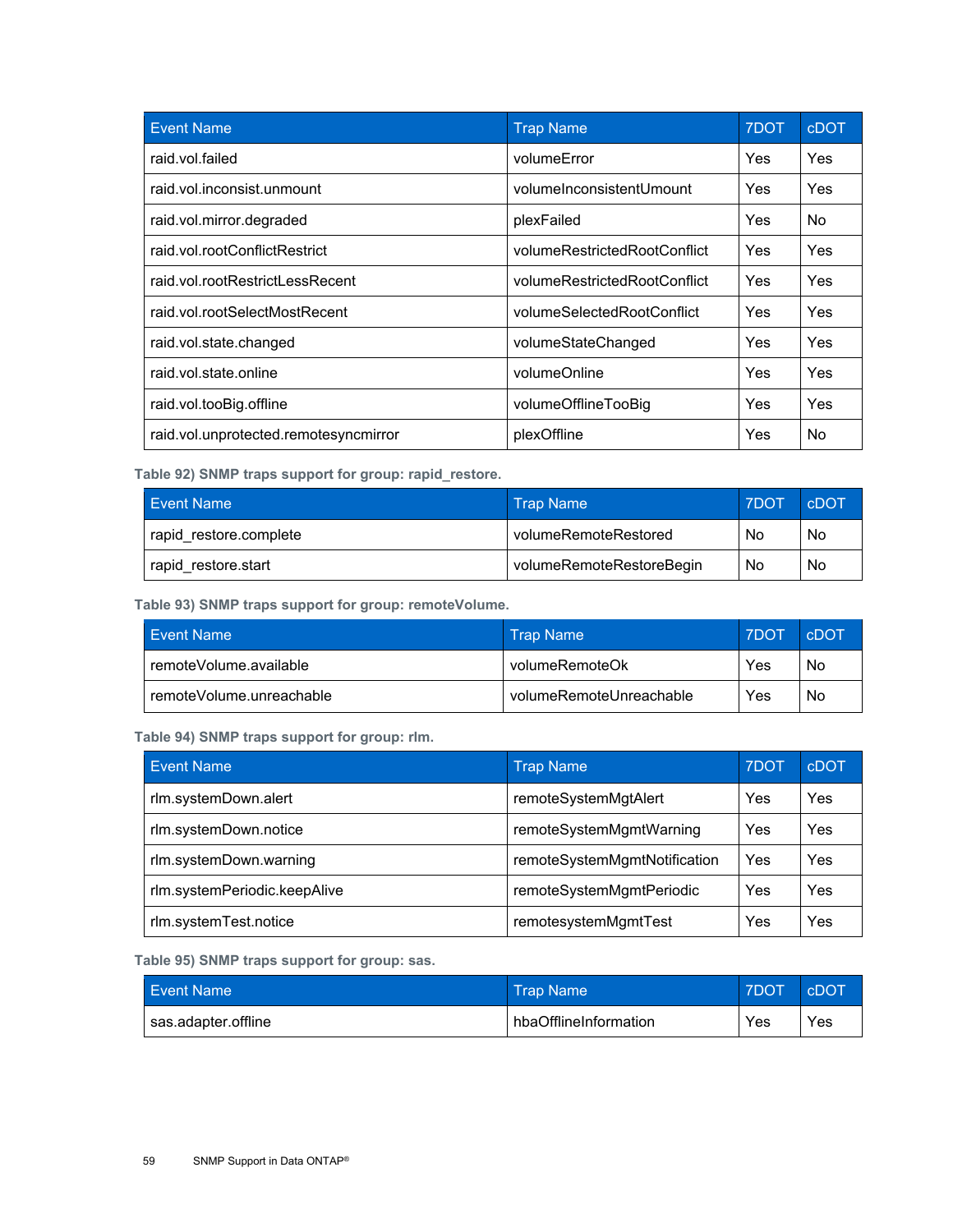| Event Name | Trap Name | 7DOT | cDOT |
| --- | --- | --- | --- |
| raid.vol.failed | volumeError | Yes | Yes |
| raid.vol.inconsist.unmount | volumeInconsistentUmount | Yes | Yes |
| raid.vol.mirror.degraded | plexFailed | Yes | No |
| raid.vol.rootConflictRestrict | volumeRestrictedRootConflict | Yes | Yes |
| raid.vol.rootRestrictLessRecent | volumeRestrictedRootConflict | Yes | Yes |
| raid.vol.rootSelectMostRecent | volumeSelectedRootConflict | Yes | Yes |
| raid.vol.state.changed | volumeStateChanged | Yes | Yes |
| raid.vol.state.online | volumeOnline | Yes | Yes |
| raid.vol.tooBig.offline | volumeOfflineTooBig | Yes | Yes |
| raid.vol.unprotected.remotesyncmirror | plexOffline | Yes | No |

**Table 92) SNMP traps support for group: rapid_restore.**

| Event Name | Trap Name | 7DOT | cDOT |
| --- | --- | --- | --- |
| rapid_restore.complete | volumeRemoteRestored | No | No |
| rapid_restore.start | volumeRemoteRestoreBegin | No | No |

**Table 93) SNMP traps support for group: remoteVolume.**

| Event Name | Trap Name | 7DOT | cDOT |
| --- | --- | --- | --- |
| remoteVolume.available | volumeRemoteOk | Yes | No |
| remoteVolume.unreachable | volumeRemoteUnreachable | Yes | No |

**Table 94) SNMP traps support for group: rlm.**

| Event Name | Trap Name | 7DOT | cDOT |
| --- | --- | --- | --- |
| rlm.systemDown.alert | remoteSystemMgtAlert | Yes | Yes |
| rlm.systemDown.notice | remoteSystemMgmtWarning | Yes | Yes |
| rlm.systemDown.warning | remoteSystemMgmtNotification | Yes | Yes |
| rlm.systemPeriodic.keepAlive | remoteSystemMgmtPeriodic | Yes | Yes |
| rlm.systemTest.notice | remotesystemMgmtTest | Yes | Yes |

**Table 95) SNMP traps support for group: sas.**

| Event Name | Trap Name | 7DOT | cDOT |
| --- | --- | --- | --- |
| sas.adapter.offline | hbaOfflineInformation | Yes | Yes |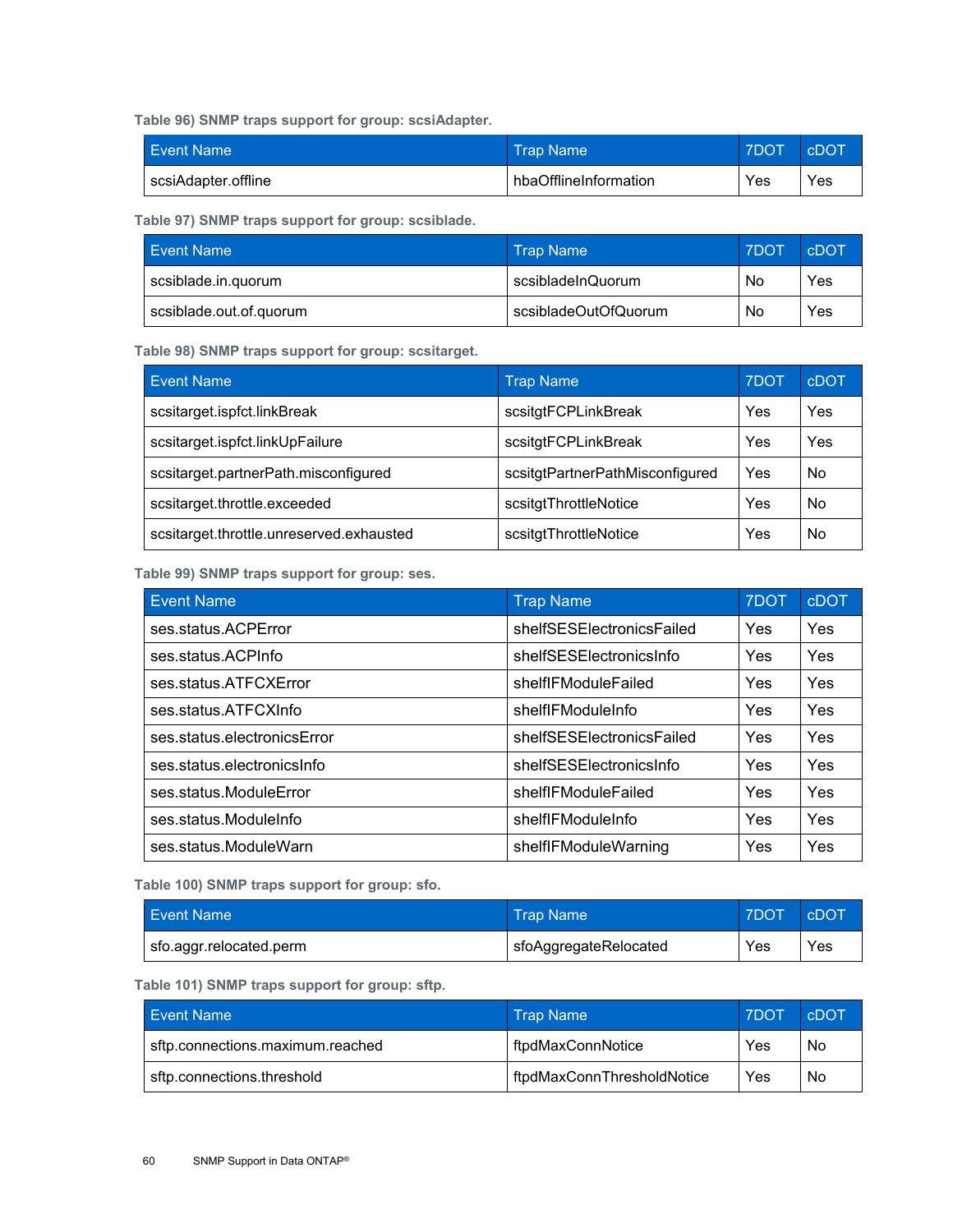**Table 96) SNMP traps support for group: scsiAdapter.**

| Event Name | Trap Name | 7DOT | cDOT |
|---|---|---|---|
| scsiAdapter.offline | hbaOfflineInformation | Yes | Yes |

**Table 97) SNMP traps support for group: scsiblade.**

| Event Name | Trap Name | 7DOT | cDOT |
|---|---|---|---|
| scsiblade.in.quorum | scsibladeInQuorum | No | Yes |
| scsiblade.out.of.quorum | scsibladeOutOfQuorum | No | Yes |

**Table 98) SNMP traps support for group: scsitarget.**

| Event Name | Trap Name | 7DOT | cDOT |
|---|---|---|---|
| scsitarget.ispfct.linkBreak | scsitgtFCPLinkBreak | Yes | Yes |
| scsitarget.ispfct.linkUpFailure | scsitgtFCPLinkBreak | Yes | Yes |
| scsitarget.partnerPath.misconfigured | scsitgtPartnerPathMisconfigured | Yes | No |
| scsitarget.throttle.exceeded | scsitgtThrottleNotice | Yes | No |
| scsitarget.throttle.unreserved.exhausted | scsitgtThrottleNotice | Yes | No |

**Table 99) SNMP traps support for group: ses.**

| Event Name | Trap Name | 7DOT | cDOT |
|---|---|---|---|
| ses.status.ACPError | shelfSESElectronicsFailed | Yes | Yes |
| ses.status.ACPInfo | shelfSESElectronicsInfo | Yes | Yes |
| ses.status.ATFCXError | shelfIFModuleFailed | Yes | Yes |
| ses.status.ATFCXInfo | shelfIFModuleInfo | Yes | Yes |
| ses.status.electronicsError | shelfSESElectronicsFailed | Yes | Yes |
| ses.status.electronicsInfo | shelfSESElectronicsInfo | Yes | Yes |
| ses.status.ModuleError | shelfIFModuleFailed | Yes | Yes |
| ses.status.ModuleInfo | shelfIFModuleInfo | Yes | Yes |
| ses.status.ModuleWarn | shelfIFModuleWarning | Yes | Yes |

**Table 100) SNMP traps support for group: sfo.**

| Event Name | Trap Name | 7DOT | cDOT |
|---|---|---|---|
| sfo.aggr.relocated.perm | sfoAggregateRelocated | Yes | Yes |

**Table 101) SNMP traps support for group: sftp.**

| Event Name | Trap Name | 7DOT | cDOT |
|---|---|---|---|
| sftp.connections.maximum.reached | ftpdMaxConnNotice | Yes | No |
| sftp.connections.threshold | ftpdMaxConnThresholdNotice | Yes | No |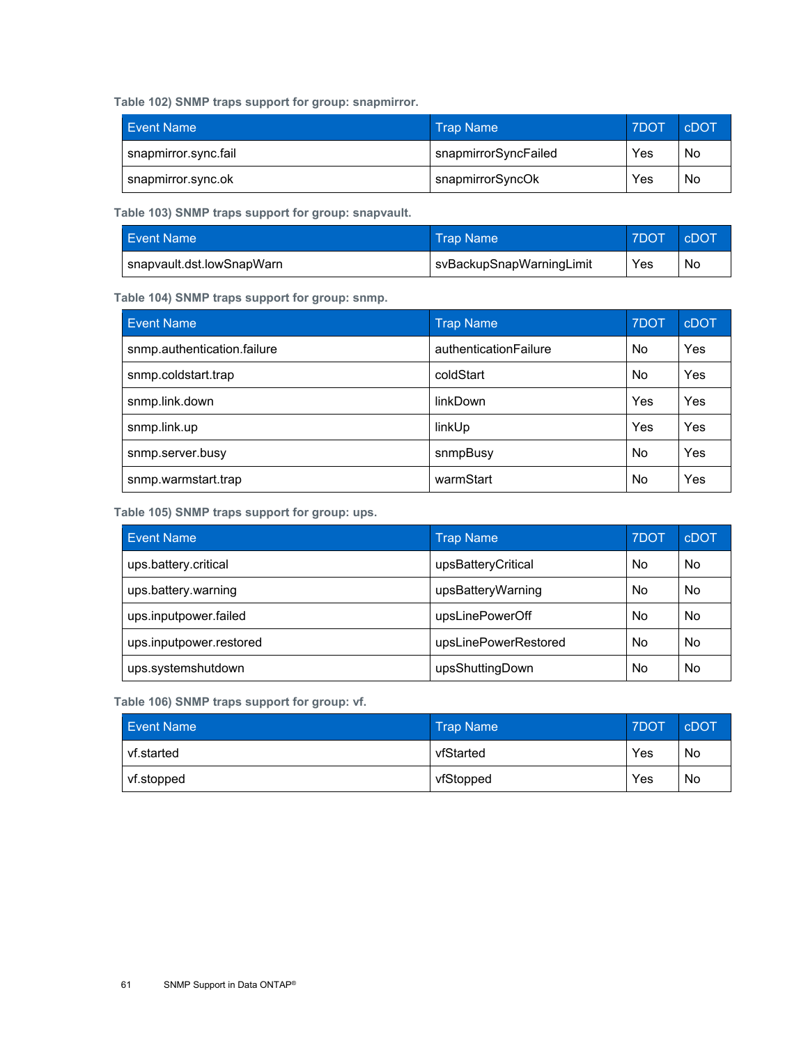**Table 102) SNMP traps support for group: snapmirror.**

| Event Name | Trap Name | 7DOT | cDOT |
| --- | --- | --- | --- |
| snapmirror.sync.fail | snapmirrorSyncFailed | Yes | No |
| snapmirror.sync.ok | snapmirrorSyncOk | Yes | No |

**Table 103) SNMP traps support for group: snapvault.**

| Event Name | Trap Name | 7DOT | cDOT |
| --- | --- | --- | --- |
| snapvault.dst.lowSnapWarn | svBackupSnapWarningLimit | Yes | No |

**Table 104) SNMP traps support for group: snmp.**

| Event Name | Trap Name | 7DOT | cDOT |
| --- | --- | --- | --- |
| snmp.authentication.failure | authenticationFailure | No | Yes |
| snmp.coldstart.trap | coldStart | No | Yes |
| snmp.link.down | linkDown | Yes | Yes |
| snmp.link.up | linkUp | Yes | Yes |
| snmp.server.busy | snmpBusy | No | Yes |
| snmp.warmstart.trap | warmStart | No | Yes |

**Table 105) SNMP traps support for group: ups.**

| Event Name | Trap Name | 7DOT | cDOT |
| --- | --- | --- | --- |
| ups.battery.critical | upsBatteryCritical | No | No |
| ups.battery.warning | upsBatteryWarning | No | No |
| ups.inputpower.failed | upsLinePowerOff | No | No |
| ups.inputpower.restored | upsLinePowerRestored | No | No |
| ups.systemshutdown | upsShuttingDown | No | No |

**Table 106) SNMP traps support for group: vf.**

| Event Name | Trap Name | 7DOT | cDOT |
| --- | --- | --- | --- |
| vf.started | vfStarted | Yes | No |
| vf.stopped | vfStopped | Yes | No |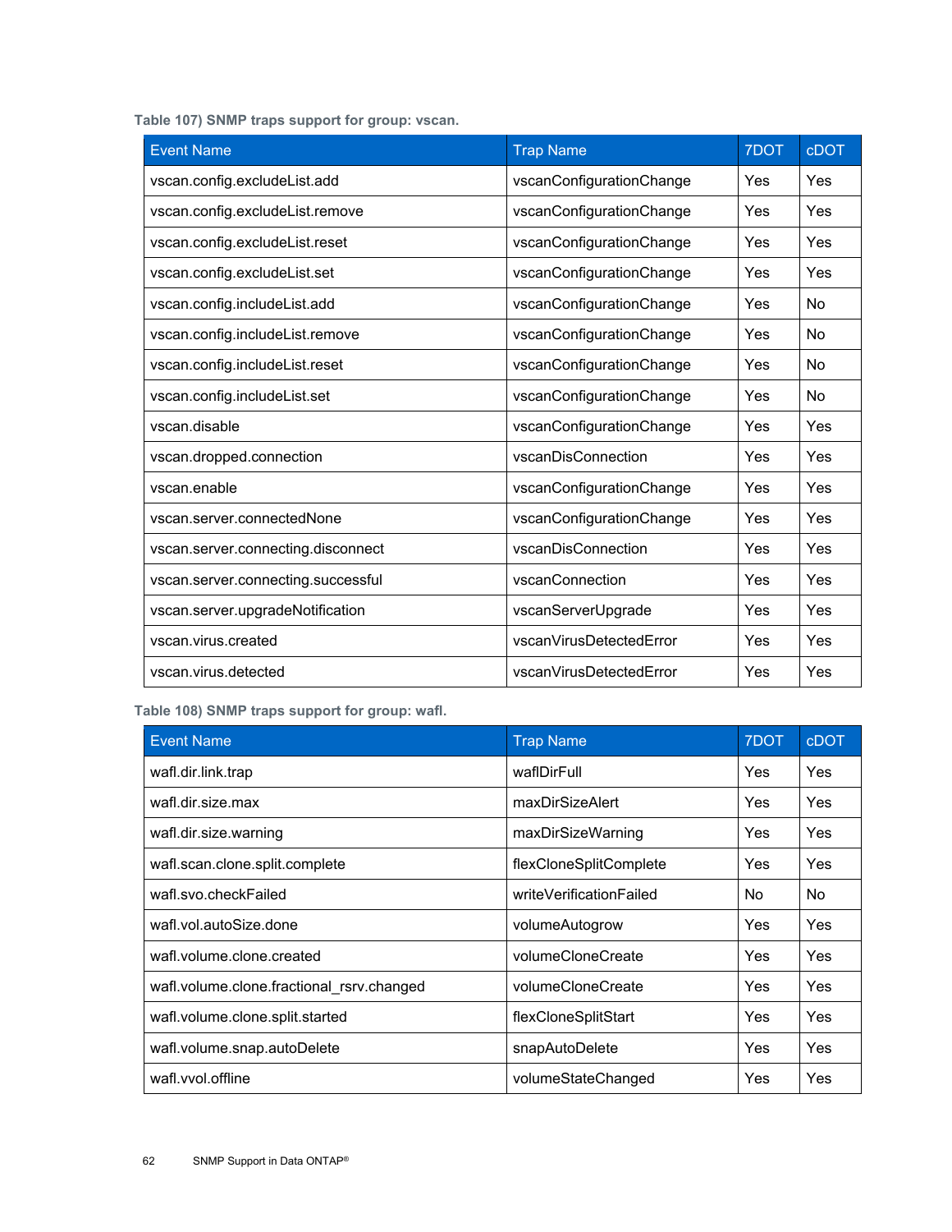**Table 107) SNMP traps support for group: vscan.**

| Event Name | Trap Name | 7DOT | cDOT |
|---|---|---|---|
| vscan.config.excludeList.add | vscanConfigurationChange | Yes | Yes |
| vscan.config.excludeList.remove | vscanConfigurationChange | Yes | Yes |
| vscan.config.excludeList.reset | vscanConfigurationChange | Yes | Yes |
| vscan.config.excludeList.set | vscanConfigurationChange | Yes | Yes |
| vscan.config.includeList.add | vscanConfigurationChange | Yes | No |
| vscan.config.includeList.remove | vscanConfigurationChange | Yes | No |
| vscan.config.includeList.reset | vscanConfigurationChange | Yes | No |
| vscan.config.includeList.set | vscanConfigurationChange | Yes | No |
| vscan.disable | vscanConfigurationChange | Yes | Yes |
| vscan.dropped.connection | vscanDisConnection | Yes | Yes |
| vscan.enable | vscanConfigurationChange | Yes | Yes |
| vscan.server.connectedNone | vscanConfigurationChange | Yes | Yes |
| vscan.server.connecting.disconnect | vscanDisConnection | Yes | Yes |
| vscan.server.connecting.successful | vscanConnection | Yes | Yes |
| vscan.server.upgradeNotification | vscanServerUpgrade | Yes | Yes |
| vscan.virus.created | vscanVirusDetectedError | Yes | Yes |
| vscan.virus.detected | vscanVirusDetectedError | Yes | Yes |

**Table 108) SNMP traps support for group: wafl.**

| Event Name | Trap Name | 7DOT | cDOT |
|---|---|---|---|
| wafl.dir.link.trap | waflDirFull | Yes | Yes |
| wafl.dir.size.max | maxDirSizeAlert | Yes | Yes |
| wafl.dir.size.warning | maxDirSizeWarning | Yes | Yes |
| wafl.scan.clone.split.complete | flexCloneSplitComplete | Yes | Yes |
| wafl.svo.checkFailed | writeVerificationFailed | No | No |
| wafl.vol.autoSize.done | volumeAutogrow | Yes | Yes |
| wafl.volume.clone.created | volumeCloneCreate | Yes | Yes |
| wafl.volume.clone.fractional_rsrv.changed | volumeCloneCreate | Yes | Yes |
| wafl.volume.clone.split.started | flexCloneSplitStart | Yes | Yes |
| wafl.volume.snap.autoDelete | snapAutoDelete | Yes | Yes |
| wafl.vvol.offline | volumeStateChanged | Yes | Yes |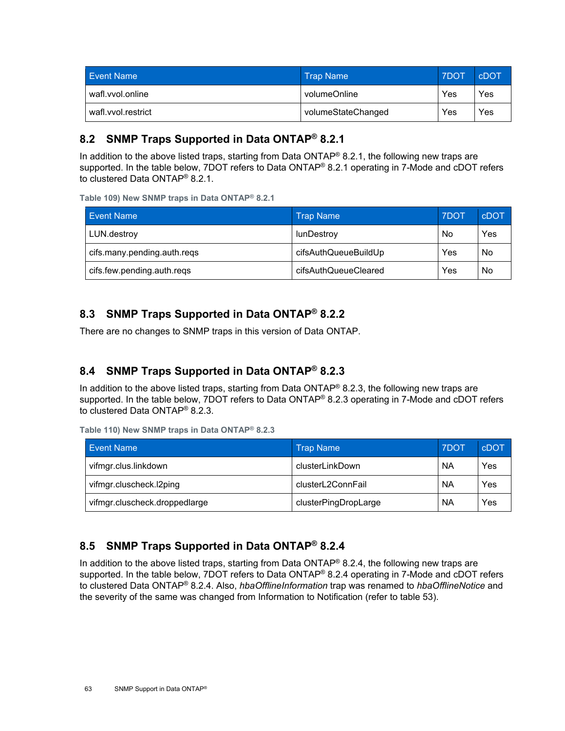| Event Name | Trap Name | 7DOT | cDOT |
|---|---|---|---|
| wafl.vvol.online | volumeOnline | Yes | Yes |
| wafl.vvol.restrict | volumeStateChanged | Yes | Yes |

## 8.2 SNMP Traps Supported in Data ONTAP® 8.2.1

In addition to the above listed traps, starting from Data ONTAP® 8.2.1, the following new traps are supported. In the table below, 7DOT refers to Data ONTAP® 8.2.1 operating in 7-Mode and cDOT refers to clustered Data ONTAP® 8.2.1.

**Table 109) New SNMP traps in Data ONTAP® 8.2.1**

| Event Name | Trap Name | 7DOT | cDOT |
|---|---|---|---|
| LUN.destroy | lunDestroy | No | Yes |
| cifs.many.pending.auth.reqs | cifsAuthQueueBuildUp | Yes | No |
| cifs.few.pending.auth.reqs | cifsAuthQueueCleared | Yes | No |

## 8.3 SNMP Traps Supported in Data ONTAP® 8.2.2

There are no changes to SNMP traps in this version of Data ONTAP.

## 8.4 SNMP Traps Supported in Data ONTAP® 8.2.3

In addition to the above listed traps, starting from Data ONTAP® 8.2.3, the following new traps are supported. In the table below, 7DOT refers to Data ONTAP® 8.2.3 operating in 7-Mode and cDOT refers to clustered Data ONTAP® 8.2.3.

**Table 110) New SNMP traps in Data ONTAP® 8.2.3**

| Event Name | Trap Name | 7DOT | cDOT |
|---|---|---|---|
| vifmgr.clus.linkdown | clusterLinkDown | NA | Yes |
| vifmgr.cluscheck.l2ping | clusterL2ConnFail | NA | Yes |
| vifmgr.cluscheck.droppedlarge | clusterPingDropLarge | NA | Yes |

## 8.5 SNMP Traps Supported in Data ONTAP® 8.2.4

In addition to the above listed traps, starting from Data ONTAP® 8.2.4, the following new traps are supported. In the table below, 7DOT refers to Data ONTAP® 8.2.4 operating in 7-Mode and cDOT refers to clustered Data ONTAP® 8.2.4. Also, *hbaOfflineInformation* trap was renamed to *hbaOfflineNotice* and the severity of the same was changed from Information to Notification (refer to table 53).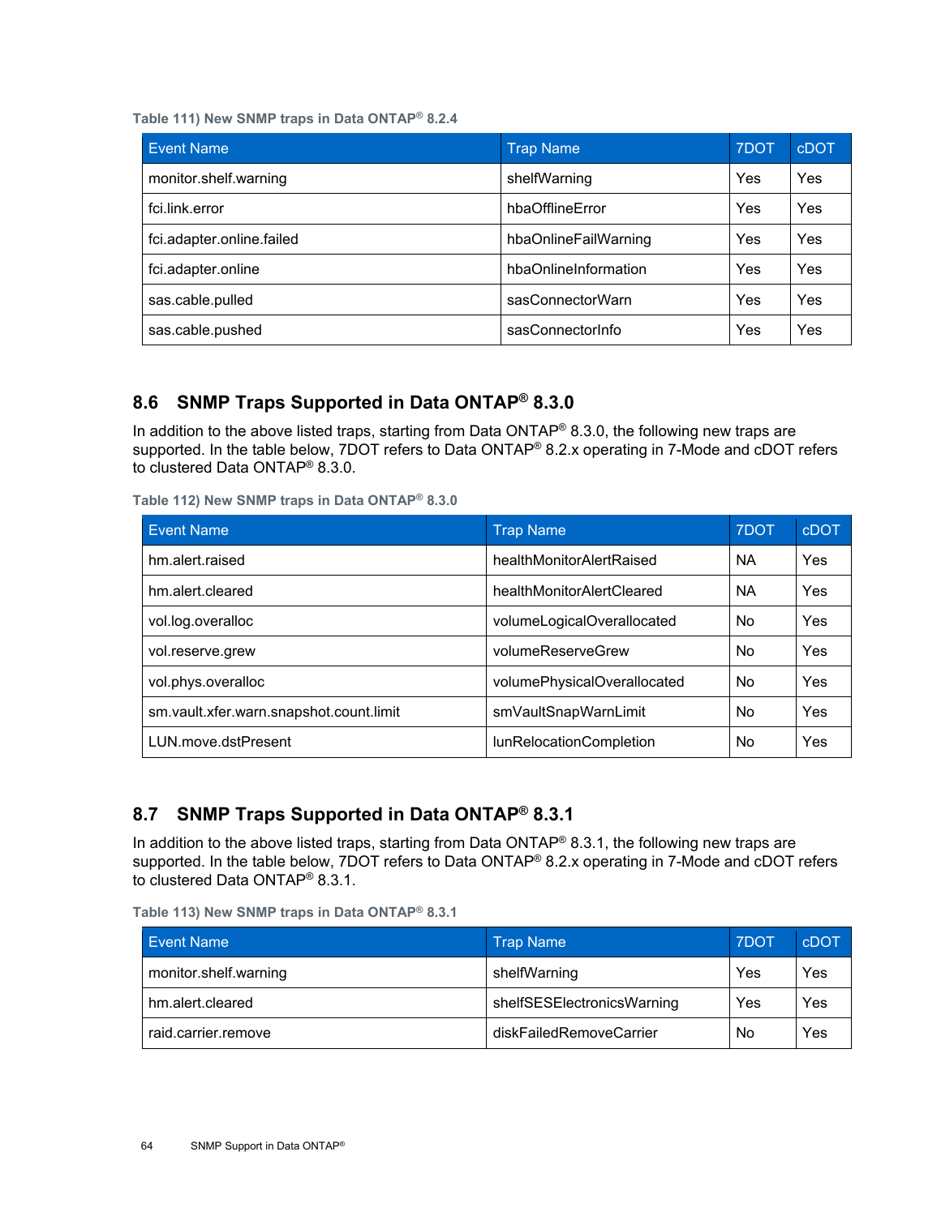Table 111) New SNMP traps in Data ONTAP® 8.2.4

| Event Name | Trap Name | 7DOT | cDOT |
|---|---|---|---|
| monitor.shelf.warning | shelfWarning | Yes | Yes |
| fci.link.error | hbaOfflineError | Yes | Yes |
| fci.adapter.online.failed | hbaOnlineFailWarning | Yes | Yes |
| fci.adapter.online | hbaOnlineInformation | Yes | Yes |
| sas.cable.pulled | sasConnectorWarn | Yes | Yes |
| sas.cable.pushed | sasConnectorInfo | Yes | Yes |

## 8.6 SNMP Traps Supported in Data ONTAP® 8.3.0

In addition to the above listed traps, starting from Data ONTAP® 8.3.0, the following new traps are supported. In the table below, 7DOT refers to Data ONTAP® 8.2.x operating in 7-Mode and cDOT refers to clustered Data ONTAP® 8.3.0.

Table 112) New SNMP traps in Data ONTAP® 8.3.0

| Event Name | Trap Name | 7DOT | cDOT |
|---|---|---|---|
| hm.alert.raised | healthMonitorAlertRaised | NA | Yes |
| hm.alert.cleared | healthMonitorAlertCleared | NA | Yes |
| vol.log.overalloc | volumeLogicalOverallocated | No | Yes |
| vol.reserve.grew | volumeReserveGrew | No | Yes |
| vol.phys.overalloc | volumePhysicalOverallocated | No | Yes |
| sm.vault.xfer.warn.snapshot.count.limit | smVaultSnapWarnLimit | No | Yes |
| LUN.move.dstPresent | lunRelocationCompletion | No | Yes |

## 8.7 SNMP Traps Supported in Data ONTAP® 8.3.1

In addition to the above listed traps, starting from Data ONTAP® 8.3.1, the following new traps are supported. In the table below, 7DOT refers to Data ONTAP® 8.2.x operating in 7-Mode and cDOT refers to clustered Data ONTAP® 8.3.1.

Table 113) New SNMP traps in Data ONTAP® 8.3.1

| Event Name | Trap Name | 7DOT | cDOT |
|---|---|---|---|
| monitor.shelf.warning | shelfWarning | Yes | Yes |
| hm.alert.cleared | shelfSESElectronicsWarning | Yes | Yes |
| raid.carrier.remove | diskFailedRemoveCarrier | No | Yes |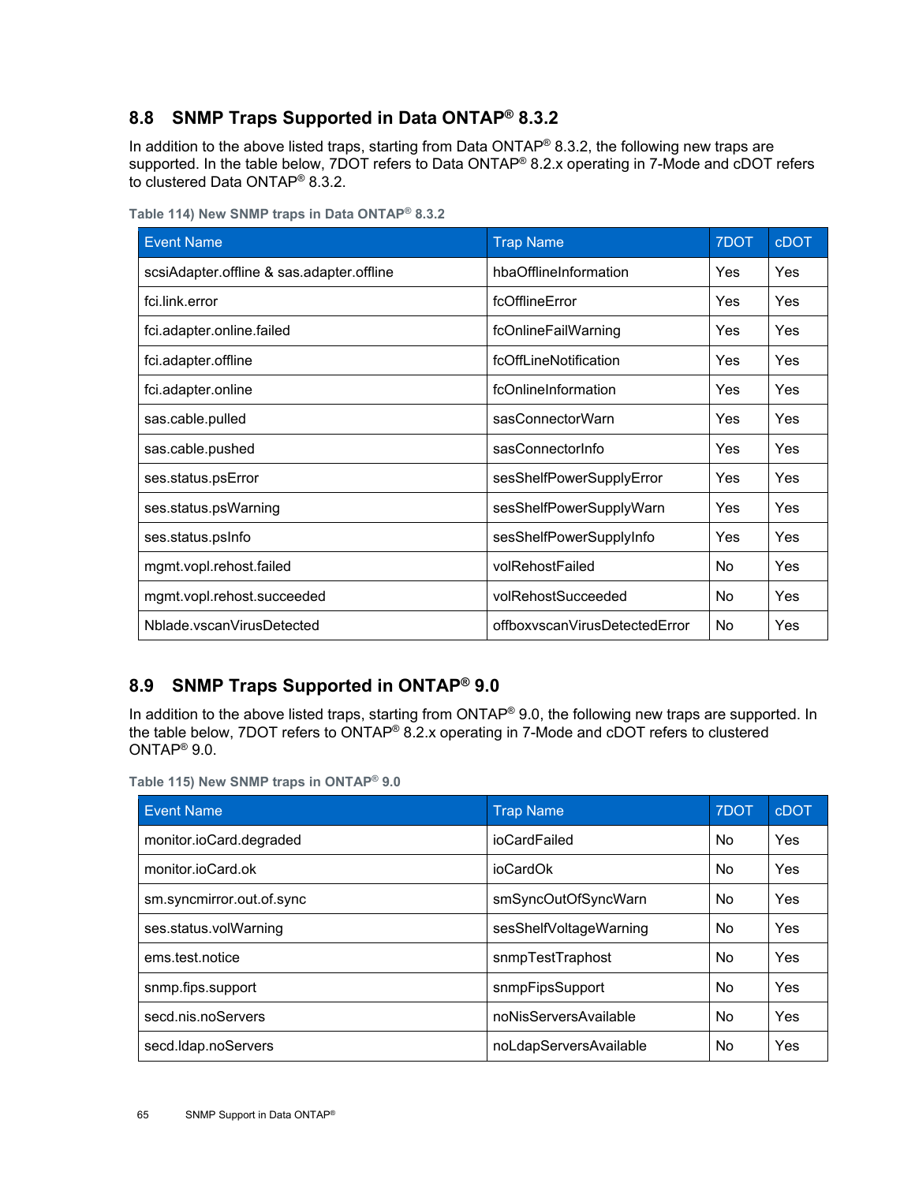## 8.8 SNMP Traps Supported in Data ONTAP® 8.3.2

In addition to the above listed traps, starting from Data ONTAP® 8.3.2, the following new traps are supported. In the table below, 7DOT refers to Data ONTAP® 8.2.x operating in 7-Mode and cDOT refers to clustered Data ONTAP® 8.3.2.

**Table 114) New SNMP traps in Data ONTAP® 8.3.2**

| Event Name | Trap Name | 7DOT | cDOT |
|---|---|---|---|
| scsiAdapter.offline & sas.adapter.offline | hbaOfflineInformation | Yes | Yes |
| fci.link.error | fcOfflineError | Yes | Yes |
| fci.adapter.online.failed | fcOnlineFailWarning | Yes | Yes |
| fci.adapter.offline | fcOffLineNotification | Yes | Yes |
| fci.adapter.online | fcOnlineInformation | Yes | Yes |
| sas.cable.pulled | sasConnectorWarn | Yes | Yes |
| sas.cable.pushed | sasConnectorInfo | Yes | Yes |
| ses.status.psError | sesShelfPowerSupplyError | Yes | Yes |
| ses.status.psWarning | sesShelfPowerSupplyWarn | Yes | Yes |
| ses.status.psInfo | sesShelfPowerSupplyInfo | Yes | Yes |
| mgmt.vopl.rehost.failed | volRehostFailed | No | Yes |
| mgmt.vopl.rehost.succeeded | volRehostSucceeded | No | Yes |
| Nblade.vscanVirusDetected | offboxvscanVirusDetectedError | No | Yes |

## 8.9 SNMP Traps Supported in ONTAP® 9.0

In addition to the above listed traps, starting from ONTAP® 9.0, the following new traps are supported. In the table below, 7DOT refers to ONTAP® 8.2.x operating in 7-Mode and cDOT refers to clustered ONTAP® 9.0.

**Table 115) New SNMP traps in ONTAP® 9.0**

| Event Name | Trap Name | 7DOT | cDOT |
|---|---|---|---|
| monitor.ioCard.degraded | ioCardFailed | No | Yes |
| monitor.ioCard.ok | ioCardOk | No | Yes |
| sm.syncmirror.out.of.sync | smSyncOutOfSyncWarn | No | Yes |
| ses.status.volWarning | sesShelfVoltageWarning | No | Yes |
| ems.test.notice | snmpTestTraphost | No | Yes |
| snmp.fips.support | snmpFipsSupport | No | Yes |
| secd.nis.noServers | noNisServersAvailable | No | Yes |
| secd.ldap.noServers | noLdapServersAvailable | No | Yes |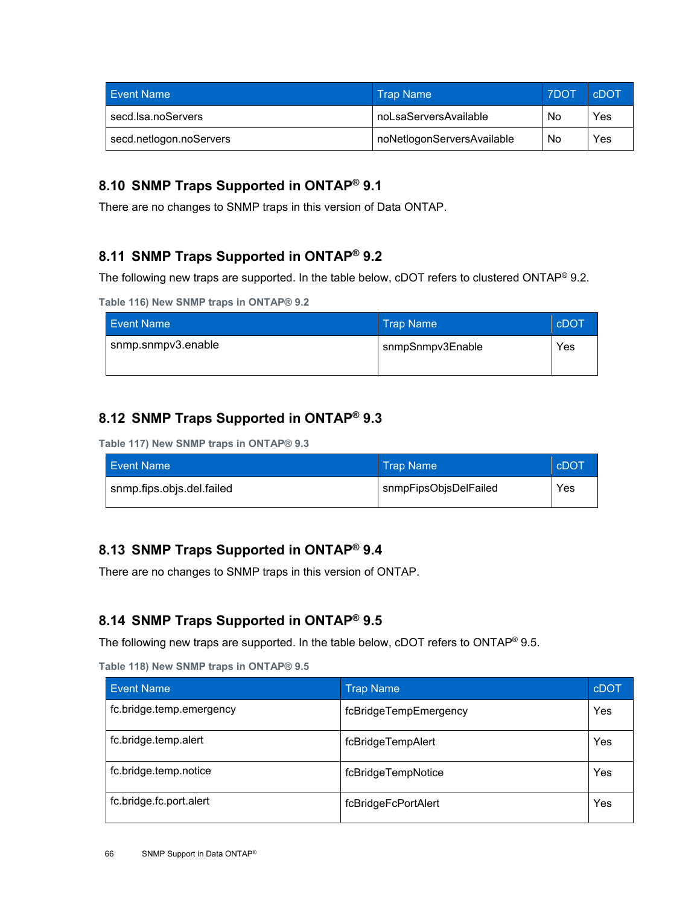| Event Name | Trap Name | 7DOT | cDOT |
| --- | --- | --- | --- |
| secd.lsa.noServers | noLsaServersAvailable | No | Yes |
| secd.netlogon.noServers | noNetlogonServersAvailable | No | Yes |

## 8.10 SNMP Traps Supported in ONTAP® 9.1

There are no changes to SNMP traps in this version of Data ONTAP.

## 8.11 SNMP Traps Supported in ONTAP® 9.2

The following new traps are supported. In the table below, cDOT refers to clustered ONTAP® 9.2.

**Table 116) New SNMP traps in ONTAP® 9.2**

| Event Name | Trap Name | cDOT |
| --- | --- | --- |
| snmp.snmpv3.enable | snmpSnmpv3Enable | Yes |

## 8.12 SNMP Traps Supported in ONTAP® 9.3

**Table 117) New SNMP traps in ONTAP® 9.3**

| Event Name | Trap Name | cDOT |
| --- | --- | --- |
| snmp.fips.objs.del.failed | snmpFipsObjsDelFailed | Yes |

## 8.13 SNMP Traps Supported in ONTAP® 9.4

There are no changes to SNMP traps in this version of ONTAP.

## 8.14 SNMP Traps Supported in ONTAP® 9.5

The following new traps are supported. In the table below, cDOT refers to ONTAP® 9.5.

**Table 118) New SNMP traps in ONTAP® 9.5**

| Event Name | Trap Name | cDOT |
| --- | --- | --- |
| fc.bridge.temp.emergency | fcBridgeTempEmergency | Yes |
| fc.bridge.temp.alert | fcBridgeTempAlert | Yes |
| fc.bridge.temp.notice | fcBridgeTempNotice | Yes |
| fc.bridge.fc.port.alert | fcBridgeFcPortAlert | Yes |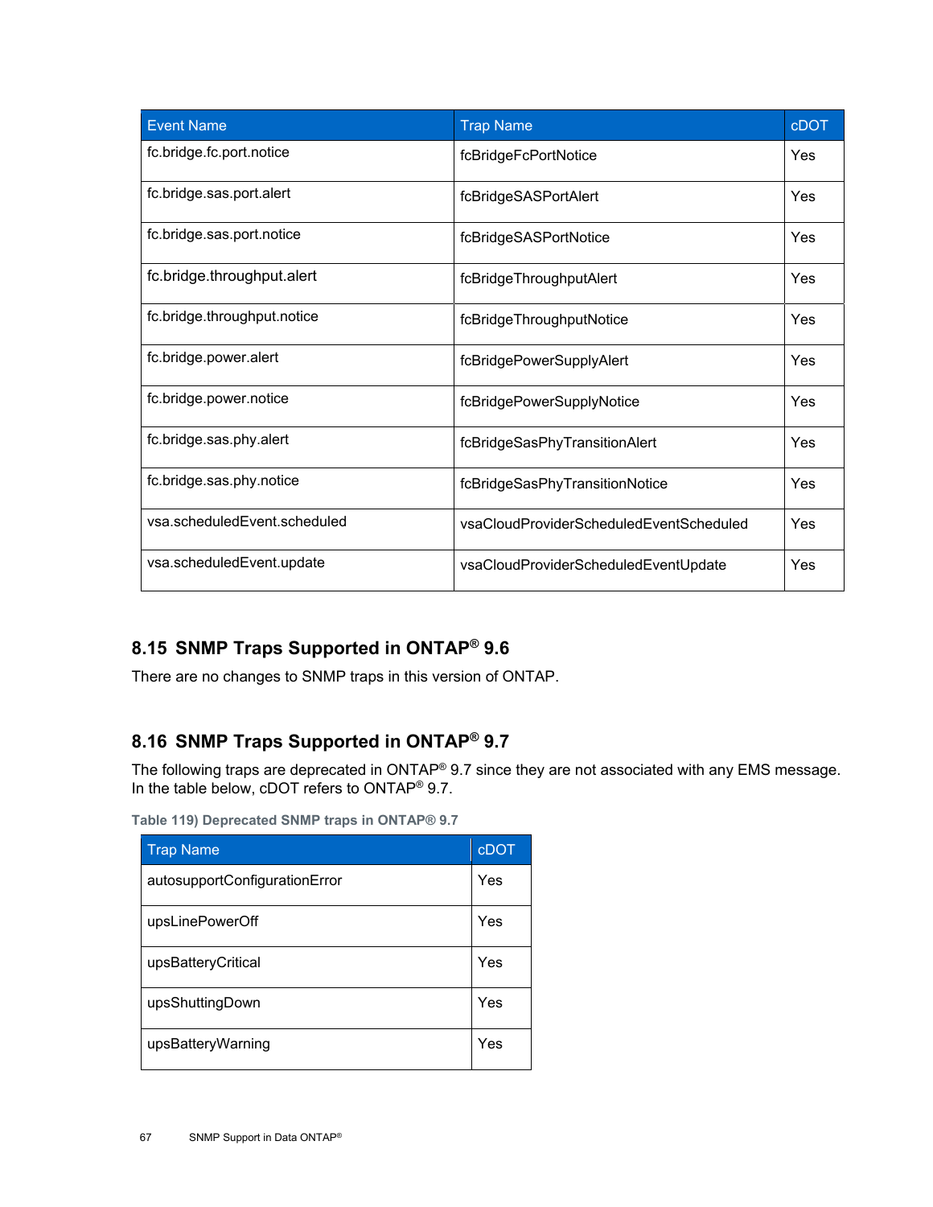| Event Name | Trap Name | cDOT |
| --- | --- | --- |
| fc.bridge.fc.port.notice | fcBridgeFcPortNotice | Yes |
| fc.bridge.sas.port.alert | fcBridgeSASPortAlert | Yes |
| fc.bridge.sas.port.notice | fcBridgeSASPortNotice | Yes |
| fc.bridge.throughput.alert | fcBridgeThroughputAlert | Yes |
| fc.bridge.throughput.notice | fcBridgeThroughputNotice | Yes |
| fc.bridge.power.alert | fcBridgePowerSupplyAlert | Yes |
| fc.bridge.power.notice | fcBridgePowerSupplyNotice | Yes |
| fc.bridge.sas.phy.alert | fcBridgeSasPhyTransitionAlert | Yes |
| fc.bridge.sas.phy.notice | fcBridgeSasPhyTransitionNotice | Yes |
| vsa.scheduledEvent.scheduled | vsaCloudProviderScheduledEventScheduled | Yes |
| vsa.scheduledEvent.update | vsaCloudProviderScheduledEventUpdate | Yes |

## 8.15 SNMP Traps Supported in ONTAP® 9.6

There are no changes to SNMP traps in this version of ONTAP.

## 8.16 SNMP Traps Supported in ONTAP® 9.7

The following traps are deprecated in ONTAP® 9.7 since they are not associated with any EMS message. In the table below, cDOT refers to ONTAP® 9.7.

**Table 119) Deprecated SNMP traps in ONTAP® 9.7**

| Trap Name | cDOT |
| --- | --- |
| autosupportConfigurationError | Yes |
| upsLinePowerOff | Yes |
| upsBatteryCritical | Yes |
| upsShuttingDown | Yes |
| upsBatteryWarning | Yes |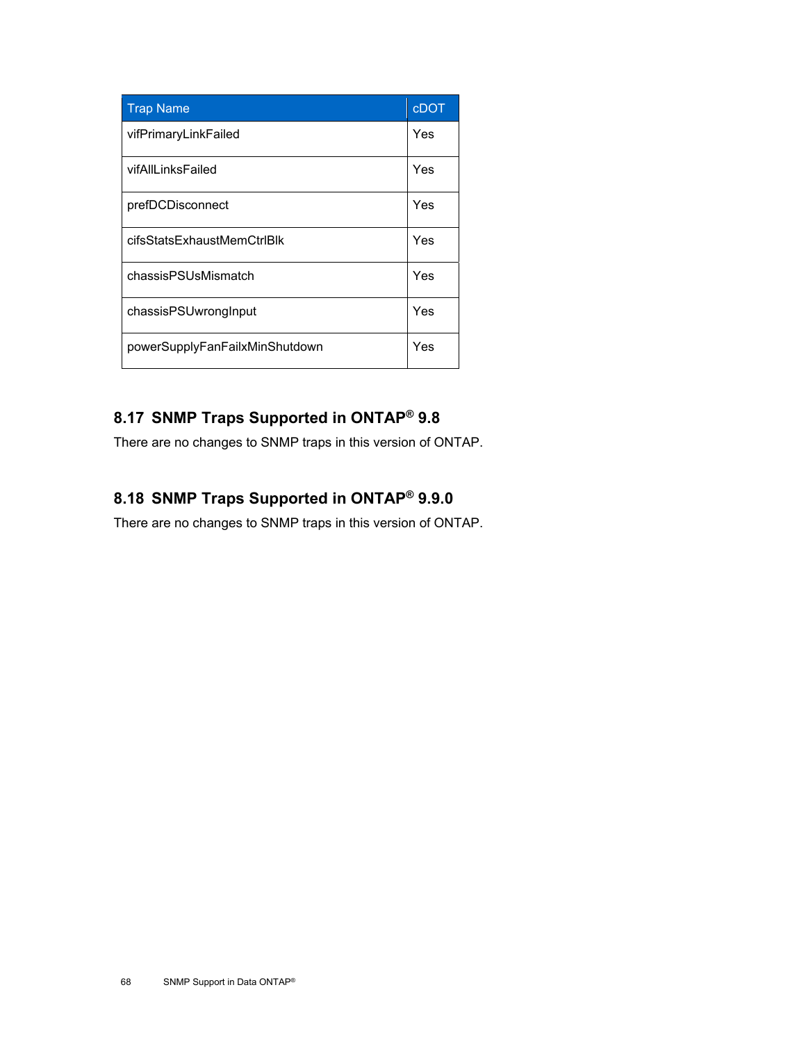| Trap Name | cDOT |
| --- | --- |
| vifPrimaryLinkFailed | Yes |
| vifAllLinksFailed | Yes |
| prefDCDisconnect | Yes |
| cifsStatsExhaustMemCtrlBlk | Yes |
| chassisPSUsMismatch | Yes |
| chassisPSUwrongInput | Yes |
| powerSupplyFanFailxMinShutdown | Yes |

## 8.17 SNMP Traps Supported in ONTAP® 9.8

There are no changes to SNMP traps in this version of ONTAP.

## 8.18 SNMP Traps Supported in ONTAP® 9.9.0

There are no changes to SNMP traps in this version of ONTAP.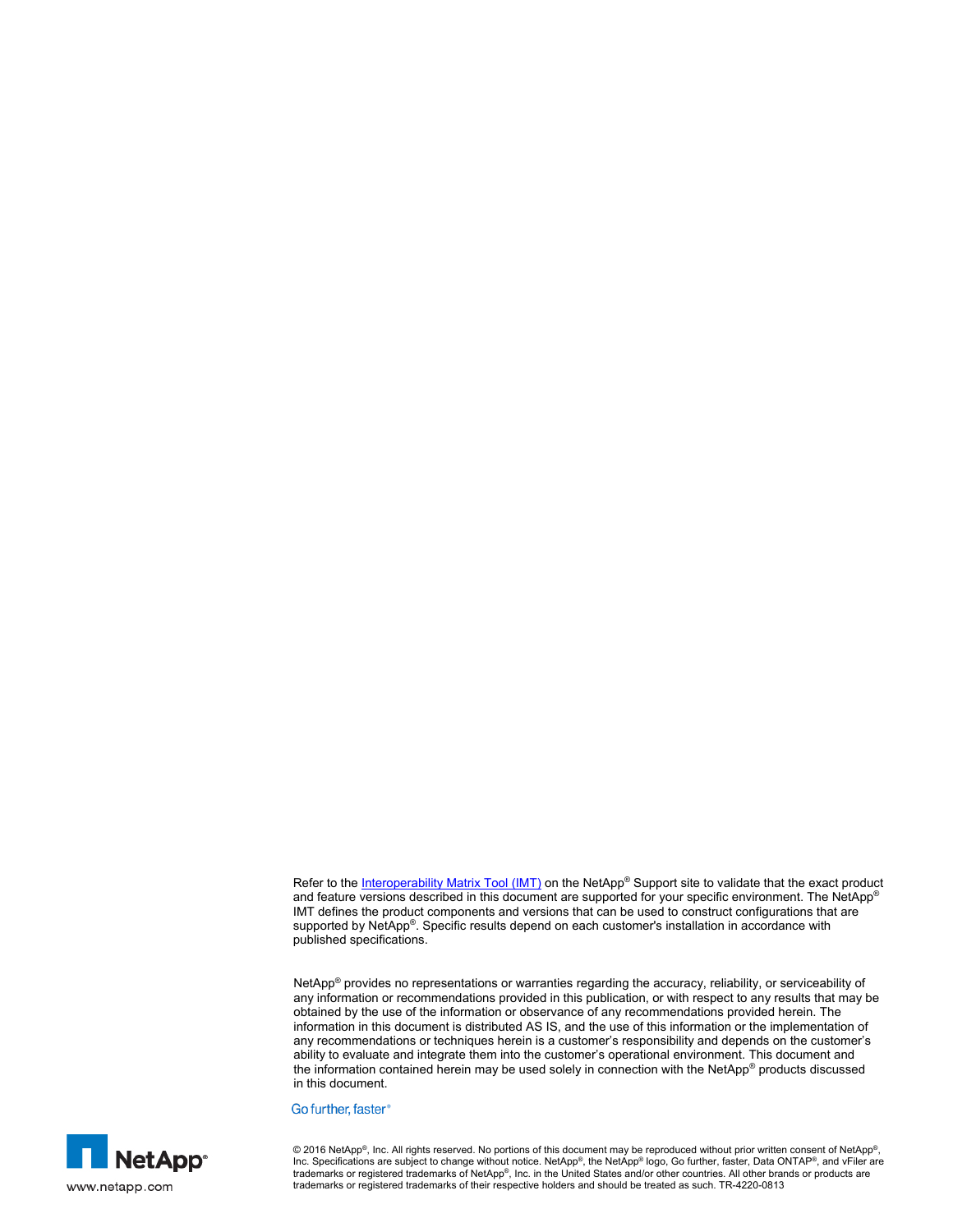Refer to the [Interoperability Matrix Tool (IMT)]() on the NetApp® Support site to validate that the exact product and feature versions described in this document are supported for your specific environment. The NetApp® IMT defines the product components and versions that can be used to construct configurations that are supported by NetApp®. Specific results depend on each customer's installation in accordance with published specifications.

NetApp® provides no representations or warranties regarding the accuracy, reliability, or serviceability of any information or recommendations provided in this publication, or with respect to any results that may be obtained by the use of the information or observance of any recommendations provided herein. The information in this document is distributed AS IS, and the use of this information or the implementation of any recommendations or techniques herein is a customer's responsibility and depends on the customer's ability to evaluate and integrate them into the customer's operational environment. This document and the information contained herein may be used solely in connection with the NetApp® products discussed in this document.

Go further, faster®

NetApp®

www.netapp.com

© 2016 NetApp®, Inc. All rights reserved. No portions of this document may be reproduced without prior written consent of NetApp®, Inc. Specifications are subject to change without notice. NetApp®, the NetApp® logo, Go further, faster, Data ONTAP®, and vFiler are trademarks or registered trademarks of NetApp®, Inc. in the United States and/or other countries. All other brands or products are trademarks or registered trademarks of their respective holders and should be treated as such. TR-4220-0813